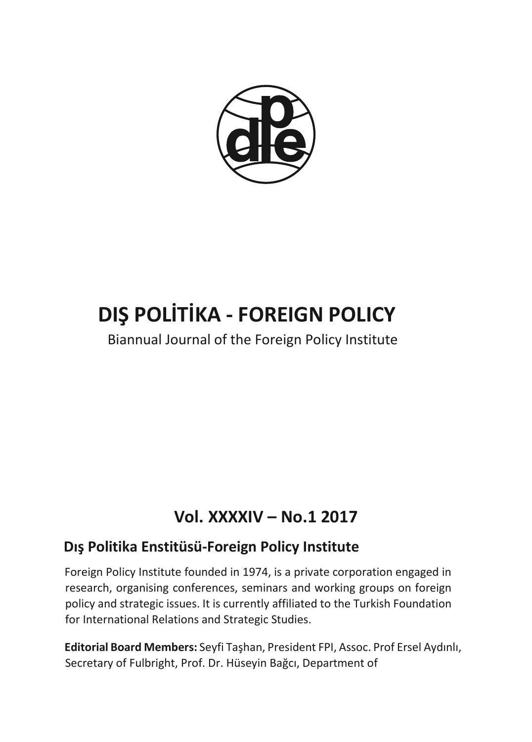# DIŞ POLİTİKA - FOREIGN POLICY

Biannual Journal of the Foreign Policy Institute

## Vol. XXXXIV – No.1 2017

### Dış Politika Enstitüsü-Foreign Policy Institute

Foreign Policy Institute founded in 1974, is a private corporation engaged in research, organising conferences, seminars and working groups on foreign policy and strategic issues. It is currently affiliated to the Turkish Foundation for International Relations and Strategic Studies.

**Editorial Board Members:** Seyfi Taşhan, President FPI, Assoc. Prof Ersel Aydınlı, Secretary of Fulbright, Prof. Dr. Hüseyin Bağcı, Department of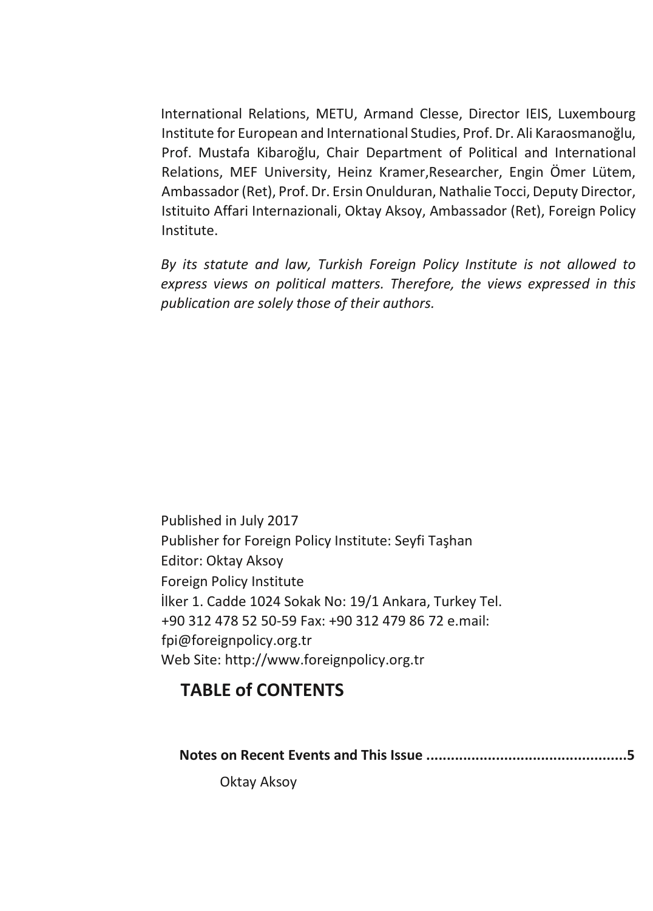International Relations, METU, Armand Clesse, Director IEIS, Luxembourg Institute for European and International Studies, Prof. Dr. Ali Karaosmanoğlu, Prof. Mustafa Kibaroğlu, Chair Department of Political and International Relations, MEF University, Heinz Kramer,Researcher, Engin Ömer Lütem, Ambassador (Ret), Prof. Dr. Ersin Onulduran, Nathalie Tocci, Deputy Director, Istituito Affari Internazionali, Oktay Aksoy, Ambassador (Ret), Foreign Policy Institute.

*By its statute and law, Turkish Foreign Policy Institute is not allowed to express views on political matters. Therefore, the views expressed in this publication are solely those of their authors.*

Published in July 2017
Publisher for Foreign Policy Institute: Seyfi Taşhan
Editor: Oktay Aksoy
Foreign Policy Institute
İlker 1. Cadde 1024 Sokak No: 19/1 Ankara, Turkey Tel. +90 312 478 52 50-59 Fax: +90 312 479 86 72 e.mail: fpi@foreignpolicy.org.tr
Web Site: http://www.foreignpolicy.org.tr

## TABLE of CONTENTS

**Notes on Recent Events and This Issue .................................................5**

Oktay Aksoy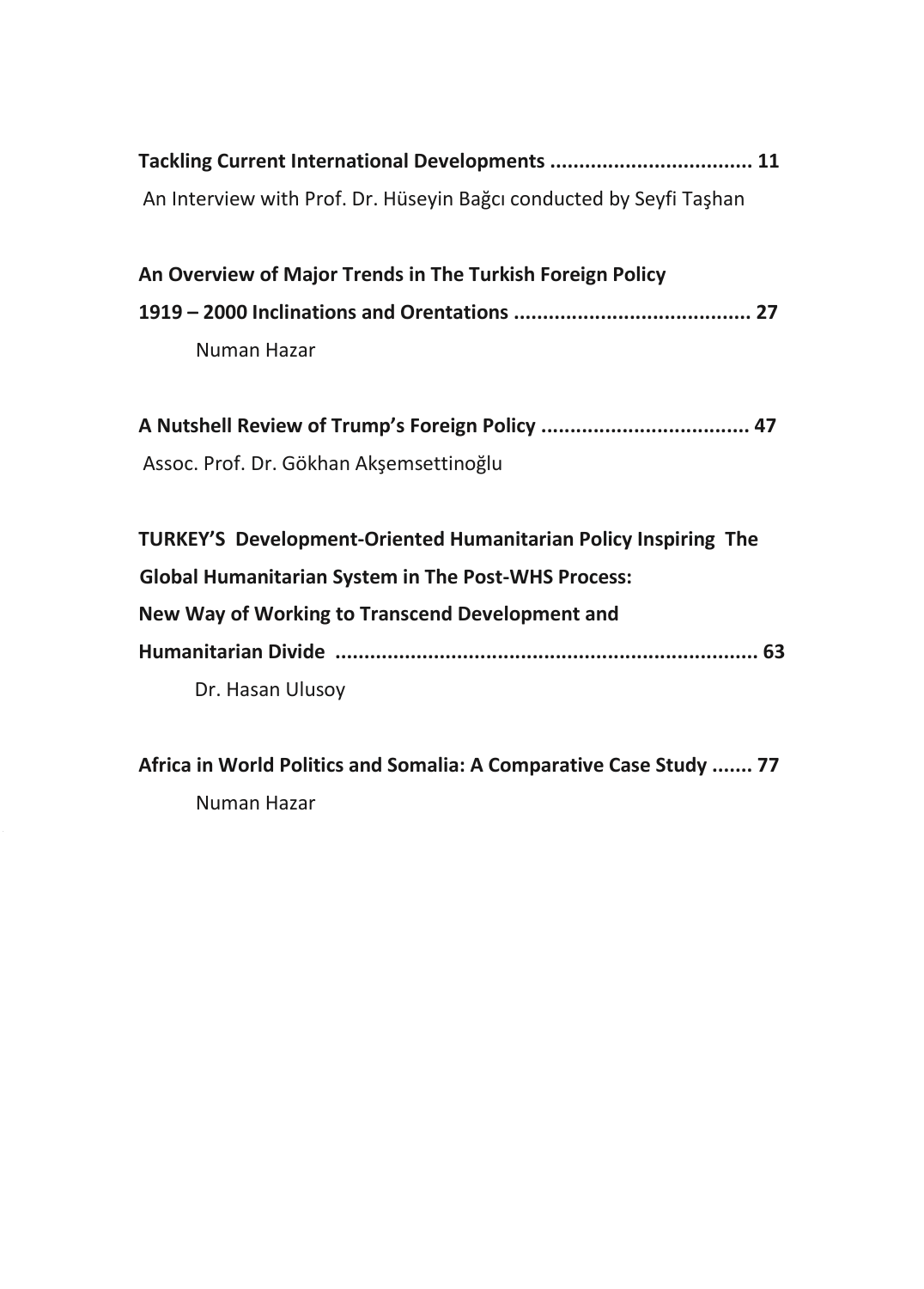**Tackling Current International Developments .................................. 11**

An Interview with Prof. Dr. Hüseyin Bağcı conducted by Seyfi Taşhan

**An Overview of Major Trends in The Turkish Foreign Policy 1919 – 2000 Inclinations and Orentations ........................................ 27**

Numan Hazar

**A Nutshell Review of Trump's Foreign Policy ................................... 47**

Assoc. Prof. Dr. Gökhan Akşemsettinoğlu

**TURKEY'S Development-Oriented Humanitarian Policy Inspiring The Global Humanitarian System in The Post-WHS Process: New Way of Working to Transcend Development and Humanitarian Divide ........................................................................ 63**

Dr. Hasan Ulusoy

**Africa in World Politics and Somalia: A Comparative Case Study ....... 77**

Numan Hazar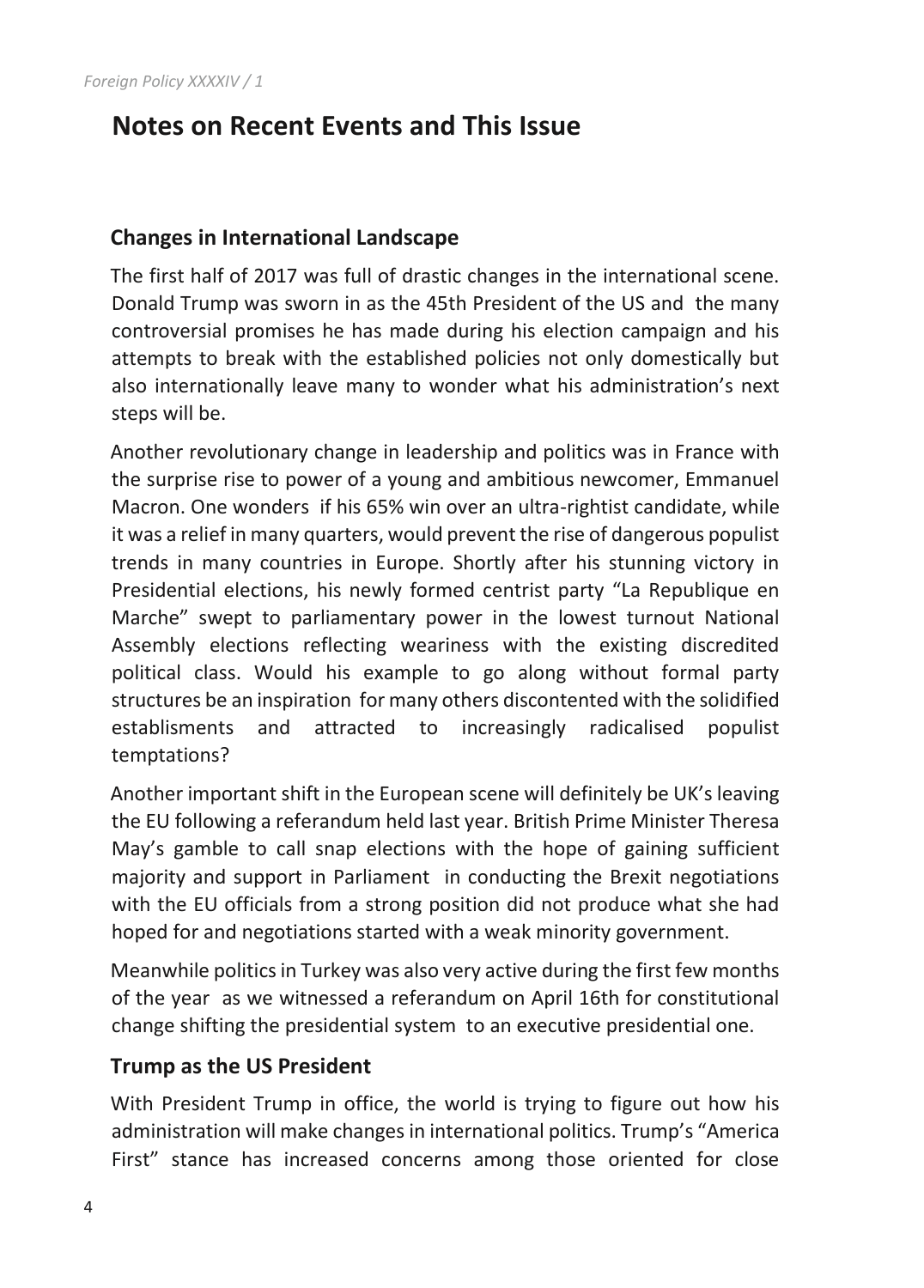# Notes on Recent Events and This Issue

## Changes in International Landscape

The first half of 2017 was full of drastic changes in the international scene. Donald Trump was sworn in as the 45th President of the US and the many controversial promises he has made during his election campaign and his attempts to break with the established policies not only domestically but also internationally leave many to wonder what his administration's next steps will be.

Another revolutionary change in leadership and politics was in France with the surprise rise to power of a young and ambitious newcomer, Emmanuel Macron. One wonders if his 65% win over an ultra-rightist candidate, while it was a relief in many quarters, would prevent the rise of dangerous populist trends in many countries in Europe. Shortly after his stunning victory in Presidential elections, his newly formed centrist party "La Republique en Marche" swept to parliamentary power in the lowest turnout National Assembly elections reflecting weariness with the existing discredited political class. Would his example to go along without formal party structures be an inspiration for many others discontented with the solidified establishments and attracted to increasingly radicalised populist temptations?

Another important shift in the European scene will definitely be UK's leaving the EU following a referandum held last year. British Prime Minister Theresa May's gamble to call snap elections with the hope of gaining sufficient majority and support in Parliament in conducting the Brexit negotiations with the EU officials from a strong position did not produce what she had hoped for and negotiations started with a weak minority government.

Meanwhile politics in Turkey was also very active during the first few months of the year as we witnessed a referandum on April 16th for constitutional change shifting the presidential system to an executive presidential one.

## Trump as the US President

With President Trump in office, the world is trying to figure out how his administration will make changes in international politics. Trump's "America First" stance has increased concerns among those oriented for close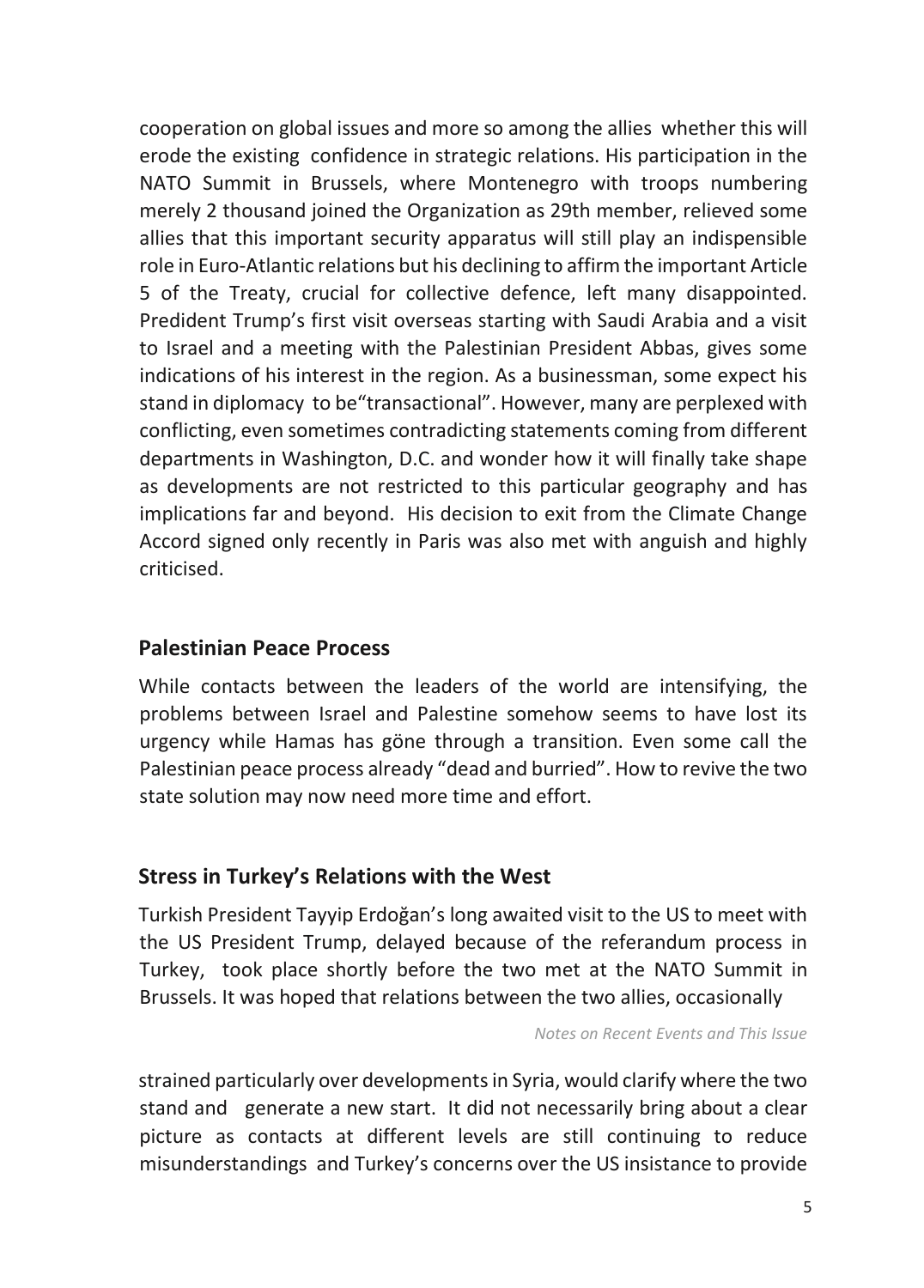cooperation on global issues and more so among the allies whether this will erode the existing confidence in strategic relations. His participation in the NATO Summit in Brussels, where Montenegro with troops numbering merely 2 thousand joined the Organization as 29th member, relieved some allies that this important security apparatus will still play an indispensible role in Euro-Atlantic relations but his declining to affirm the important Article 5 of the Treaty, crucial for collective defence, left many disappointed. Predident Trump's first visit overseas starting with Saudi Arabia and a visit to Israel and a meeting with the Palestinian President Abbas, gives some indications of his interest in the region. As a businessman, some expect his stand in diplomacy to be"transactional". However, many are perplexed with conflicting, even sometimes contradicting statements coming from different departments in Washington, D.C. and wonder how it will finally take shape as developments are not restricted to this particular geography and has implications far and beyond. His decision to exit from the Climate Change Accord signed only recently in Paris was also met with anguish and highly criticised.

## Palestinian Peace Process

While contacts between the leaders of the world are intensifying, the problems between Israel and Palestine somehow seems to have lost its urgency while Hamas has göne through a transition. Even some call the Palestinian peace process already "dead and burried". How to revive the two state solution may now need more time and effort.

## Stress in Turkey's Relations with the West

Turkish President Tayyip Erdoğan's long awaited visit to the US to meet with the US President Trump, delayed because of the referandum process in Turkey, took place shortly before the two met at the NATO Summit in Brussels. It was hoped that relations between the two allies, occasionally strained particularly over developments in Syria, would clarify where the two stand and generate a new start. It did not necessarily bring about a clear picture as contacts at different levels are still continuing to reduce misunderstandings and Turkey's concerns over the US insistance to provide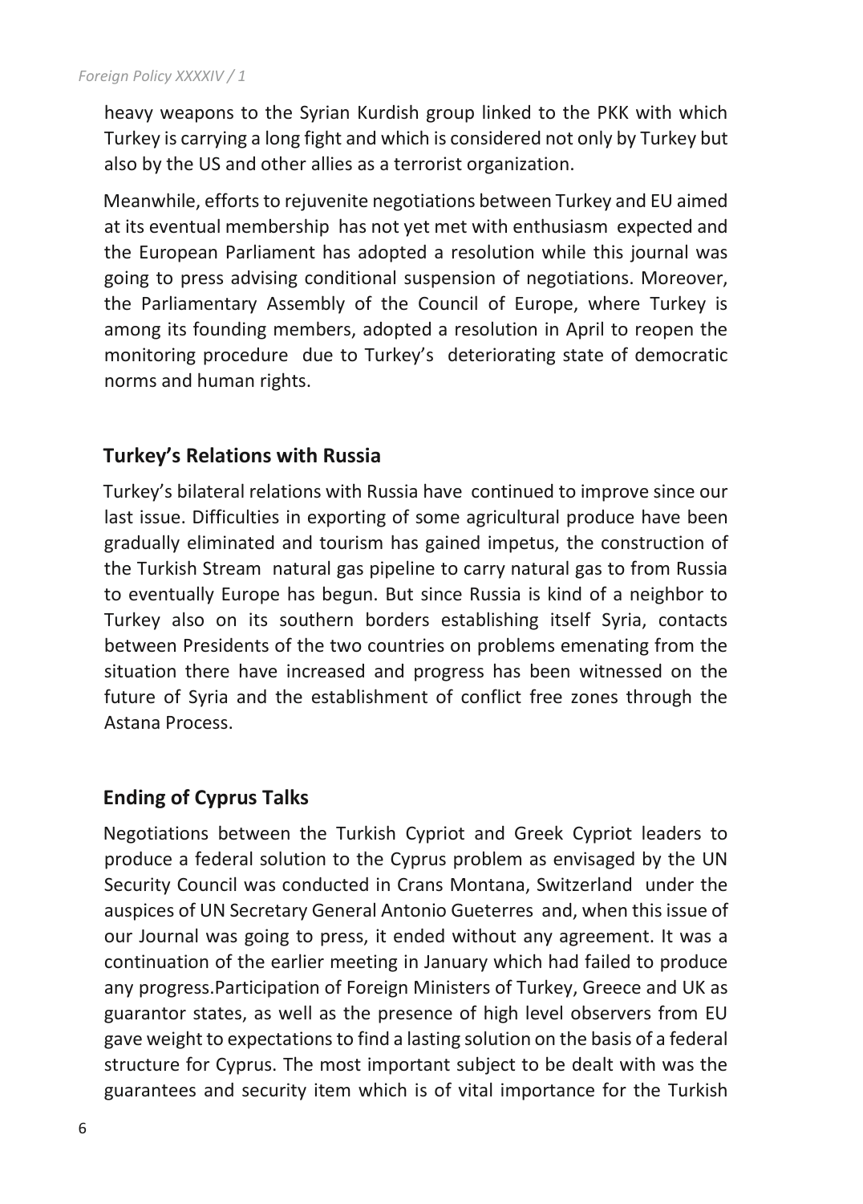heavy weapons to the Syrian Kurdish group linked to the PKK with which Turkey is carrying a long fight and which is considered not only by Turkey but also by the US and other allies as a terrorist organization.

Meanwhile, efforts to rejuvenite negotiations between Turkey and EU aimed at its eventual membership has not yet met with enthusiasm expected and the European Parliament has adopted a resolution while this journal was going to press advising conditional suspension of negotiations. Moreover, the Parliamentary Assembly of the Council of Europe, where Turkey is among its founding members, adopted a resolution in April to reopen the monitoring procedure due to Turkey's deteriorating state of democratic norms and human rights.

## Turkey's Relations with Russia

Turkey's bilateral relations with Russia have continued to improve since our last issue. Difficulties in exporting of some agricultural produce have been gradually eliminated and tourism has gained impetus, the construction of the Turkish Stream natural gas pipeline to carry natural gas to from Russia to eventually Europe has begun. But since Russia is kind of a neighbor to Turkey also on its southern borders establishing itself Syria, contacts between Presidents of the two countries on problems emenating from the situation there have increased and progress has been witnessed on the future of Syria and the establishment of conflict free zones through the Astana Process.

## Ending of Cyprus Talks

Negotiations between the Turkish Cypriot and Greek Cypriot leaders to produce a federal solution to the Cyprus problem as envisaged by the UN Security Council was conducted in Crans Montana, Switzerland under the auspices of UN Secretary General Antonio Gueterres and, when this issue of our Journal was going to press, it ended without any agreement. It was a continuation of the earlier meeting in January which had failed to produce any progress.Participation of Foreign Ministers of Turkey, Greece and UK as guarantor states, as well as the presence of high level observers from EU gave weight to expectations to find a lasting solution on the basis of a federal structure for Cyprus. The most important subject to be dealt with was the guarantees and security item which is of vital importance for the Turkish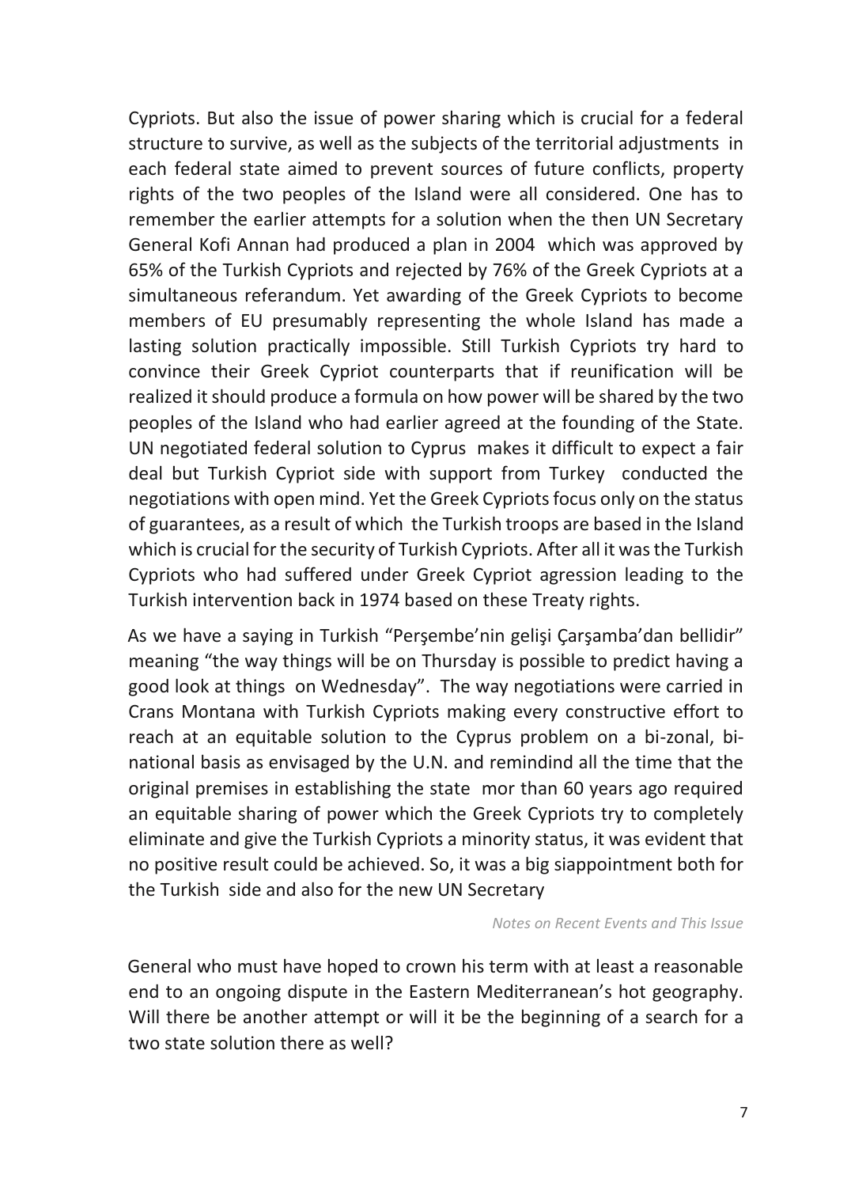Cypriots. But also the issue of power sharing which is crucial for a federal structure to survive, as well as the subjects of the territorial adjustments in each federal state aimed to prevent sources of future conflicts, property rights of the two peoples of the Island were all considered. One has to remember the earlier attempts for a solution when the then UN Secretary General Kofi Annan had produced a plan in 2004 which was approved by 65% of the Turkish Cypriots and rejected by 76% of the Greek Cypriots at a simultaneous referandum. Yet awarding of the Greek Cypriots to become members of EU presumably representing the whole Island has made a lasting solution practically impossible. Still Turkish Cypriots try hard to convince their Greek Cypriot counterparts that if reunification will be realized it should produce a formula on how power will be shared by the two peoples of the Island who had earlier agreed at the founding of the State. UN negotiated federal solution to Cyprus makes it difficult to expect a fair deal but Turkish Cypriot side with support from Turkey conducted the negotiations with open mind. Yet the Greek Cypriots focus only on the status of guarantees, as a result of which the Turkish troops are based in the Island which is crucial for the security of Turkish Cypriots. After all it was the Turkish Cypriots who had suffered under Greek Cypriot agression leading to the Turkish intervention back in 1974 based on these Treaty rights.

As we have a saying in Turkish "Perşembe'nin gelişi Çarşamba'dan bellidir" meaning "the way things will be on Thursday is possible to predict having a good look at things on Wednesday". The way negotiations were carried in Crans Montana with Turkish Cypriots making every constructive effort to reach at an equitable solution to the Cyprus problem on a bi-zonal, bi-national basis as envisaged by the U.N. and remindind all the time that the original premises in establishing the state mor than 60 years ago required an equitable sharing of power which the Greek Cypriots try to completely eliminate and give the Turkish Cypriots a minority status, it was evident that no positive result could be achieved. So, it was a big siappointment both for the Turkish side and also for the new UN Secretary General who must have hoped to crown his term with at least a reasonable end to an ongoing dispute in the Eastern Mediterranean's hot geography. Will there be another attempt or will it be the beginning of a search for a two state solution there as well?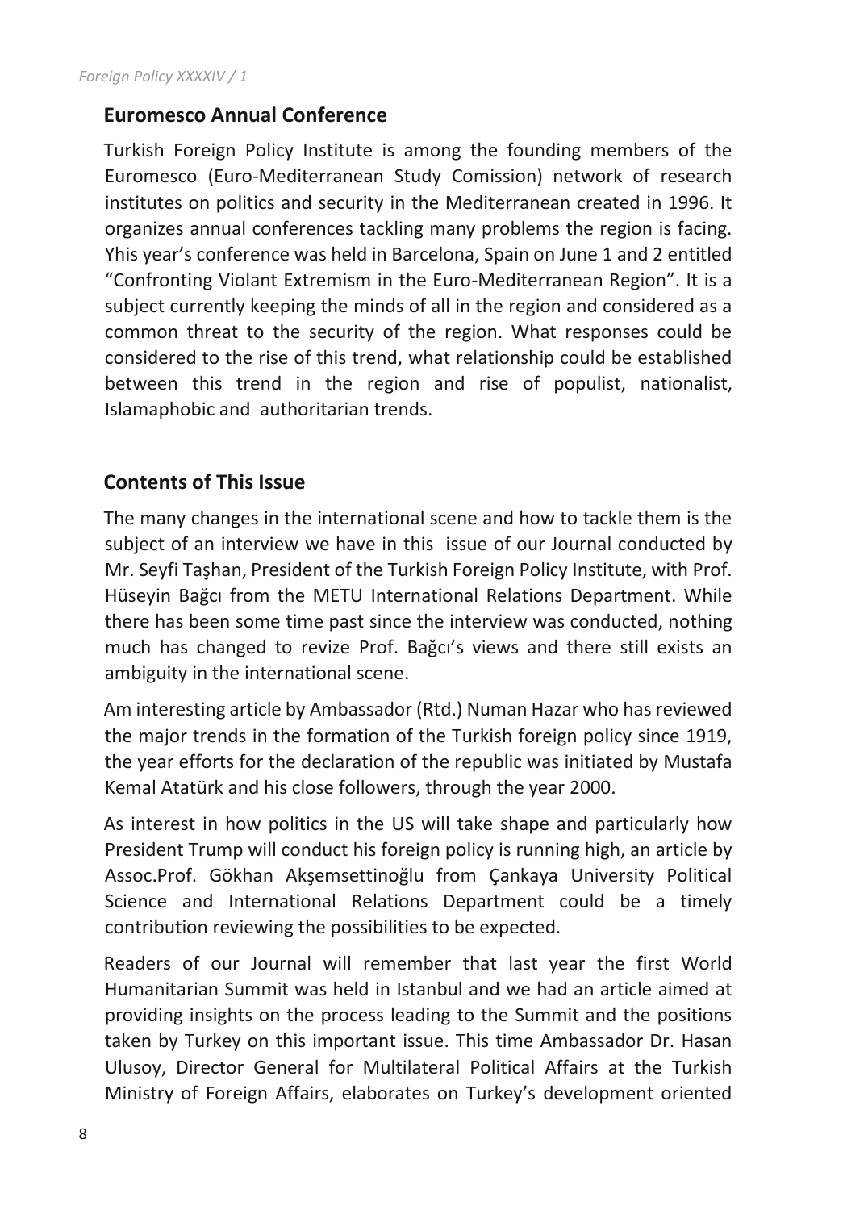## Euromesco Annual Conference

Turkish Foreign Policy Institute is among the founding members of the Euromesco (Euro-Mediterranean Study Comission) network of research institutes on politics and security in the Mediterranean created in 1996. It organizes annual conferences tackling many problems the region is facing. Yhis year's conference was held in Barcelona, Spain on June 1 and 2 entitled "Confronting Violant Extremism in the Euro-Mediterranean Region". It is a subject currently keeping the minds of all in the region and considered as a common threat to the security of the region. What responses could be considered to the rise of this trend, what relationship could be established between this trend in the region and rise of populist, nationalist, Islamaphobic and authoritarian trends.

## Contents of This Issue

The many changes in the international scene and how to tackle them is the subject of an interview we have in this issue of our Journal conducted by Mr. Seyfi Taşhan, President of the Turkish Foreign Policy Institute, with Prof. Hüseyin Bağcı from the METU International Relations Department. While there has been some time past since the interview was conducted, nothing much has changed to revize Prof. Bağcı's views and there still exists an ambiguity in the international scene.

Am interesting article by Ambassador (Rtd.) Numan Hazar who has reviewed the major trends in the formation of the Turkish foreign policy since 1919, the year efforts for the declaration of the republic was initiated by Mustafa Kemal Atatürk and his close followers, through the year 2000.

As interest in how politics in the US will take shape and particularly how President Trump will conduct his foreign policy is running high, an article by Assoc.Prof. Gökhan Akşemsettinoğlu from Çankaya University Political Science and International Relations Department could be a timely contribution reviewing the possibilities to be expected.

Readers of our Journal will remember that last year the first World Humanitarian Summit was held in Istanbul and we had an article aimed at providing insights on the process leading to the Summit and the positions taken by Turkey on this important issue. This time Ambassador Dr. Hasan Ulusoy, Director General for Multilateral Political Affairs at the Turkish Ministry of Foreign Affairs, elaborates on Turkey's development oriented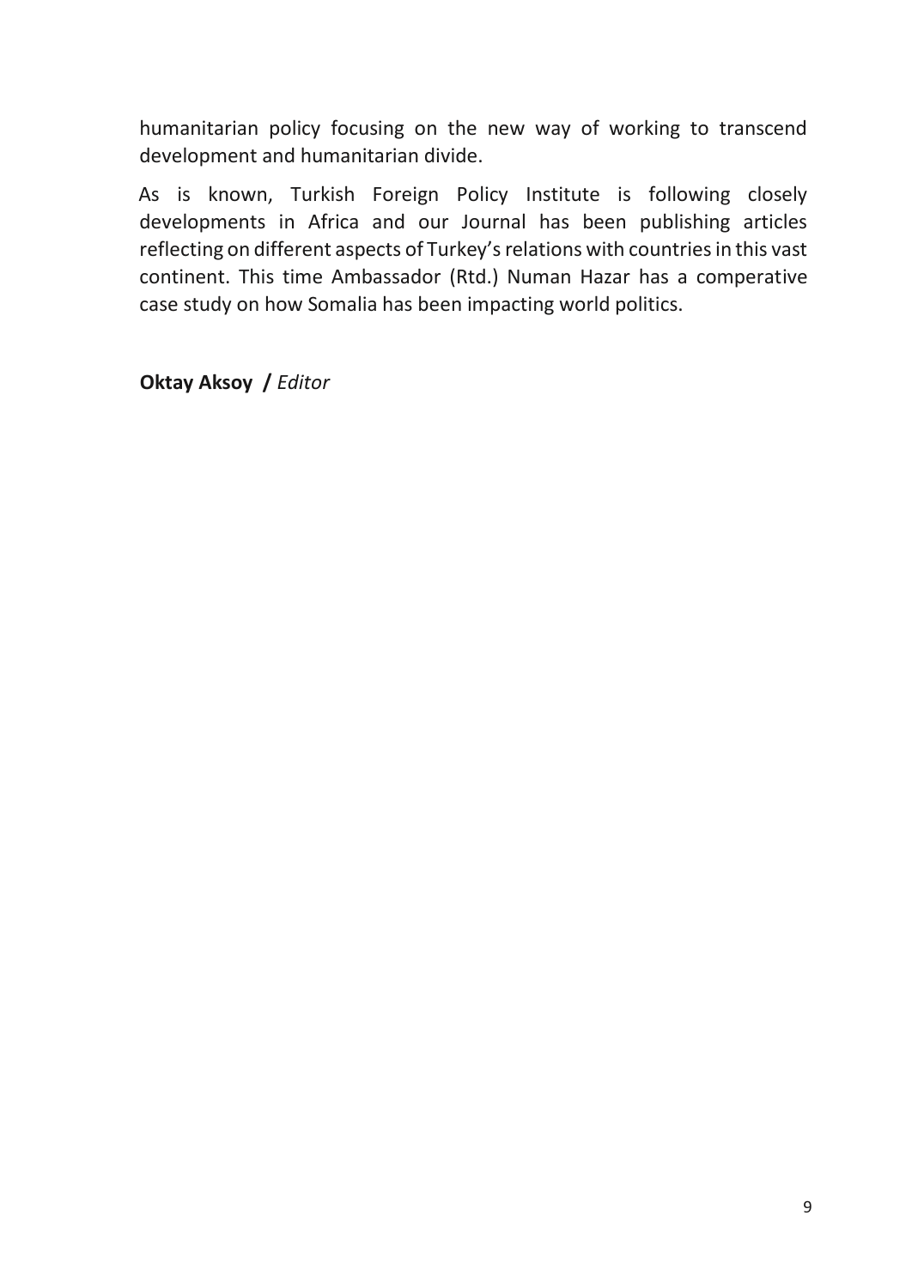humanitarian policy focusing on the new way of working to transcend development and humanitarian divide.

As is known, Turkish Foreign Policy Institute is following closely developments in Africa and our Journal has been publishing articles reflecting on different aspects of Turkey's relations with countries in this vast continent. This time Ambassador (Rtd.) Numan Hazar has a comperative case study on how Somalia has been impacting world politics.

**Oktay Aksoy /** *Editor*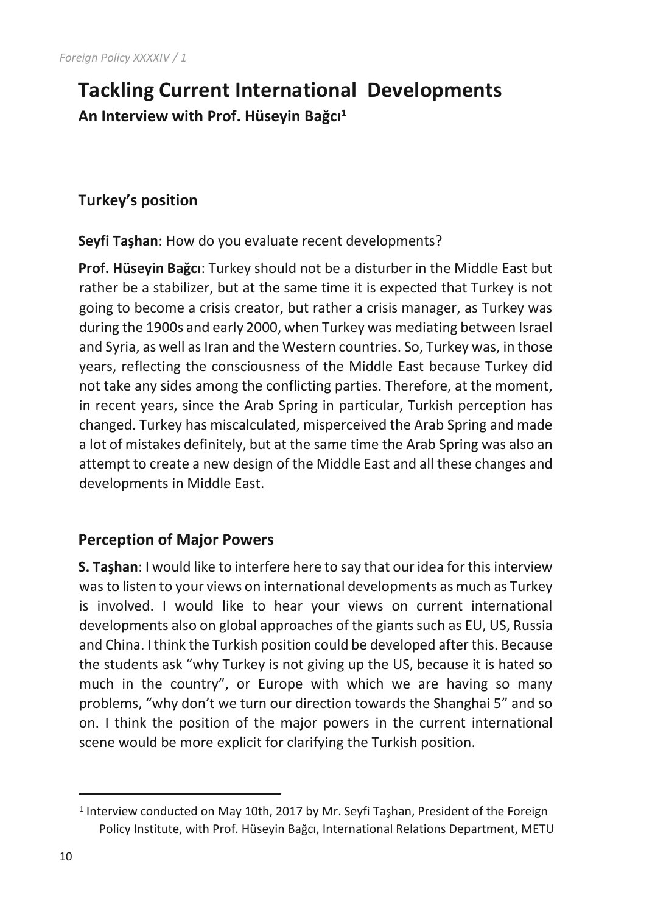# Tackling Current International Developments

**An Interview with Prof. Hüseyin Bağcı[1]**

## Turkey's position

**Seyfi Taşhan**: How do you evaluate recent developments?

**Prof. Hüseyin Bağcı**: Turkey should not be a disturber in the Middle East but rather be a stabilizer, but at the same time it is expected that Turkey is not going to become a crisis creator, but rather a crisis manager, as Turkey was during the 1900s and early 2000, when Turkey was mediating between Israel and Syria, as well as Iran and the Western countries. So, Turkey was, in those years, reflecting the consciousness of the Middle East because Turkey did not take any sides among the conflicting parties. Therefore, at the moment, in recent years, since the Arab Spring in particular, Turkish perception has changed. Turkey has miscalculated, misperceived the Arab Spring and made a lot of mistakes definitely, but at the same time the Arab Spring was also an attempt to create a new design of the Middle East and all these changes and developments in Middle East.

## Perception of Major Powers

**S. Taşhan**: I would like to interfere here to say that our idea for this interview was to listen to your views on international developments as much as Turkey is involved. I would like to hear your views on current international developments also on global approaches of the giants such as EU, US, Russia and China. I think the Turkish position could be developed after this. Because the students ask "why Turkey is not giving up the US, because it is hated so much in the country", or Europe with which we are having so many problems, "why don't we turn our direction towards the Shanghai 5" and so on. I think the position of the major powers in the current international scene would be more explicit for clarifying the Turkish position.

---

[1] Interview conducted on May 10th, 2017 by Mr. Seyfi Taşhan, President of the Foreign Policy Institute, with Prof. Hüseyin Bağcı, International Relations Department, METU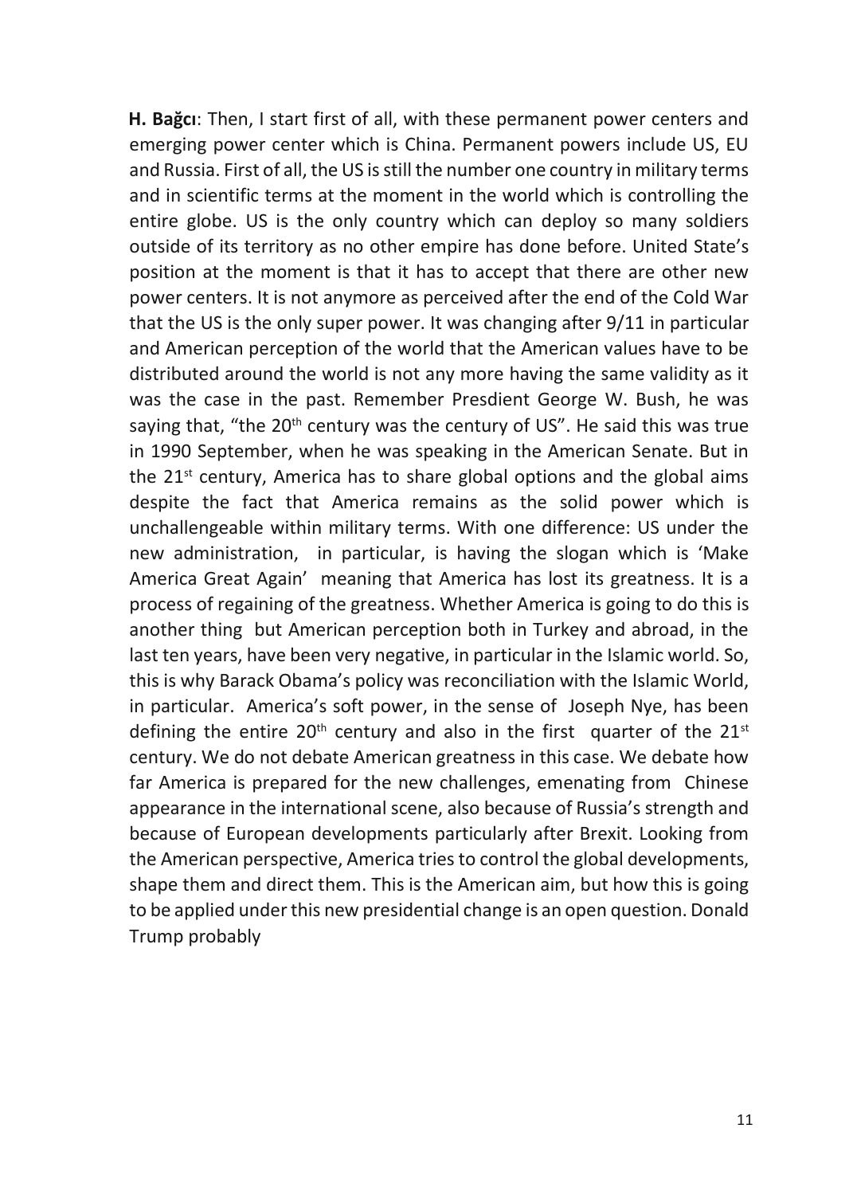**H. Bağcı**: Then, I start first of all, with these permanent power centers and emerging power center which is China. Permanent powers include US, EU and Russia. First of all, the US is still the number one country in military terms and in scientific terms at the moment in the world which is controlling the entire globe. US is the only country which can deploy so many soldiers outside of its territory as no other empire has done before. United State's position at the moment is that it has to accept that there are other new power centers. It is not anymore as perceived after the end of the Cold War that the US is the only super power. It was changing after 9/11 in particular and American perception of the world that the American values have to be distributed around the world is not any more having the same validity as it was the case in the past. Remember Presdient George W. Bush, he was saying that, "the 20th century was the century of US". He said this was true in 1990 September, when he was speaking in the American Senate. But in the 21st century, America has to share global options and the global aims despite the fact that America remains as the solid power which is unchallengeable within military terms. With one difference: US under the new administration, in particular, is having the slogan which is 'Make America Great Again' meaning that America has lost its greatness. It is a process of regaining of the greatness. Whether America is going to do this is another thing but American perception both in Turkey and abroad, in the last ten years, have been very negative, in particular in the Islamic world. So, this is why Barack Obama's policy was reconciliation with the Islamic World, in particular. America's soft power, in the sense of Joseph Nye, has been defining the entire 20th century and also in the first quarter of the 21st century. We do not debate American greatness in this case. We debate how far America is prepared for the new challenges, emenating from Chinese appearance in the international scene, also because of Russia's strength and because of European developments particularly after Brexit. Looking from the American perspective, America tries to control the global developments, shape them and direct them. This is the American aim, but how this is going to be applied under this new presidential change is an open question. Donald Trump probably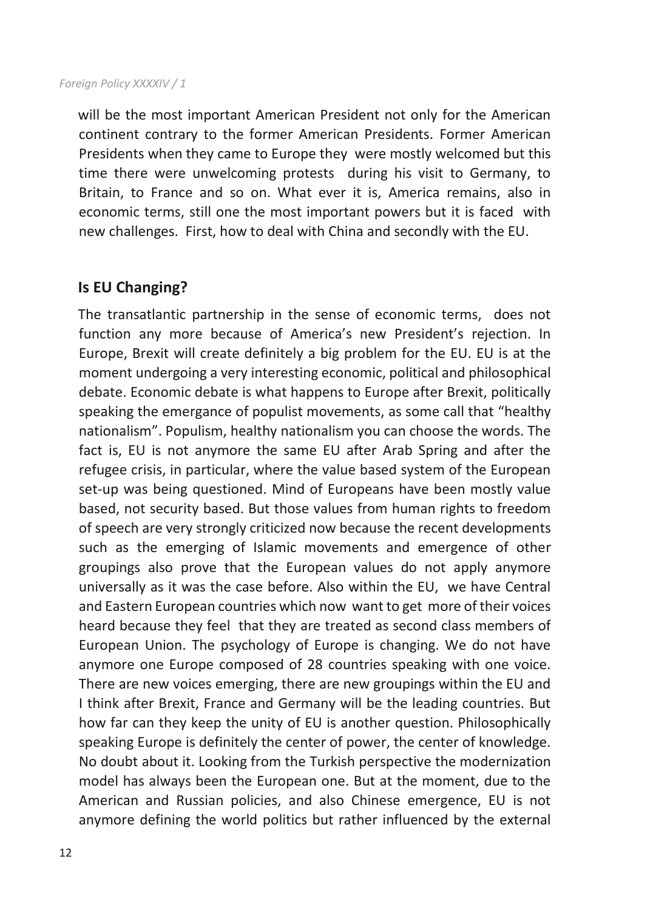will be the most important American President not only for the American continent contrary to the former American Presidents. Former American Presidents when they came to Europe they were mostly welcomed but this time there were unwelcoming protests during his visit to Germany, to Britain, to France and so on. What ever it is, America remains, also in economic terms, still one the most important powers but it is faced with new challenges. First, how to deal with China and secondly with the EU.

## Is EU Changing?

The transatlantic partnership in the sense of economic terms, does not function any more because of America's new President's rejection. In Europe, Brexit will create definitely a big problem for the EU. EU is at the moment undergoing a very interesting economic, political and philosophical debate. Economic debate is what happens to Europe after Brexit, politically speaking the emergance of populist movements, as some call that "healthy nationalism". Populism, healthy nationalism you can choose the words. The fact is, EU is not anymore the same EU after Arab Spring and after the refugee crisis, in particular, where the value based system of the European set-up was being questioned. Mind of Europeans have been mostly value based, not security based. But those values from human rights to freedom of speech are very strongly criticized now because the recent developments such as the emerging of Islamic movements and emergence of other groupings also prove that the European values do not apply anymore universally as it was the case before. Also within the EU, we have Central and Eastern European countries which now want to get more of their voices heard because they feel that they are treated as second class members of European Union. The psychology of Europe is changing. We do not have anymore one Europe composed of 28 countries speaking with one voice. There are new voices emerging, there are new groupings within the EU and I think after Brexit, France and Germany will be the leading countries. But how far can they keep the unity of EU is another question. Philosophically speaking Europe is definitely the center of power, the center of knowledge. No doubt about it. Looking from the Turkish perspective the modernization model has always been the European one. But at the moment, due to the American and Russian policies, and also Chinese emergence, EU is not anymore defining the world politics but rather influenced by the external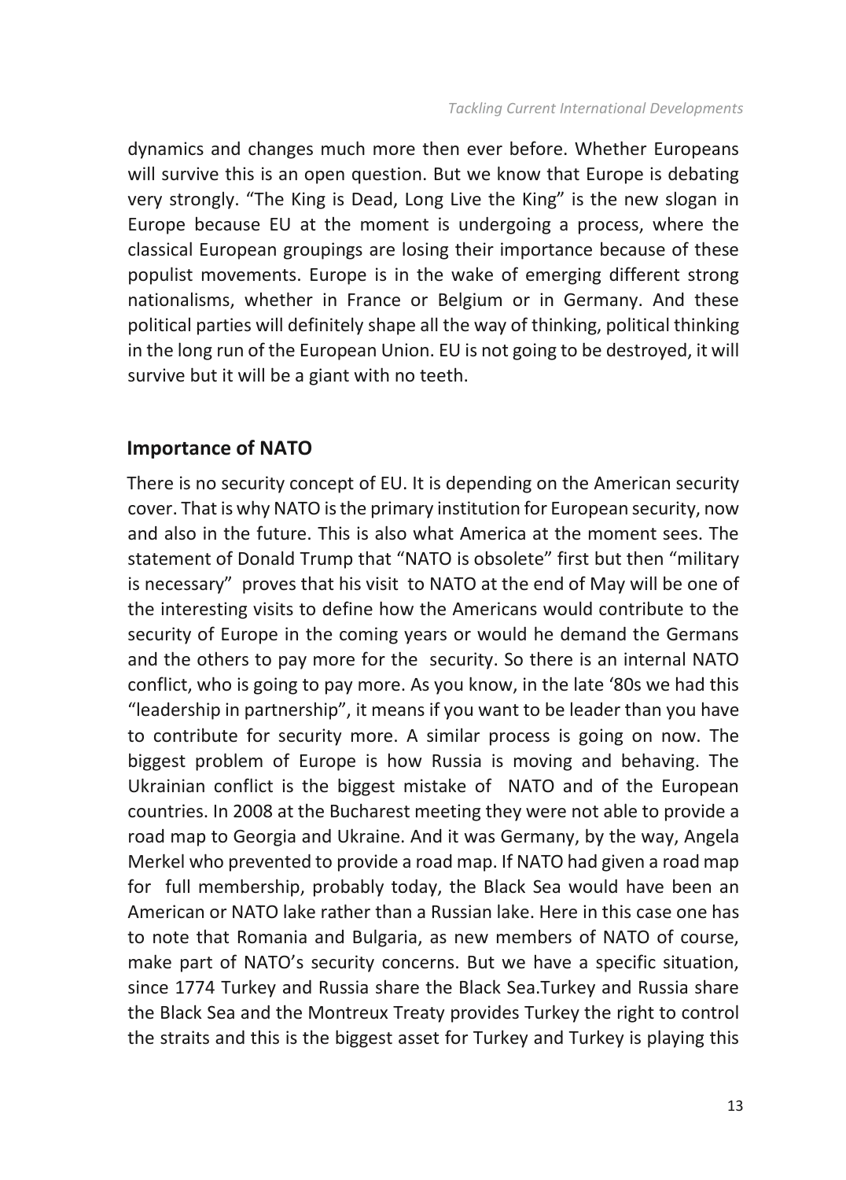dynamics and changes much more then ever before. Whether Europeans will survive this is an open question. But we know that Europe is debating very strongly. "The King is Dead, Long Live the King" is the new slogan in Europe because EU at the moment is undergoing a process, where the classical European groupings are losing their importance because of these populist movements. Europe is in the wake of emerging different strong nationalisms, whether in France or Belgium or in Germany. And these political parties will definitely shape all the way of thinking, political thinking in the long run of the European Union. EU is not going to be destroyed, it will survive but it will be a giant with no teeth.

## Importance of NATO

There is no security concept of EU. It is depending on the American security cover. That is why NATO is the primary institution for European security, now and also in the future. This is also what America at the moment sees. The statement of Donald Trump that "NATO is obsolete" first but then "military is necessary" proves that his visit to NATO at the end of May will be one of the interesting visits to define how the Americans would contribute to the security of Europe in the coming years or would he demand the Germans and the others to pay more for the security. So there is an internal NATO conflict, who is going to pay more. As you know, in the late '80s we had this "leadership in partnership", it means if you want to be leader than you have to contribute for security more. A similar process is going on now. The biggest problem of Europe is how Russia is moving and behaving. The Ukrainian conflict is the biggest mistake of NATO and of the European countries. In 2008 at the Bucharest meeting they were not able to provide a road map to Georgia and Ukraine. And it was Germany, by the way, Angela Merkel who prevented to provide a road map. If NATO had given a road map for full membership, probably today, the Black Sea would have been an American or NATO lake rather than a Russian lake. Here in this case one has to note that Romania and Bulgaria, as new members of NATO of course, make part of NATO's security concerns. But we have a specific situation, since 1774 Turkey and Russia share the Black Sea.Turkey and Russia share the Black Sea and the Montreux Treaty provides Turkey the right to control the straits and this is the biggest asset for Turkey and Turkey is playing this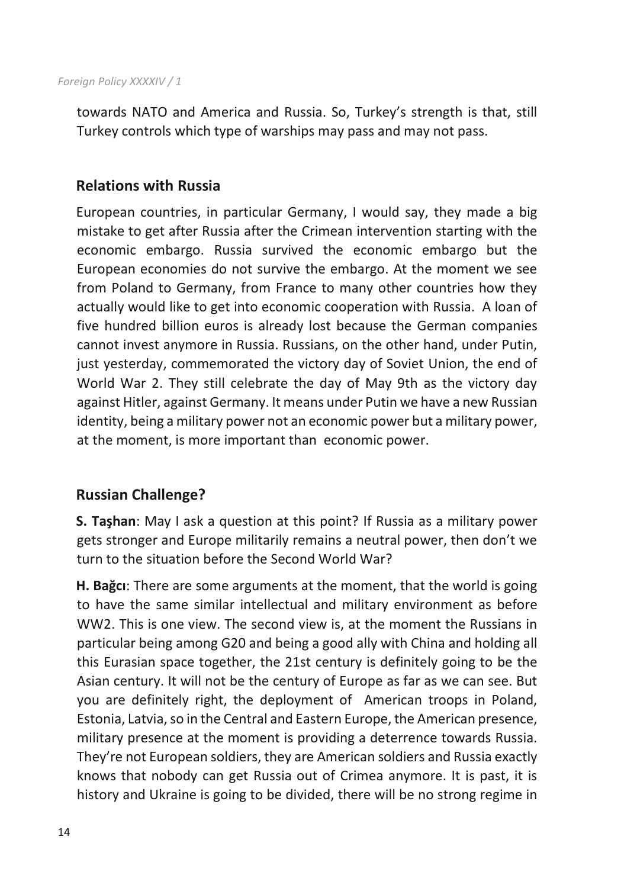towards NATO and America and Russia. So, Turkey's strength is that, still Turkey controls which type of warships may pass and may not pass.

## Relations with Russia

European countries, in particular Germany, I would say, they made a big mistake to get after Russia after the Crimean intervention starting with the economic embargo. Russia survived the economic embargo but the European economies do not survive the embargo. At the moment we see from Poland to Germany, from France to many other countries how they actually would like to get into economic cooperation with Russia. A loan of five hundred billion euros is already lost because the German companies cannot invest anymore in Russia. Russians, on the other hand, under Putin, just yesterday, commemorated the victory day of Soviet Union, the end of World War 2. They still celebrate the day of May 9th as the victory day against Hitler, against Germany. It means under Putin we have a new Russian identity, being a military power not an economic power but a military power, at the moment, is more important than economic power.

## Russian Challenge?

**S. Taşhan**: May I ask a question at this point? If Russia as a military power gets stronger and Europe militarily remains a neutral power, then don't we turn to the situation before the Second World War?

**H. Bağcı**: There are some arguments at the moment, that the world is going to have the same similar intellectual and military environment as before WW2. This is one view. The second view is, at the moment the Russians in particular being among G20 and being a good ally with China and holding all this Eurasian space together, the 21st century is definitely going to be the Asian century. It will not be the century of Europe as far as we can see. But you are definitely right, the deployment of American troops in Poland, Estonia, Latvia, so in the Central and Eastern Europe, the American presence, military presence at the moment is providing a deterrence towards Russia. They're not European soldiers, they are American soldiers and Russia exactly knows that nobody can get Russia out of Crimea anymore. It is past, it is history and Ukraine is going to be divided, there will be no strong regime in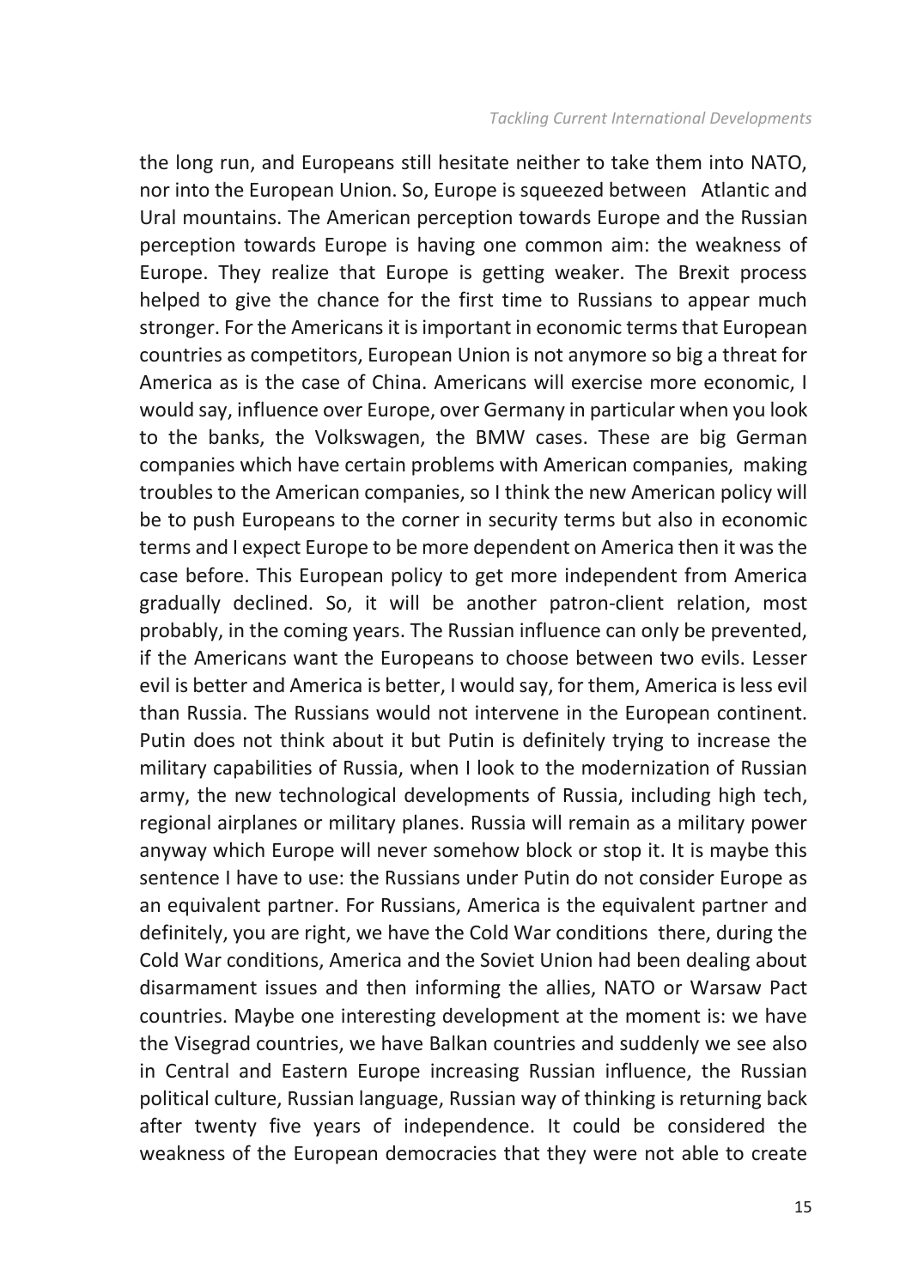the long run, and Europeans still hesitate neither to take them into NATO, nor into the European Union. So, Europe is squeezed between Atlantic and Ural mountains. The American perception towards Europe and the Russian perception towards Europe is having one common aim: the weakness of Europe. They realize that Europe is getting weaker. The Brexit process helped to give the chance for the first time to Russians to appear much stronger. For the Americans it is important in economic terms that European countries as competitors, European Union is not anymore so big a threat for America as is the case of China. Americans will exercise more economic, I would say, influence over Europe, over Germany in particular when you look to the banks, the Volkswagen, the BMW cases. These are big German companies which have certain problems with American companies, making troubles to the American companies, so I think the new American policy will be to push Europeans to the corner in security terms but also in economic terms and I expect Europe to be more dependent on America then it was the case before. This European policy to get more independent from America gradually declined. So, it will be another patron-client relation, most probably, in the coming years. The Russian influence can only be prevented, if the Americans want the Europeans to choose between two evils. Lesser evil is better and America is better, I would say, for them, America is less evil than Russia. The Russians would not intervene in the European continent. Putin does not think about it but Putin is definitely trying to increase the military capabilities of Russia, when I look to the modernization of Russian army, the new technological developments of Russia, including high tech, regional airplanes or military planes. Russia will remain as a military power anyway which Europe will never somehow block or stop it. It is maybe this sentence I have to use: the Russians under Putin do not consider Europe as an equivalent partner. For Russians, America is the equivalent partner and definitely, you are right, we have the Cold War conditions there, during the Cold War conditions, America and the Soviet Union had been dealing about disarmament issues and then informing the allies, NATO or Warsaw Pact countries. Maybe one interesting development at the moment is: we have the Visegrad countries, we have Balkan countries and suddenly we see also in Central and Eastern Europe increasing Russian influence, the Russian political culture, Russian language, Russian way of thinking is returning back after twenty five years of independence. It could be considered the weakness of the European democracies that they were not able to create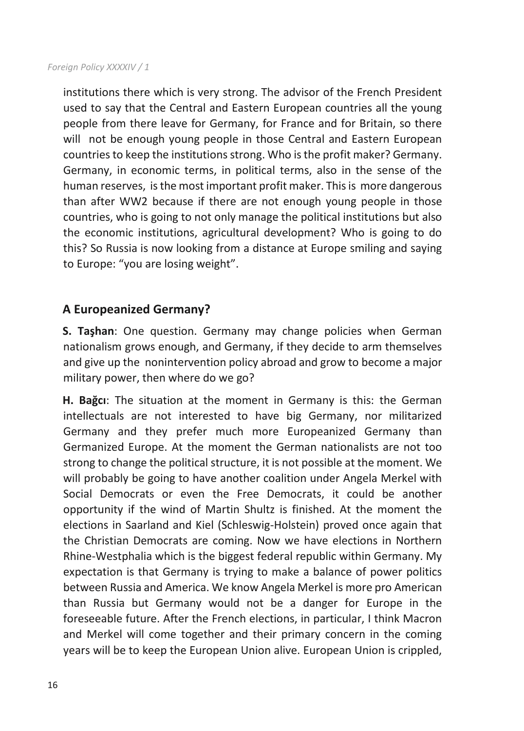institutions there which is very strong. The advisor of the French President used to say that the Central and Eastern European countries all the young people from there leave for Germany, for France and for Britain, so there will not be enough young people in those Central and Eastern European countries to keep the institutions strong. Who is the profit maker? Germany. Germany, in economic terms, in political terms, also in the sense of the human reserves, is the most important profit maker. This is more dangerous than after WW2 because if there are not enough young people in those countries, who is going to not only manage the political institutions but also the economic institutions, agricultural development? Who is going to do this? So Russia is now looking from a distance at Europe smiling and saying to Europe: "you are losing weight".

## A Europeanized Germany?

**S. Taşhan**: One question. Germany may change policies when German nationalism grows enough, and Germany, if they decide to arm themselves and give up the nonintervention policy abroad and grow to become a major military power, then where do we go?

**H. Bağcı**: The situation at the moment in Germany is this: the German intellectuals are not interested to have big Germany, nor militarized Germany and they prefer much more Europeanized Germany than Germanized Europe. At the moment the German nationalists are not too strong to change the political structure, it is not possible at the moment. We will probably be going to have another coalition under Angela Merkel with Social Democrats or even the Free Democrats, it could be another opportunity if the wind of Martin Shultz is finished. At the moment the elections in Saarland and Kiel (Schleswig-Holstein) proved once again that the Christian Democrats are coming. Now we have elections in Northern Rhine-Westphalia which is the biggest federal republic within Germany. My expectation is that Germany is trying to make a balance of power politics between Russia and America. We know Angela Merkel is more pro American than Russia but Germany would not be a danger for Europe in the foreseeable future. After the French elections, in particular, I think Macron and Merkel will come together and their primary concern in the coming years will be to keep the European Union alive. European Union is crippled,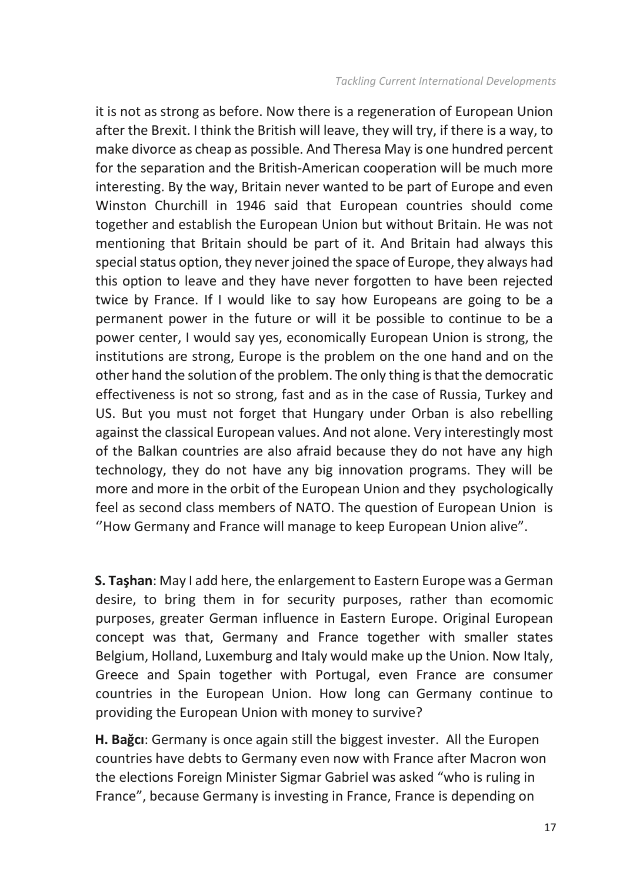it is not as strong as before. Now there is a regeneration of European Union after the Brexit. I think the British will leave, they will try, if there is a way, to make divorce as cheap as possible. And Theresa May is one hundred percent for the separation and the British-American cooperation will be much more interesting. By the way, Britain never wanted to be part of Europe and even Winston Churchill in 1946 said that European countries should come together and establish the European Union but without Britain. He was not mentioning that Britain should be part of it. And Britain had always this special status option, they never joined the space of Europe, they always had this option to leave and they have never forgotten to have been rejected twice by France. If I would like to say how Europeans are going to be a permanent power in the future or will it be possible to continue to be a power center, I would say yes, economically European Union is strong, the institutions are strong, Europe is the problem on the one hand and on the other hand the solution of the problem. The only thing is that the democratic effectiveness is not so strong, fast and as in the case of Russia, Turkey and US. But you must not forget that Hungary under Orban is also rebelling against the classical European values. And not alone. Very interestingly most of the Balkan countries are also afraid because they do not have any high technology, they do not have any big innovation programs. They will be more and more in the orbit of the European Union and they psychologically feel as second class members of NATO. The question of European Union is ''How Germany and France will manage to keep European Union alive".

**S. Taşhan**: May I add here, the enlargement to Eastern Europe was a German desire, to bring them in for security purposes, rather than ecomomic purposes, greater German influence in Eastern Europe. Original European concept was that, Germany and France together with smaller states Belgium, Holland, Luxemburg and Italy would make up the Union. Now Italy, Greece and Spain together with Portugal, even France are consumer countries in the European Union. How long can Germany continue to providing the European Union with money to survive?

**H. Bağcı**: Germany is once again still the biggest invester. All the Europen countries have debts to Germany even now with France after Macron won the elections Foreign Minister Sigmar Gabriel was asked "who is ruling in France", because Germany is investing in France, France is depending on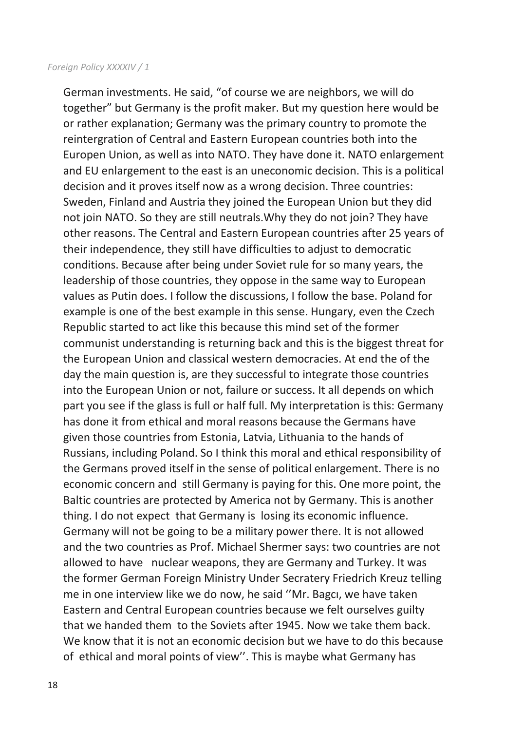German investments. He said, "of course we are neighbors, we will do together" but Germany is the profit maker. But my question here would be or rather explanation; Germany was the primary country to promote the reintergration of Central and Eastern European countries both into the Europen Union, as well as into NATO. They have done it. NATO enlargement and EU enlargement to the east is an uneconomic decision. This is a political decision and it proves itself now as a wrong decision. Three countries: Sweden, Finland and Austria they joined the European Union but they did not join NATO. So they are still neutrals.Why they do not join? They have other reasons. The Central and Eastern European countries after 25 years of their independence, they still have difficulties to adjust to democratic conditions. Because after being under Soviet rule for so many years, the leadership of those countries, they oppose in the same way to European values as Putin does. I follow the discussions, I follow the base. Poland for example is one of the best example in this sense. Hungary, even the Czech Republic started to act like this because this mind set of the former communist understanding is returning back and this is the biggest threat for the European Union and classical western democracies. At end the of the day the main question is, are they successful to integrate those countries into the European Union or not, failure or success. It all depends on which part you see if the glass is full or half full. My interpretation is this: Germany has done it from ethical and moral reasons because the Germans have given those countries from Estonia, Latvia, Lithuania to the hands of Russians, including Poland. So I think this moral and ethical responsibility of the Germans proved itself in the sense of political enlargement. There is no economic concern and still Germany is paying for this. One more point, the Baltic countries are protected by America not by Germany. This is another thing. I do not expect that Germany is losing its economic influence. Germany will not be going to be a military power there. It is not allowed and the two countries as Prof. Michael Shermer says: two countries are not allowed to have nuclear weapons, they are Germany and Turkey. It was the former German Foreign Ministry Under Secratery Friedrich Kreuz telling me in one interview like we do now, he said ''Mr. Bagcı, we have taken Eastern and Central European countries because we felt ourselves guilty that we handed them to the Soviets after 1945. Now we take them back. We know that it is not an economic decision but we have to do this because of ethical and moral points of view''. This is maybe what Germany has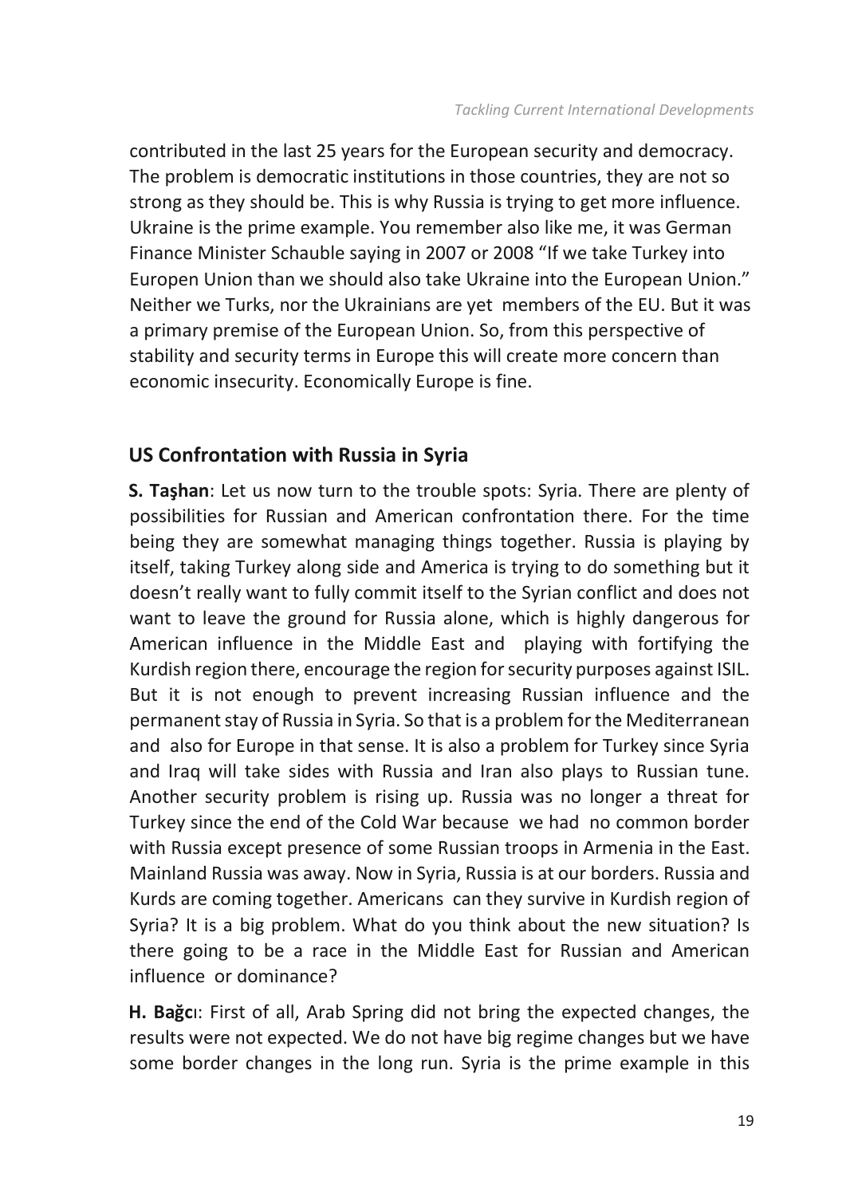contributed in the last 25 years for the European security and democracy. The problem is democratic institutions in those countries, they are not so strong as they should be. This is why Russia is trying to get more influence. Ukraine is the prime example. You remember also like me, it was German Finance Minister Schauble saying in 2007 or 2008 "If we take Turkey into Europen Union than we should also take Ukraine into the European Union." Neither we Turks, nor the Ukrainians are yet members of the EU. But it was a primary premise of the European Union. So, from this perspective of stability and security terms in Europe this will create more concern than economic insecurity. Economically Europe is fine.

## US Confrontation with Russia in Syria

**S. Taşhan**: Let us now turn to the trouble spots: Syria. There are plenty of possibilities for Russian and American confrontation there. For the time being they are somewhat managing things together. Russia is playing by itself, taking Turkey along side and America is trying to do something but it doesn't really want to fully commit itself to the Syrian conflict and does not want to leave the ground for Russia alone, which is highly dangerous for American influence in the Middle East and playing with fortifying the Kurdish region there, encourage the region for security purposes against ISIL. But it is not enough to prevent increasing Russian influence and the permanent stay of Russia in Syria. So that is a problem for the Mediterranean and also for Europe in that sense. It is also a problem for Turkey since Syria and Iraq will take sides with Russia and Iran also plays to Russian tune. Another security problem is rising up. Russia was no longer a threat for Turkey since the end of the Cold War because we had no common border with Russia except presence of some Russian troops in Armenia in the East. Mainland Russia was away. Now in Syria, Russia is at our borders. Russia and Kurds are coming together. Americans can they survive in Kurdish region of Syria? It is a big problem. What do you think about the new situation? Is there going to be a race in the Middle East for Russian and American influence or dominance?

**H. Bağcı**: First of all, Arab Spring did not bring the expected changes, the results were not expected. We do not have big regime changes but we have some border changes in the long run. Syria is the prime example in this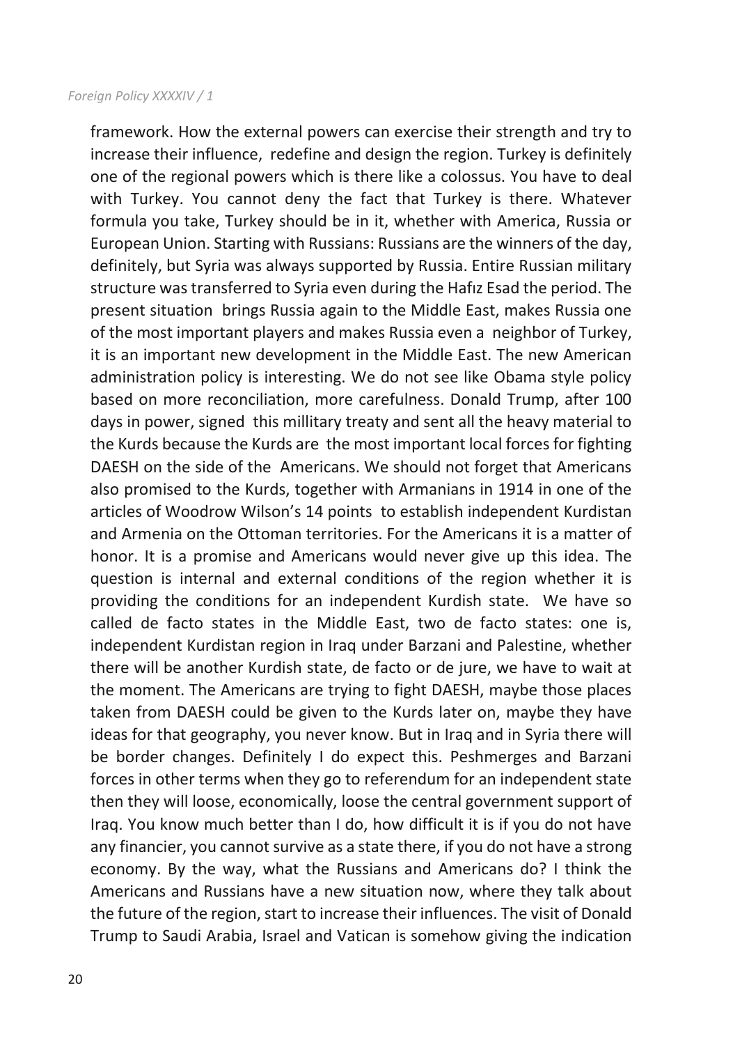framework. How the external powers can exercise their strength and try to increase their influence, redefine and design the region. Turkey is definitely one of the regional powers which is there like a colossus. You have to deal with Turkey. You cannot deny the fact that Turkey is there. Whatever formula you take, Turkey should be in it, whether with America, Russia or European Union. Starting with Russians: Russians are the winners of the day, definitely, but Syria was always supported by Russia. Entire Russian military structure was transferred to Syria even during the Hafız Esad the period. The present situation brings Russia again to the Middle East, makes Russia one of the most important players and makes Russia even a neighbor of Turkey, it is an important new development in the Middle East. The new American administration policy is interesting. We do not see like Obama style policy based on more reconciliation, more carefulness. Donald Trump, after 100 days in power, signed this millitary treaty and sent all the heavy material to the Kurds because the Kurds are the most important local forces for fighting DAESH on the side of the Americans. We should not forget that Americans also promised to the Kurds, together with Armanians in 1914 in one of the articles of Woodrow Wilson's 14 points to establish independent Kurdistan and Armenia on the Ottoman territories. For the Americans it is a matter of honor. It is a promise and Americans would never give up this idea. The question is internal and external conditions of the region whether it is providing the conditions for an independent Kurdish state. We have so called de facto states in the Middle East, two de facto states: one is, independent Kurdistan region in Iraq under Barzani and Palestine, whether there will be another Kurdish state, de facto or de jure, we have to wait at the moment. The Americans are trying to fight DAESH, maybe those places taken from DAESH could be given to the Kurds later on, maybe they have ideas for that geography, you never know. But in Iraq and in Syria there will be border changes. Definitely I do expect this. Peshmerges and Barzani forces in other terms when they go to referendum for an independent state then they will loose, economically, loose the central government support of Iraq. You know much better than I do, how difficult it is if you do not have any financier, you cannot survive as a state there, if you do not have a strong economy. By the way, what the Russians and Americans do? I think the Americans and Russians have a new situation now, where they talk about the future of the region, start to increase their influences. The visit of Donald Trump to Saudi Arabia, Israel and Vatican is somehow giving the indication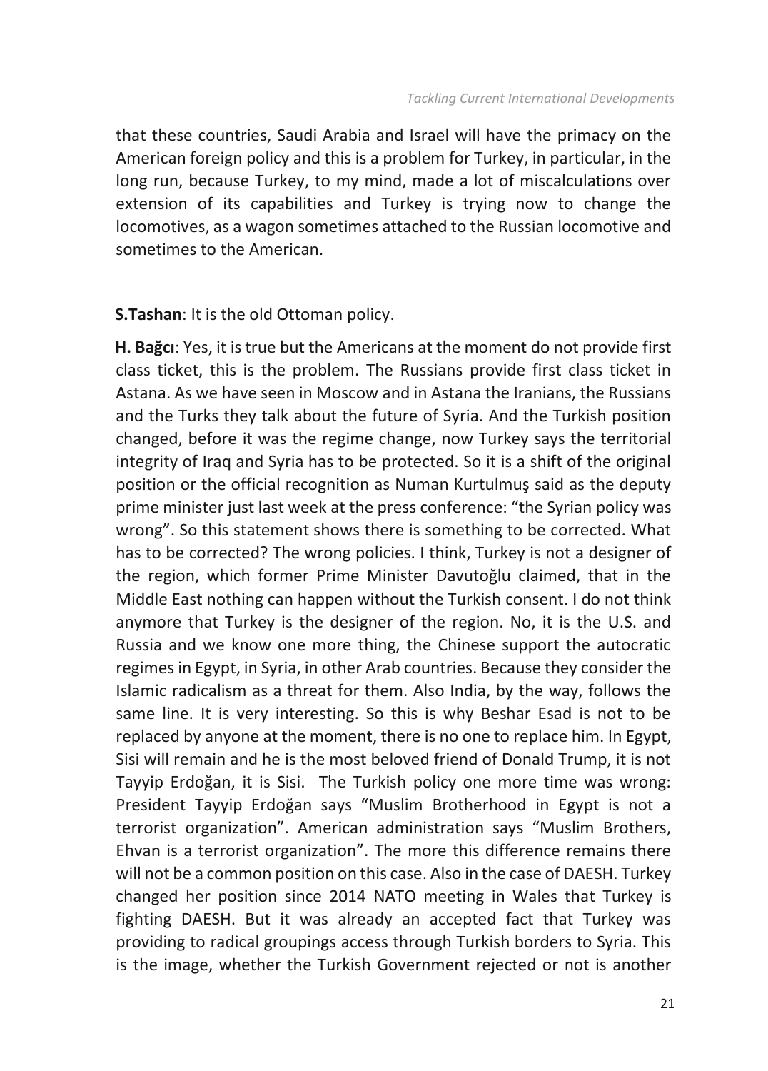that these countries, Saudi Arabia and Israel will have the primacy on the American foreign policy and this is a problem for Turkey, in particular, in the long run, because Turkey, to my mind, made a lot of miscalculations over extension of its capabilities and Turkey is trying now to change the locomotives, as a wagon sometimes attached to the Russian locomotive and sometimes to the American.

**S.Tashan**: It is the old Ottoman policy.

**H. Bağcı**: Yes, it is true but the Americans at the moment do not provide first class ticket, this is the problem. The Russians provide first class ticket in Astana. As we have seen in Moscow and in Astana the Iranians, the Russians and the Turks they talk about the future of Syria. And the Turkish position changed, before it was the regime change, now Turkey says the territorial integrity of Iraq and Syria has to be protected. So it is a shift of the original position or the official recognition as Numan Kurtulmuş said as the deputy prime minister just last week at the press conference: "the Syrian policy was wrong". So this statement shows there is something to be corrected. What has to be corrected? The wrong policies. I think, Turkey is not a designer of the region, which former Prime Minister Davutoğlu claimed, that in the Middle East nothing can happen without the Turkish consent. I do not think anymore that Turkey is the designer of the region. No, it is the U.S. and Russia and we know one more thing, the Chinese support the autocratic regimes in Egypt, in Syria, in other Arab countries. Because they consider the Islamic radicalism as a threat for them. Also India, by the way, follows the same line. It is very interesting. So this is why Beshar Esad is not to be replaced by anyone at the moment, there is no one to replace him. In Egypt, Sisi will remain and he is the most beloved friend of Donald Trump, it is not Tayyip Erdoğan, it is Sisi. The Turkish policy one more time was wrong: President Tayyip Erdoğan says "Muslim Brotherhood in Egypt is not a terrorist organization". American administration says "Muslim Brothers, Ehvan is a terrorist organization". The more this difference remains there will not be a common position on this case. Also in the case of DAESH. Turkey changed her position since 2014 NATO meeting in Wales that Turkey is fighting DAESH. But it was already an accepted fact that Turkey was providing to radical groupings access through Turkish borders to Syria. This is the image, whether the Turkish Government rejected or not is another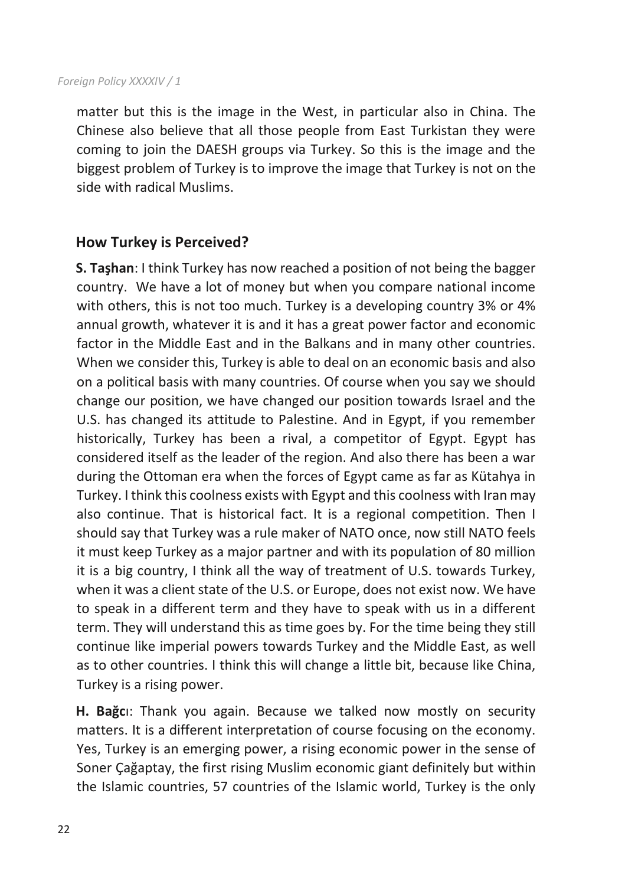matter but this is the image in the West, in particular also in China. The Chinese also believe that all those people from East Turkistan they were coming to join the DAESH groups via Turkey. So this is the image and the biggest problem of Turkey is to improve the image that Turkey is not on the side with radical Muslims.

## How Turkey is Perceived?

**S. Taşhan**: I think Turkey has now reached a position of not being the bagger country. We have a lot of money but when you compare national income with others, this is not too much. Turkey is a developing country 3% or 4% annual growth, whatever it is and it has a great power factor and economic factor in the Middle East and in the Balkans and in many other countries. When we consider this, Turkey is able to deal on an economic basis and also on a political basis with many countries. Of course when you say we should change our position, we have changed our position towards Israel and the U.S. has changed its attitude to Palestine. And in Egypt, if you remember historically, Turkey has been a rival, a competitor of Egypt. Egypt has considered itself as the leader of the region. And also there has been a war during the Ottoman era when the forces of Egypt came as far as Kütahya in Turkey. I think this coolness exists with Egypt and this coolness with Iran may also continue. That is historical fact. It is a regional competition. Then I should say that Turkey was a rule maker of NATO once, now still NATO feels it must keep Turkey as a major partner and with its population of 80 million it is a big country, I think all the way of treatment of U.S. towards Turkey, when it was a client state of the U.S. or Europe, does not exist now. We have to speak in a different term and they have to speak with us in a different term. They will understand this as time goes by. For the time being they still continue like imperial powers towards Turkey and the Middle East, as well as to other countries. I think this will change a little bit, because like China, Turkey is a rising power.

**H. Bağcı**: Thank you again. Because we talked now mostly on security matters. It is a different interpretation of course focusing on the economy. Yes, Turkey is an emerging power, a rising economic power in the sense of Soner Çağaptay, the first rising Muslim economic giant definitely but within the Islamic countries, 57 countries of the Islamic world, Turkey is the only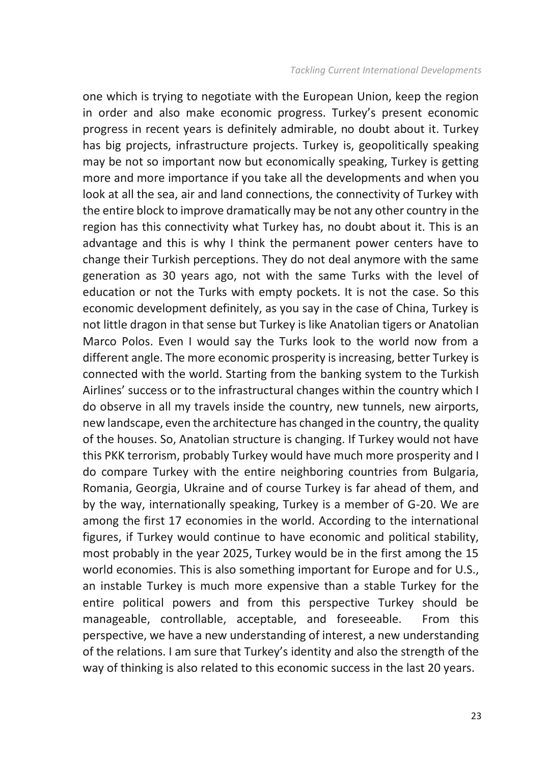one which is trying to negotiate with the European Union, keep the region in order and also make economic progress. Turkey's present economic progress in recent years is definitely admirable, no doubt about it. Turkey has big projects, infrastructure projects. Turkey is, geopolitically speaking may be not so important now but economically speaking, Turkey is getting more and more importance if you take all the developments and when you look at all the sea, air and land connections, the connectivity of Turkey with the entire block to improve dramatically may be not any other country in the region has this connectivity what Turkey has, no doubt about it. This is an advantage and this is why I think the permanent power centers have to change their Turkish perceptions. They do not deal anymore with the same generation as 30 years ago, not with the same Turks with the level of education or not the Turks with empty pockets. It is not the case. So this economic development definitely, as you say in the case of China, Turkey is not little dragon in that sense but Turkey is like Anatolian tigers or Anatolian Marco Polos. Even I would say the Turks look to the world now from a different angle. The more economic prosperity is increasing, better Turkey is connected with the world. Starting from the banking system to the Turkish Airlines' success or to the infrastructural changes within the country which I do observe in all my travels inside the country, new tunnels, new airports, new landscape, even the architecture has changed in the country, the quality of the houses. So, Anatolian structure is changing. If Turkey would not have this PKK terrorism, probably Turkey would have much more prosperity and I do compare Turkey with the entire neighboring countries from Bulgaria, Romania, Georgia, Ukraine and of course Turkey is far ahead of them, and by the way, internationally speaking, Turkey is a member of G-20. We are among the first 17 economies in the world. According to the international figures, if Turkey would continue to have economic and political stability, most probably in the year 2025, Turkey would be in the first among the 15 world economies. This is also something important for Europe and for U.S., an instable Turkey is much more expensive than a stable Turkey for the entire political powers and from this perspective Turkey should be manageable, controllable, acceptable, and foreseeable. From this perspective, we have a new understanding of interest, a new understanding of the relations. I am sure that Turkey's identity and also the strength of the way of thinking is also related to this economic success in the last 20 years.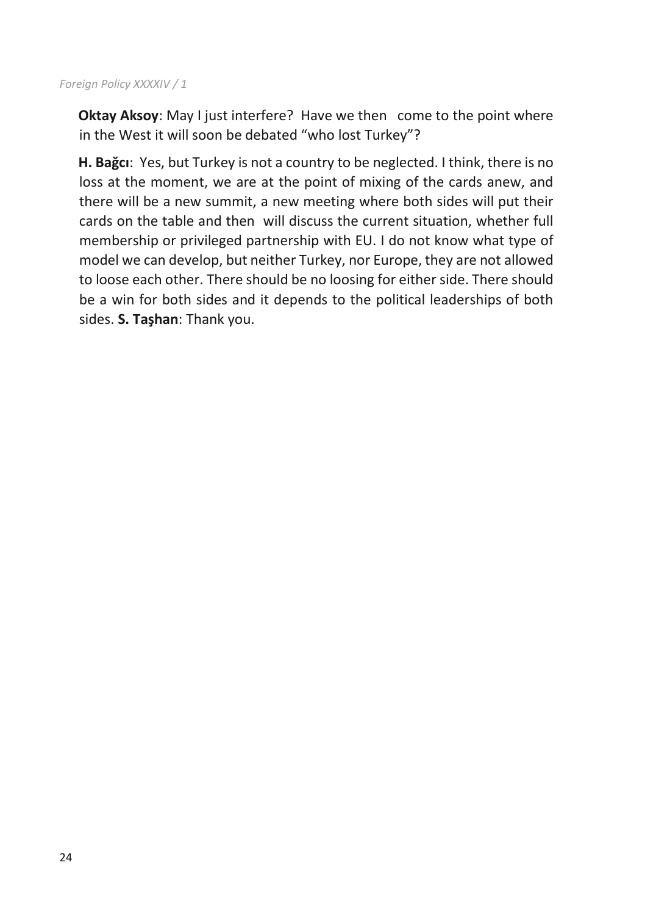**Oktay Aksoy**: May I just interfere? Have we then come to the point where in the West it will soon be debated "who lost Turkey"?

**H. Bağcı**: Yes, but Turkey is not a country to be neglected. I think, there is no loss at the moment, we are at the point of mixing of the cards anew, and there will be a new summit, a new meeting where both sides will put their cards on the table and then will discuss the current situation, whether full membership or privileged partnership with EU. I do not know what type of model we can develop, but neither Turkey, nor Europe, they are not allowed to loose each other. There should be no loosing for either side. There should be a win for both sides and it depends to the political leaderships of both sides. **S. Taşhan**: Thank you.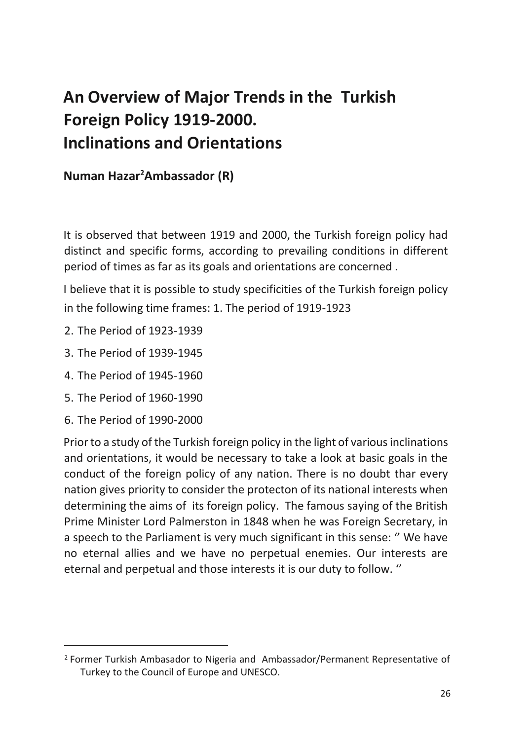# An Overview of Major Trends in the Turkish Foreign Policy 1919-2000. Inclinations and Orientations

**Numan Hazar[2] Ambassador (R)**

It is observed that between 1919 and 2000, the Turkish foreign policy had distinct and specific forms, according to prevailing conditions in different period of times as far as its goals and orientations are concerned .

I believe that it is possible to study specificities of the Turkish foreign policy in the following time frames: 1. The period of 1919-1923

2. The Period of 1923-1939
3. The Period of 1939-1945
4. The Period of 1945-1960
5. The Period of 1960-1990
6. The Period of 1990-2000

Prior to a study of the Turkish foreign policy in the light of various inclinations and orientations, it would be necessary to take a look at basic goals in the conduct of the foreign policy of any nation. There is no doubt thar every nation gives priority to consider the protecton of its national interests when determining the aims of its foreign policy. The famous saying of the British Prime Minister Lord Palmerston in 1848 when he was Foreign Secretary, in a speech to the Parliament is very much significant in this sense: '' We have no eternal allies and we have no perpetual enemies. Our interests are eternal and perpetual and those interests it is our duty to follow. ''

---

[2] Former Turkish Ambasador to Nigeria and Ambassador/Permanent Representative of Turkey to the Council of Europe and UNESCO.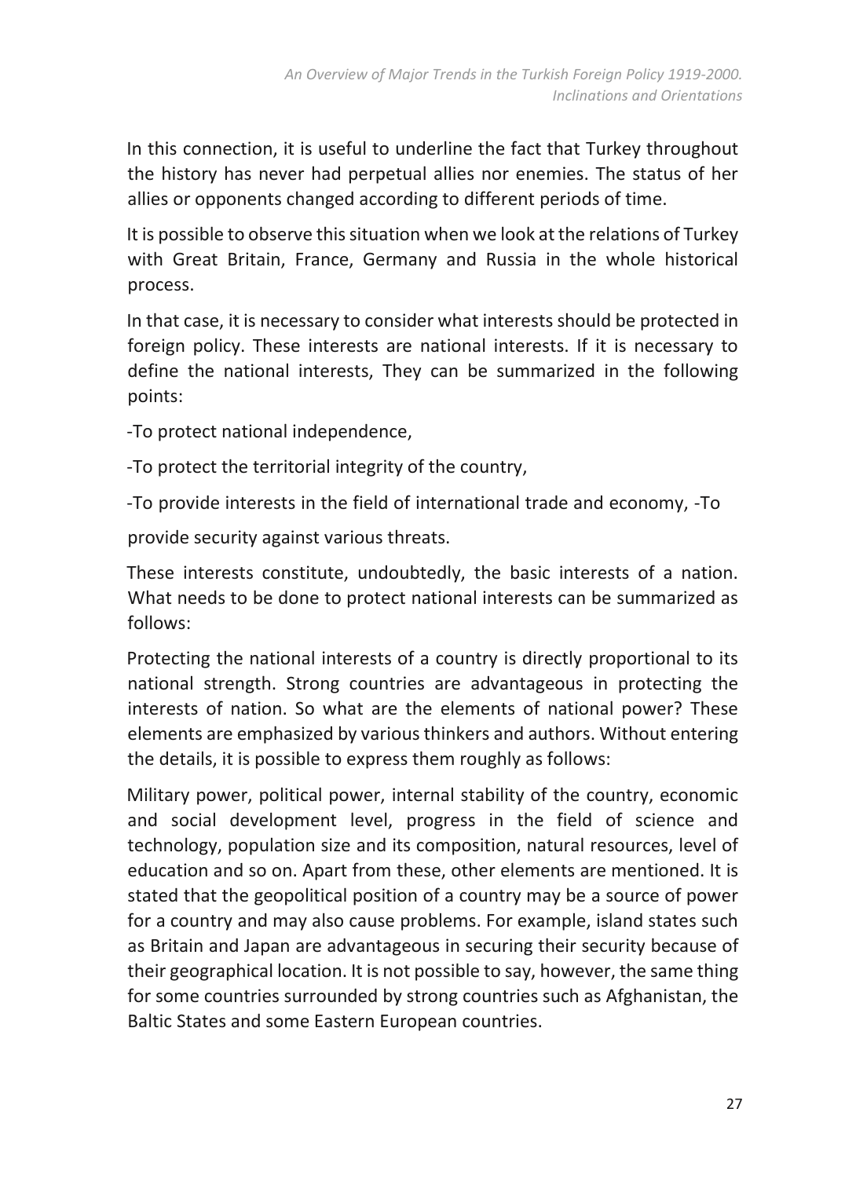In this connection, it is useful to underline the fact that Turkey throughout the history has never had perpetual allies nor enemies. The status of her allies or opponents changed according to different periods of time.

It is possible to observe this situation when we look at the relations of Turkey with Great Britain, France, Germany and Russia in the whole historical process.

In that case, it is necessary to consider what interests should be protected in foreign policy. These interests are national interests. If it is necessary to define the national interests, They can be summarized in the following points:

-To protect national independence,

-To protect the territorial integrity of the country,

-To provide interests in the field of international trade and economy,

-To provide security against various threats.

These interests constitute, undoubtedly, the basic interests of a nation. What needs to be done to protect national interests can be summarized as follows:

Protecting the national interests of a country is directly proportional to its national strength. Strong countries are advantageous in protecting the interests of nation. So what are the elements of national power? These elements are emphasized by various thinkers and authors. Without entering the details, it is possible to express them roughly as follows:

Military power, political power, internal stability of the country, economic and social development level, progress in the field of science and technology, population size and its composition, natural resources, level of education and so on. Apart from these, other elements are mentioned. It is stated that the geopolitical position of a country may be a source of power for a country and may also cause problems. For example, island states such as Britain and Japan are advantageous in securing their security because of their geographical location. It is not possible to say, however, the same thing for some countries surrounded by strong countries such as Afghanistan, the Baltic States and some Eastern European countries.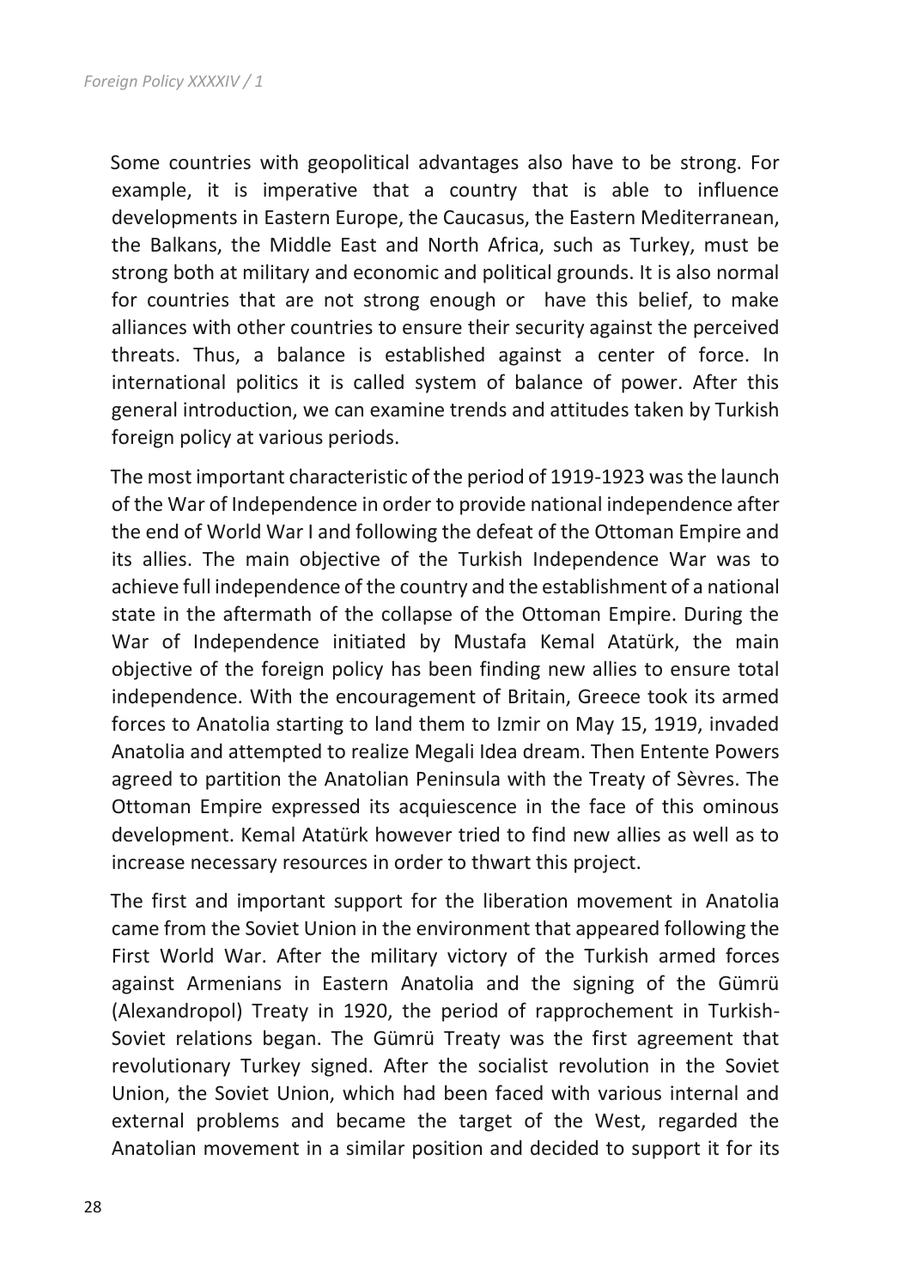Some countries with geopolitical advantages also have to be strong. For example, it is imperative that a country that is able to influence developments in Eastern Europe, the Caucasus, the Eastern Mediterranean, the Balkans, the Middle East and North Africa, such as Turkey, must be strong both at military and economic and political grounds. It is also normal for countries that are not strong enough or have this belief, to make alliances with other countries to ensure their security against the perceived threats. Thus, a balance is established against a center of force. In international politics it is called system of balance of power. After this general introduction, we can examine trends and attitudes taken by Turkish foreign policy at various periods.

The most important characteristic of the period of 1919-1923 was the launch of the War of Independence in order to provide national independence after the end of World War I and following the defeat of the Ottoman Empire and its allies. The main objective of the Turkish Independence War was to achieve full independence of the country and the establishment of a national state in the aftermath of the collapse of the Ottoman Empire. During the War of Independence initiated by Mustafa Kemal Atatürk, the main objective of the foreign policy has been finding new allies to ensure total independence. With the encouragement of Britain, Greece took its armed forces to Anatolia starting to land them to Izmir on May 15, 1919, invaded Anatolia and attempted to realize Megali Idea dream. Then Entente Powers agreed to partition the Anatolian Peninsula with the Treaty of Sèvres. The Ottoman Empire expressed its acquiescence in the face of this ominous development. Kemal Atatürk however tried to find new allies as well as to increase necessary resources in order to thwart this project.

The first and important support for the liberation movement in Anatolia came from the Soviet Union in the environment that appeared following the First World War. After the military victory of the Turkish armed forces against Armenians in Eastern Anatolia and the signing of the Gümrü (Alexandropol) Treaty in 1920, the period of rapprochement in Turkish-Soviet relations began. The Gümrü Treaty was the first agreement that revolutionary Turkey signed. After the socialist revolution in the Soviet Union, the Soviet Union, which had been faced with various internal and external problems and became the target of the West, regarded the Anatolian movement in a similar position and decided to support it for its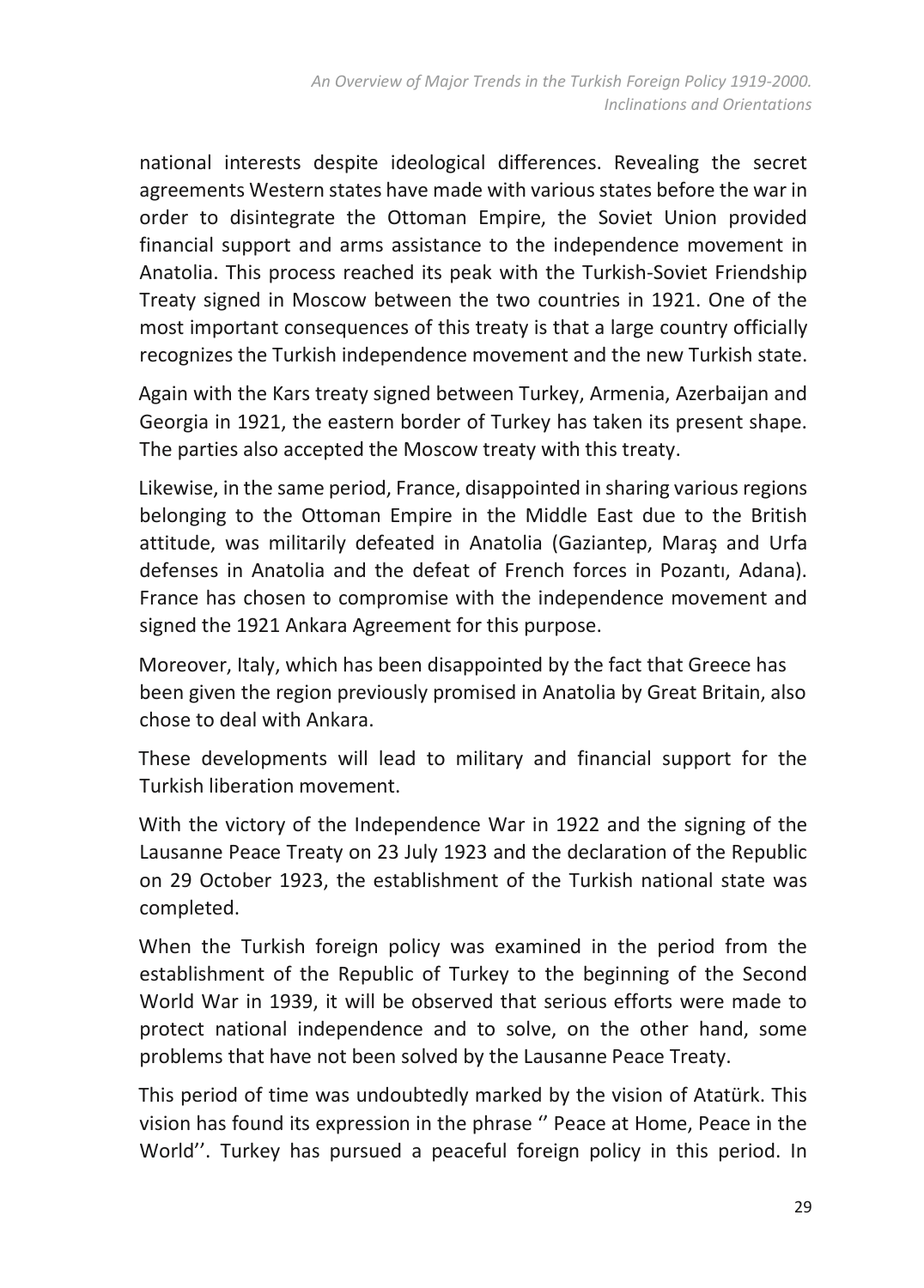national interests despite ideological differences. Revealing the secret agreements Western states have made with various states before the war in order to disintegrate the Ottoman Empire, the Soviet Union provided financial support and arms assistance to the independence movement in Anatolia. This process reached its peak with the Turkish-Soviet Friendship Treaty signed in Moscow between the two countries in 1921. One of the most important consequences of this treaty is that a large country officially recognizes the Turkish independence movement and the new Turkish state.

Again with the Kars treaty signed between Turkey, Armenia, Azerbaijan and Georgia in 1921, the eastern border of Turkey has taken its present shape. The parties also accepted the Moscow treaty with this treaty.

Likewise, in the same period, France, disappointed in sharing various regions belonging to the Ottoman Empire in the Middle East due to the British attitude, was militarily defeated in Anatolia (Gaziantep, Maraş and Urfa defenses in Anatolia and the defeat of French forces in Pozantı, Adana). France has chosen to compromise with the independence movement and signed the 1921 Ankara Agreement for this purpose.

Moreover, Italy, which has been disappointed by the fact that Greece has been given the region previously promised in Anatolia by Great Britain, also chose to deal with Ankara.

These developments will lead to military and financial support for the Turkish liberation movement.

With the victory of the Independence War in 1922 and the signing of the Lausanne Peace Treaty on 23 July 1923 and the declaration of the Republic on 29 October 1923, the establishment of the Turkish national state was completed.

When the Turkish foreign policy was examined in the period from the establishment of the Republic of Turkey to the beginning of the Second World War in 1939, it will be observed that serious efforts were made to protect national independence and to solve, on the other hand, some problems that have not been solved by the Lausanne Peace Treaty.

This period of time was undoubtedly marked by the vision of Atatürk. This vision has found its expression in the phrase '' Peace at Home, Peace in the World''. Turkey has pursued a peaceful foreign policy in this period. In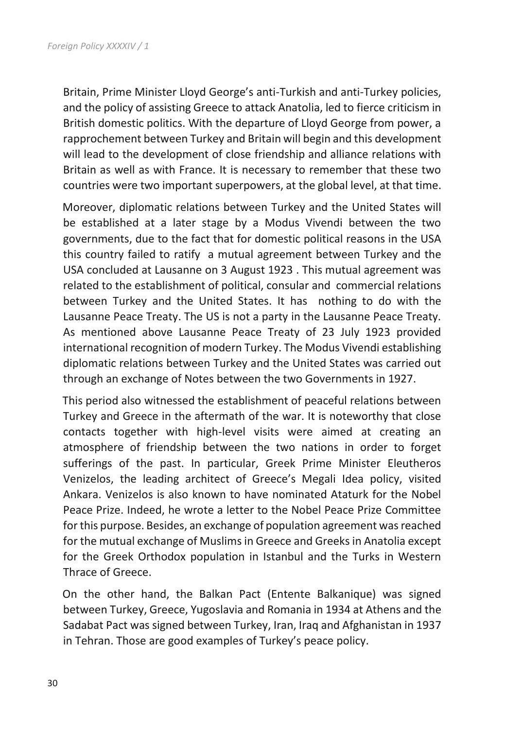Britain, Prime Minister Lloyd George's anti-Turkish and anti-Turkey policies, and the policy of assisting Greece to attack Anatolia, led to fierce criticism in British domestic politics. With the departure of Lloyd George from power, a rapprochement between Turkey and Britain will begin and this development will lead to the development of close friendship and alliance relations with Britain as well as with France. It is necessary to remember that these two countries were two important superpowers, at the global level, at that time.

Moreover, diplomatic relations between Turkey and the United States will be established at a later stage by a Modus Vivendi between the two governments, due to the fact that for domestic political reasons in the USA this country failed to ratify a mutual agreement between Turkey and the USA concluded at Lausanne on 3 August 1923 . This mutual agreement was related to the establishment of political, consular and commercial relations between Turkey and the United States. It has nothing to do with the Lausanne Peace Treaty. The US is not a party in the Lausanne Peace Treaty. As mentioned above Lausanne Peace Treaty of 23 July 1923 provided international recognition of modern Turkey. The Modus Vivendi establishing diplomatic relations between Turkey and the United States was carried out through an exchange of Notes between the two Governments in 1927.

This period also witnessed the establishment of peaceful relations between Turkey and Greece in the aftermath of the war. It is noteworthy that close contacts together with high-level visits were aimed at creating an atmosphere of friendship between the two nations in order to forget sufferings of the past. In particular, Greek Prime Minister Eleutheros Venizelos, the leading architect of Greece's Megali Idea policy, visited Ankara. Venizelos is also known to have nominated Ataturk for the Nobel Peace Prize. Indeed, he wrote a letter to the Nobel Peace Prize Committee for this purpose. Besides, an exchange of population agreement was reached for the mutual exchange of Muslims in Greece and Greeks in Anatolia except for the Greek Orthodox population in Istanbul and the Turks in Western Thrace of Greece.

On the other hand, the Balkan Pact (Entente Balkanique) was signed between Turkey, Greece, Yugoslavia and Romania in 1934 at Athens and the Sadabat Pact was signed between Turkey, Iran, Iraq and Afghanistan in 1937 in Tehran. Those are good examples of Turkey's peace policy.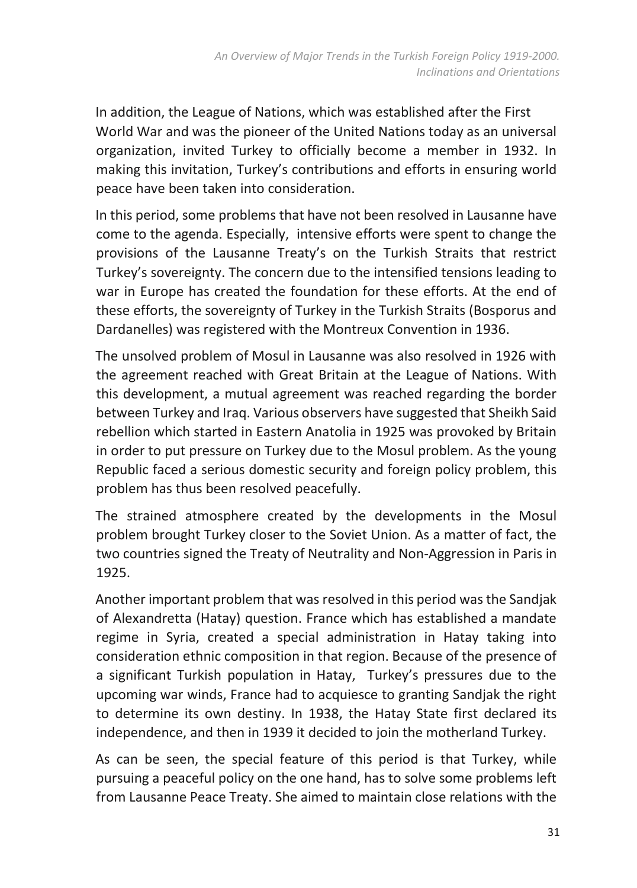In addition, the League of Nations, which was established after the First World War and was the pioneer of the United Nations today as an universal organization, invited Turkey to officially become a member in 1932. In making this invitation, Turkey's contributions and efforts in ensuring world peace have been taken into consideration.

In this period, some problems that have not been resolved in Lausanne have come to the agenda. Especially, intensive efforts were spent to change the provisions of the Lausanne Treaty's on the Turkish Straits that restrict Turkey's sovereignty. The concern due to the intensified tensions leading to war in Europe has created the foundation for these efforts. At the end of these efforts, the sovereignty of Turkey in the Turkish Straits (Bosporus and Dardanelles) was registered with the Montreux Convention in 1936.

The unsolved problem of Mosul in Lausanne was also resolved in 1926 with the agreement reached with Great Britain at the League of Nations. With this development, a mutual agreement was reached regarding the border between Turkey and Iraq. Various observers have suggested that Sheikh Said rebellion which started in Eastern Anatolia in 1925 was provoked by Britain in order to put pressure on Turkey due to the Mosul problem. As the young Republic faced a serious domestic security and foreign policy problem, this problem has thus been resolved peacefully.

The strained atmosphere created by the developments in the Mosul problem brought Turkey closer to the Soviet Union. As a matter of fact, the two countries signed the Treaty of Neutrality and Non-Aggression in Paris in 1925.

Another important problem that was resolved in this period was the Sandjak of Alexandretta (Hatay) question. France which has established a mandate regime in Syria, created a special administration in Hatay taking into consideration ethnic composition in that region. Because of the presence of a significant Turkish population in Hatay, Turkey's pressures due to the upcoming war winds, France had to acquiesce to granting Sandjak the right to determine its own destiny. In 1938, the Hatay State first declared its independence, and then in 1939 it decided to join the motherland Turkey.

As can be seen, the special feature of this period is that Turkey, while pursuing a peaceful policy on the one hand, has to solve some problems left from Lausanne Peace Treaty. She aimed to maintain close relations with the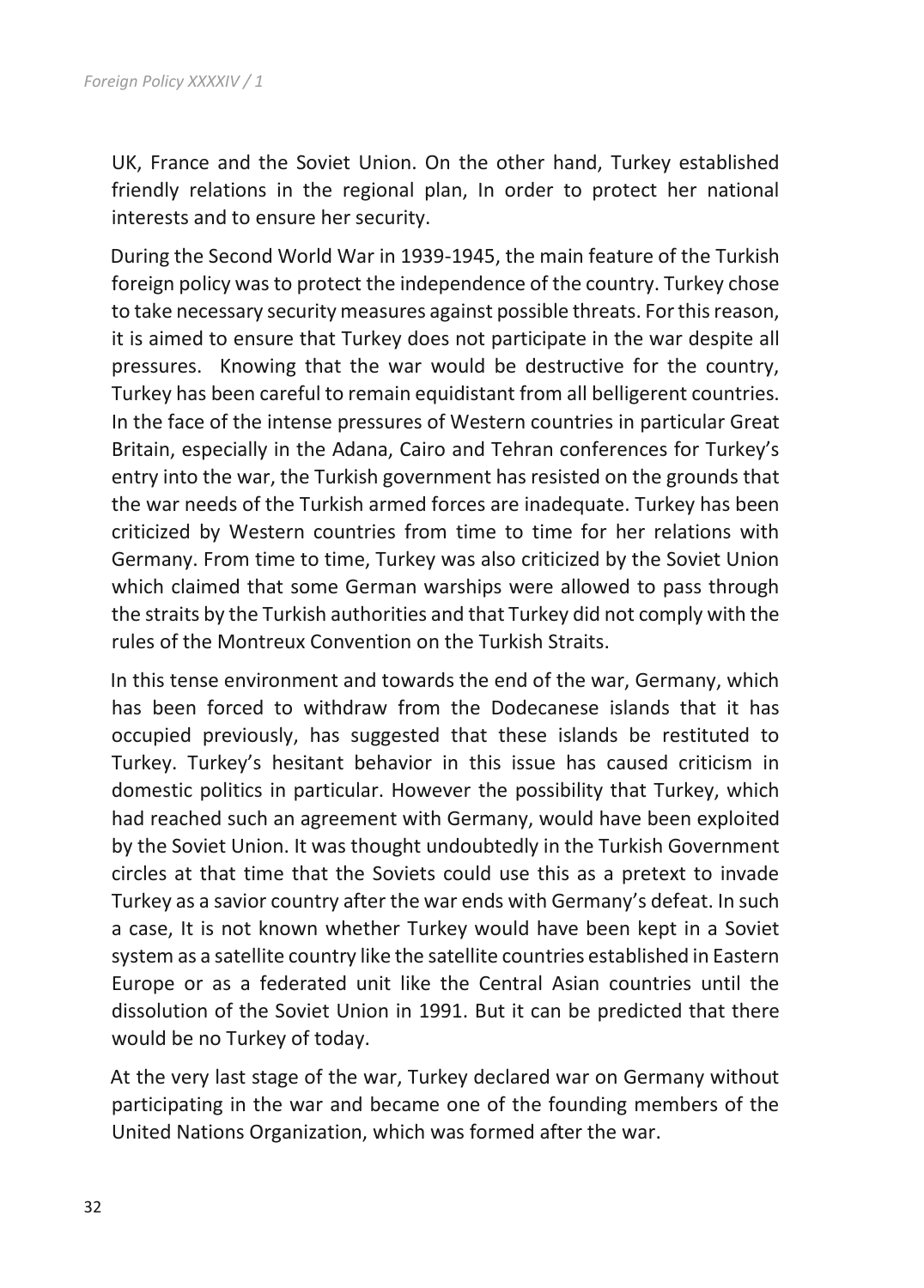UK, France and the Soviet Union. On the other hand, Turkey established friendly relations in the regional plan, In order to protect her national interests and to ensure her security.

During the Second World War in 1939-1945, the main feature of the Turkish foreign policy was to protect the independence of the country. Turkey chose to take necessary security measures against possible threats. For this reason, it is aimed to ensure that Turkey does not participate in the war despite all pressures. Knowing that the war would be destructive for the country, Turkey has been careful to remain equidistant from all belligerent countries. In the face of the intense pressures of Western countries in particular Great Britain, especially in the Adana, Cairo and Tehran conferences for Turkey's entry into the war, the Turkish government has resisted on the grounds that the war needs of the Turkish armed forces are inadequate. Turkey has been criticized by Western countries from time to time for her relations with Germany. From time to time, Turkey was also criticized by the Soviet Union which claimed that some German warships were allowed to pass through the straits by the Turkish authorities and that Turkey did not comply with the rules of the Montreux Convention on the Turkish Straits.

In this tense environment and towards the end of the war, Germany, which has been forced to withdraw from the Dodecanese islands that it has occupied previously, has suggested that these islands be restituted to Turkey. Turkey's hesitant behavior in this issue has caused criticism in domestic politics in particular. However the possibility that Turkey, which had reached such an agreement with Germany, would have been exploited by the Soviet Union. It was thought undoubtedly in the Turkish Government circles at that time that the Soviets could use this as a pretext to invade Turkey as a savior country after the war ends with Germany's defeat. In such a case, It is not known whether Turkey would have been kept in a Soviet system as a satellite country like the satellite countries established in Eastern Europe or as a federated unit like the Central Asian countries until the dissolution of the Soviet Union in 1991. But it can be predicted that there would be no Turkey of today.

At the very last stage of the war, Turkey declared war on Germany without participating in the war and became one of the founding members of the United Nations Organization, which was formed after the war.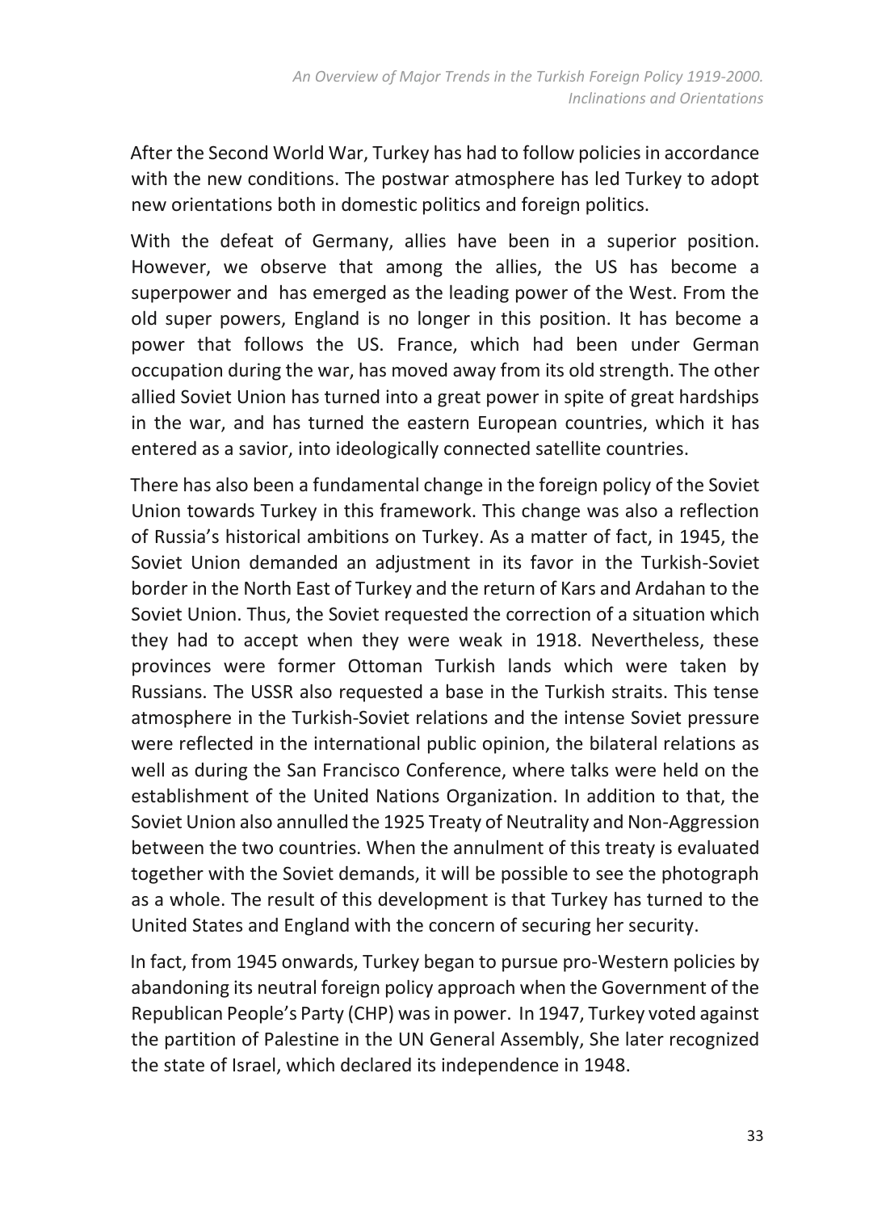After the Second World War, Turkey has had to follow policies in accordance with the new conditions. The postwar atmosphere has led Turkey to adopt new orientations both in domestic politics and foreign politics.

With the defeat of Germany, allies have been in a superior position. However, we observe that among the allies, the US has become a superpower and has emerged as the leading power of the West. From the old super powers, England is no longer in this position. It has become a power that follows the US. France, which had been under German occupation during the war, has moved away from its old strength. The other allied Soviet Union has turned into a great power in spite of great hardships in the war, and has turned the eastern European countries, which it has entered as a savior, into ideologically connected satellite countries.

There has also been a fundamental change in the foreign policy of the Soviet Union towards Turkey in this framework. This change was also a reflection of Russia's historical ambitions on Turkey. As a matter of fact, in 1945, the Soviet Union demanded an adjustment in its favor in the Turkish-Soviet border in the North East of Turkey and the return of Kars and Ardahan to the Soviet Union. Thus, the Soviet requested the correction of a situation which they had to accept when they were weak in 1918. Nevertheless, these provinces were former Ottoman Turkish lands which were taken by Russians. The USSR also requested a base in the Turkish straits. This tense atmosphere in the Turkish-Soviet relations and the intense Soviet pressure were reflected in the international public opinion, the bilateral relations as well as during the San Francisco Conference, where talks were held on the establishment of the United Nations Organization. In addition to that, the Soviet Union also annulled the 1925 Treaty of Neutrality and Non-Aggression between the two countries. When the annulment of this treaty is evaluated together with the Soviet demands, it will be possible to see the photograph as a whole. The result of this development is that Turkey has turned to the United States and England with the concern of securing her security.

In fact, from 1945 onwards, Turkey began to pursue pro-Western policies by abandoning its neutral foreign policy approach when the Government of the Republican People's Party (CHP) was in power. In 1947, Turkey voted against the partition of Palestine in the UN General Assembly, She later recognized the state of Israel, which declared its independence in 1948.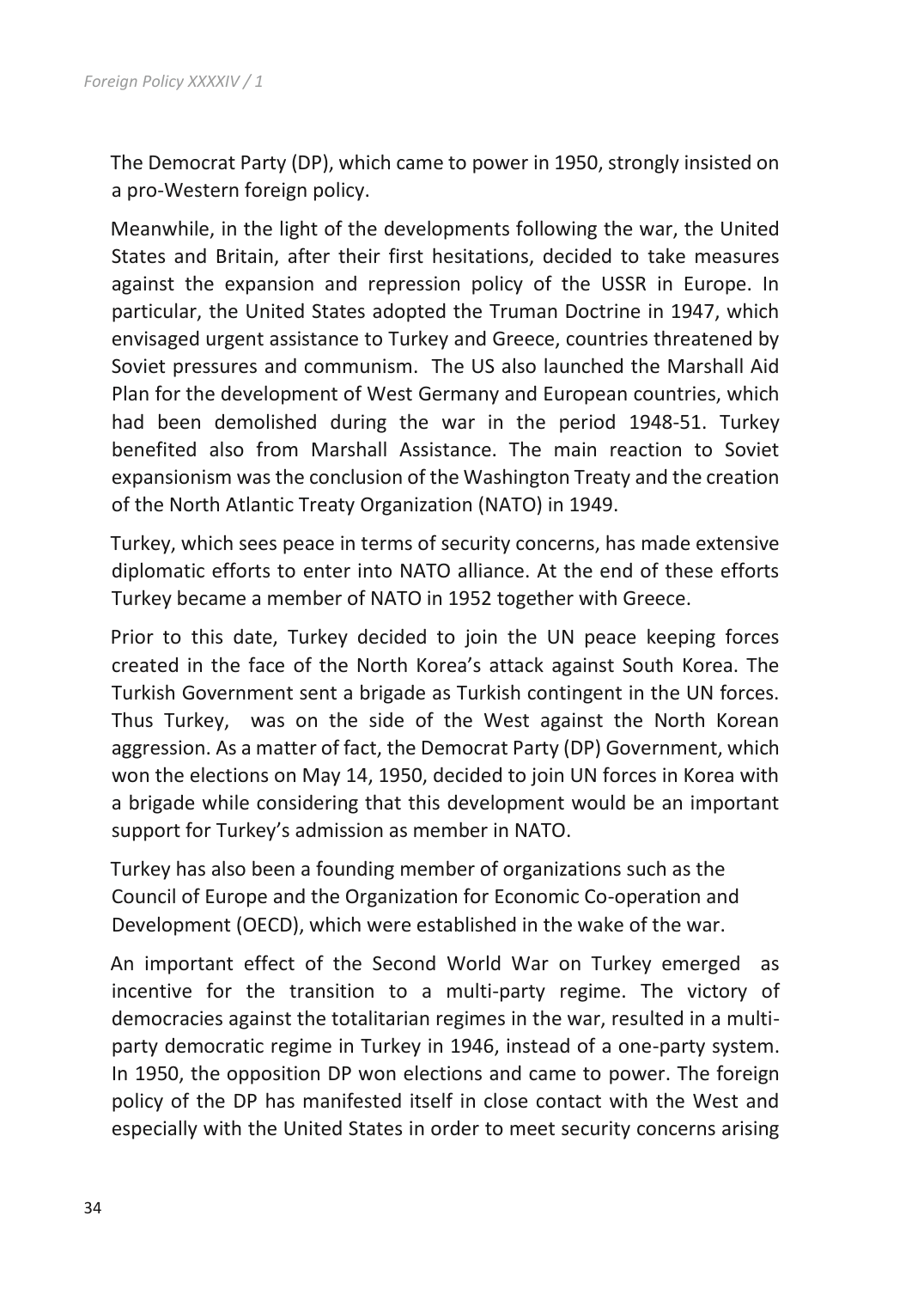The Democrat Party (DP), which came to power in 1950, strongly insisted on a pro-Western foreign policy.

Meanwhile, in the light of the developments following the war, the United States and Britain, after their first hesitations, decided to take measures against the expansion and repression policy of the USSR in Europe. In particular, the United States adopted the Truman Doctrine in 1947, which envisaged urgent assistance to Turkey and Greece, countries threatened by Soviet pressures and communism. The US also launched the Marshall Aid Plan for the development of West Germany and European countries, which had been demolished during the war in the period 1948-51. Turkey benefited also from Marshall Assistance. The main reaction to Soviet expansionism was the conclusion of the Washington Treaty and the creation of the North Atlantic Treaty Organization (NATO) in 1949.

Turkey, which sees peace in terms of security concerns, has made extensive diplomatic efforts to enter into NATO alliance. At the end of these efforts Turkey became a member of NATO in 1952 together with Greece.

Prior to this date, Turkey decided to join the UN peace keeping forces created in the face of the North Korea's attack against South Korea. The Turkish Government sent a brigade as Turkish contingent in the UN forces. Thus Turkey, was on the side of the West against the North Korean aggression. As a matter of fact, the Democrat Party (DP) Government, which won the elections on May 14, 1950, decided to join UN forces in Korea with a brigade while considering that this development would be an important support for Turkey's admission as member in NATO.

Turkey has also been a founding member of organizations such as the Council of Europe and the Organization for Economic Co-operation and Development (OECD), which were established in the wake of the war.

An important effect of the Second World War on Turkey emerged as incentive for the transition to a multi-party regime. The victory of democracies against the totalitarian regimes in the war, resulted in a multi-party democratic regime in Turkey in 1946, instead of a one-party system. In 1950, the opposition DP won elections and came to power. The foreign policy of the DP has manifested itself in close contact with the West and especially with the United States in order to meet security concerns arising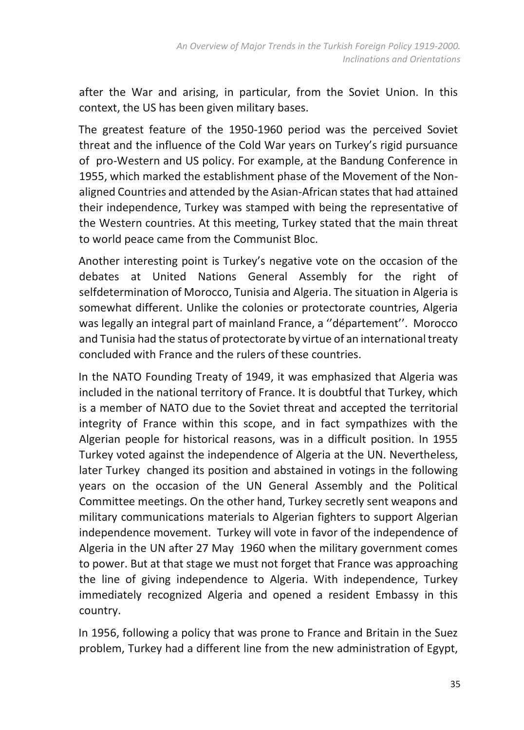after the War and arising, in particular, from the Soviet Union. In this context, the US has been given military bases.

The greatest feature of the 1950-1960 period was the perceived Soviet threat and the influence of the Cold War years on Turkey's rigid pursuance of pro-Western and US policy. For example, at the Bandung Conference in 1955, which marked the establishment phase of the Movement of the Non-aligned Countries and attended by the Asian-African states that had attained their independence, Turkey was stamped with being the representative of the Western countries. At this meeting, Turkey stated that the main threat to world peace came from the Communist Bloc.

Another interesting point is Turkey's negative vote on the occasion of the debates at United Nations General Assembly for the right of selfdetermination of Morocco, Tunisia and Algeria. The situation in Algeria is somewhat different. Unlike the colonies or protectorate countries, Algeria was legally an integral part of mainland France, a ''département''. Morocco and Tunisia had the status of protectorate by virtue of an international treaty concluded with France and the rulers of these countries.

In the NATO Founding Treaty of 1949, it was emphasized that Algeria was included in the national territory of France. It is doubtful that Turkey, which is a member of NATO due to the Soviet threat and accepted the territorial integrity of France within this scope, and in fact sympathizes with the Algerian people for historical reasons, was in a difficult position. In 1955 Turkey voted against the independence of Algeria at the UN. Nevertheless, later Turkey changed its position and abstained in votings in the following years on the occasion of the UN General Assembly and the Political Committee meetings. On the other hand, Turkey secretly sent weapons and military communications materials to Algerian fighters to support Algerian independence movement. Turkey will vote in favor of the independence of Algeria in the UN after 27 May 1960 when the military government comes to power. But at that stage we must not forget that France was approaching the line of giving independence to Algeria. With independence, Turkey immediately recognized Algeria and opened a resident Embassy in this country.

In 1956, following a policy that was prone to France and Britain in the Suez problem, Turkey had a different line from the new administration of Egypt,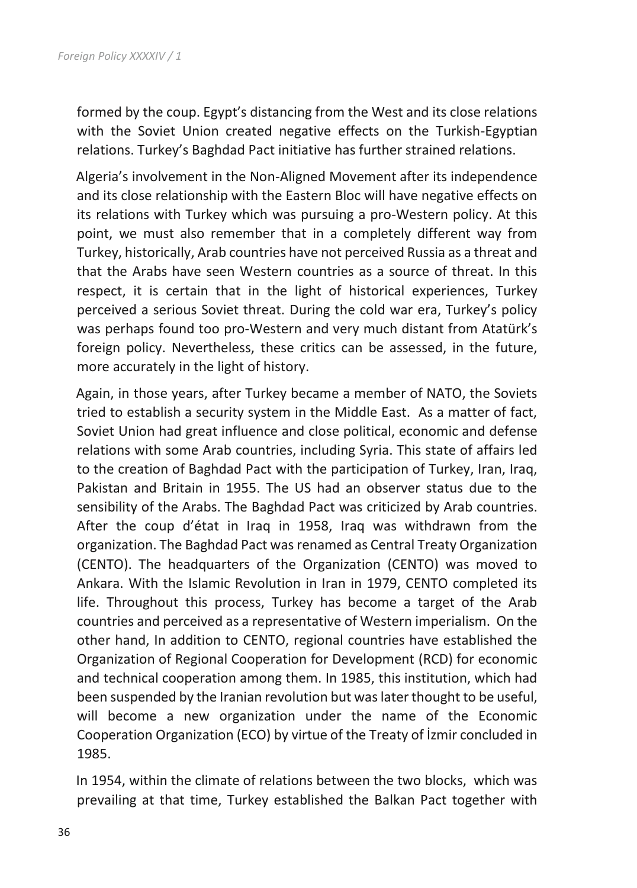formed by the coup. Egypt's distancing from the West and its close relations with the Soviet Union created negative effects on the Turkish-Egyptian relations. Turkey's Baghdad Pact initiative has further strained relations.

Algeria's involvement in the Non-Aligned Movement after its independence and its close relationship with the Eastern Bloc will have negative effects on its relations with Turkey which was pursuing a pro-Western policy. At this point, we must also remember that in a completely different way from Turkey, historically, Arab countries have not perceived Russia as a threat and that the Arabs have seen Western countries as a source of threat. In this respect, it is certain that in the light of historical experiences, Turkey perceived a serious Soviet threat. During the cold war era, Turkey's policy was perhaps found too pro-Western and very much distant from Atatürk's foreign policy. Nevertheless, these critics can be assessed, in the future, more accurately in the light of history.

Again, in those years, after Turkey became a member of NATO, the Soviets tried to establish a security system in the Middle East. As a matter of fact, Soviet Union had great influence and close political, economic and defense relations with some Arab countries, including Syria. This state of affairs led to the creation of Baghdad Pact with the participation of Turkey, Iran, Iraq, Pakistan and Britain in 1955. The US had an observer status due to the sensibility of the Arabs. The Baghdad Pact was criticized by Arab countries. After the coup d'état in Iraq in 1958, Iraq was withdrawn from the organization. The Baghdad Pact was renamed as Central Treaty Organization (CENTO). The headquarters of the Organization (CENTO) was moved to Ankara. With the Islamic Revolution in Iran in 1979, CENTO completed its life. Throughout this process, Turkey has become a target of the Arab countries and perceived as a representative of Western imperialism. On the other hand, In addition to CENTO, regional countries have established the Organization of Regional Cooperation for Development (RCD) for economic and technical cooperation among them. In 1985, this institution, which had been suspended by the Iranian revolution but was later thought to be useful, will become a new organization under the name of the Economic Cooperation Organization (ECO) by virtue of the Treaty of İzmir concluded in 1985.

In 1954, within the climate of relations between the two blocks, which was prevailing at that time, Turkey established the Balkan Pact together with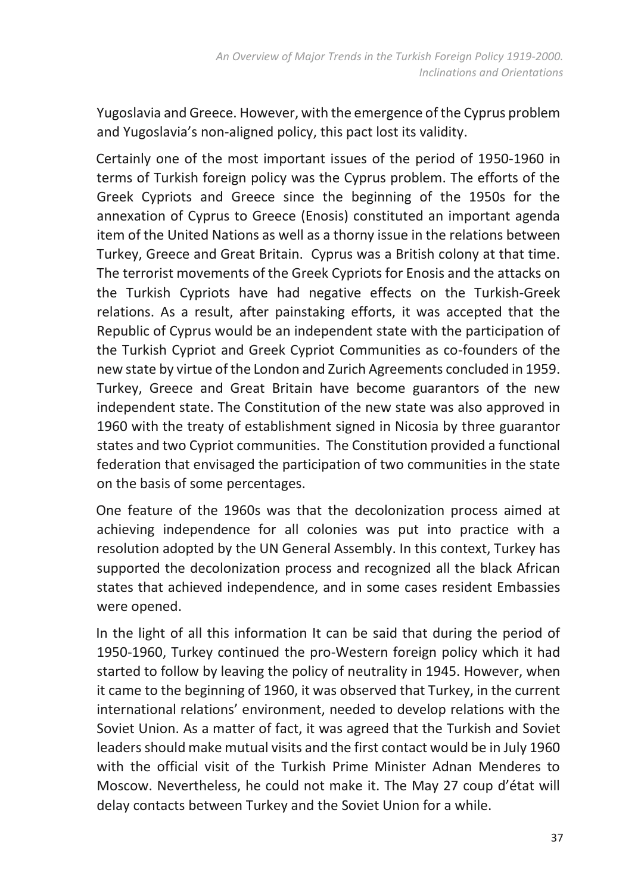Yugoslavia and Greece. However, with the emergence of the Cyprus problem and Yugoslavia's non-aligned policy, this pact lost its validity.

Certainly one of the most important issues of the period of 1950-1960 in terms of Turkish foreign policy was the Cyprus problem. The efforts of the Greek Cypriots and Greece since the beginning of the 1950s for the annexation of Cyprus to Greece (Enosis) constituted an important agenda item of the United Nations as well as a thorny issue in the relations between Turkey, Greece and Great Britain. Cyprus was a British colony at that time. The terrorist movements of the Greek Cypriots for Enosis and the attacks on the Turkish Cypriots have had negative effects on the Turkish-Greek relations. As a result, after painstaking efforts, it was accepted that the Republic of Cyprus would be an independent state with the participation of the Turkish Cypriot and Greek Cypriot Communities as co-founders of the new state by virtue of the London and Zurich Agreements concluded in 1959. Turkey, Greece and Great Britain have become guarantors of the new independent state. The Constitution of the new state was also approved in 1960 with the treaty of establishment signed in Nicosia by three guarantor states and two Cypriot communities. The Constitution provided a functional federation that envisaged the participation of two communities in the state on the basis of some percentages.

One feature of the 1960s was that the decolonization process aimed at achieving independence for all colonies was put into practice with a resolution adopted by the UN General Assembly. In this context, Turkey has supported the decolonization process and recognized all the black African states that achieved independence, and in some cases resident Embassies were opened.

In the light of all this information It can be said that during the period of 1950-1960, Turkey continued the pro-Western foreign policy which it had started to follow by leaving the policy of neutrality in 1945. However, when it came to the beginning of 1960, it was observed that Turkey, in the current international relations' environment, needed to develop relations with the Soviet Union. As a matter of fact, it was agreed that the Turkish and Soviet leaders should make mutual visits and the first contact would be in July 1960 with the official visit of the Turkish Prime Minister Adnan Menderes to Moscow. Nevertheless, he could not make it. The May 27 coup d'état will delay contacts between Turkey and the Soviet Union for a while.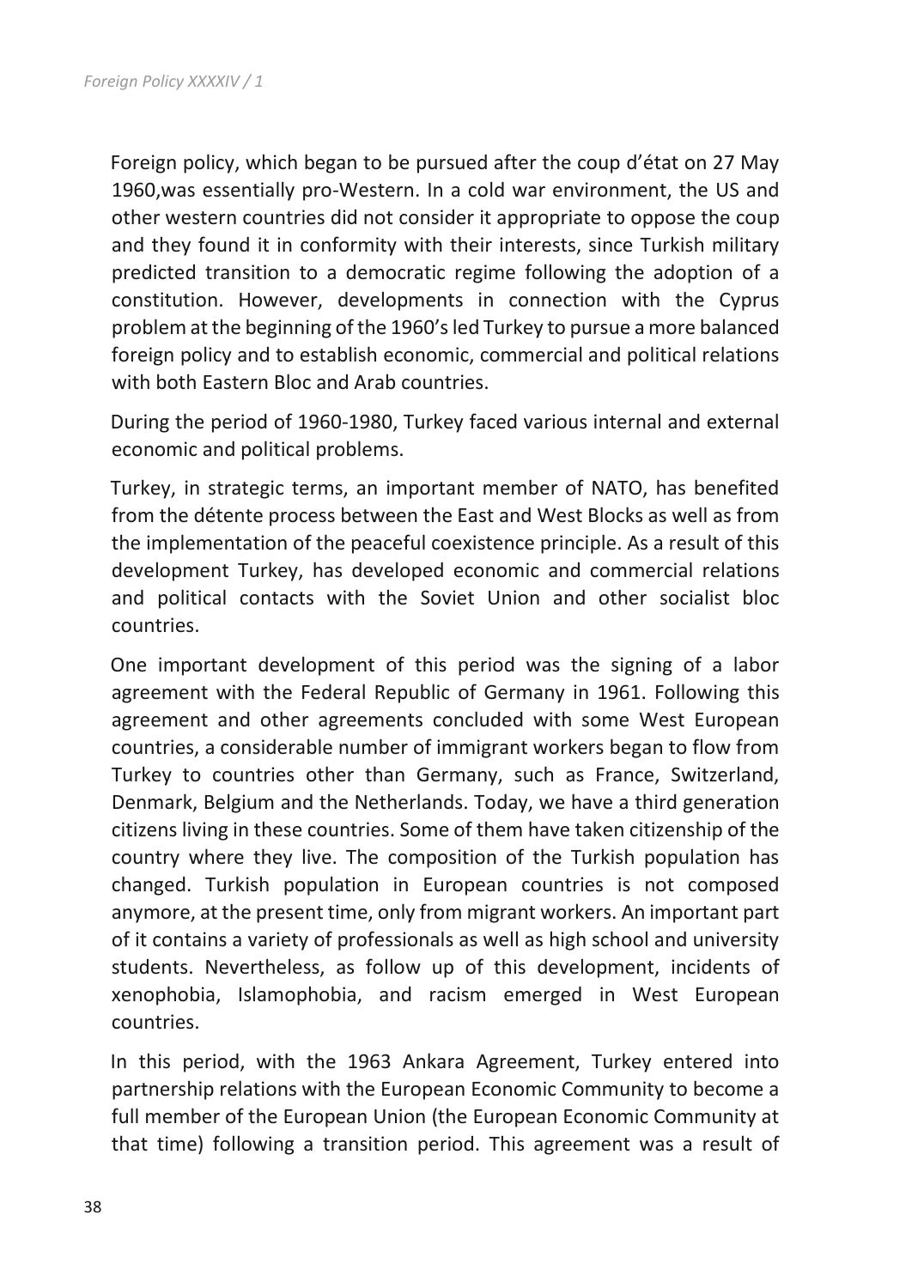Foreign policy, which began to be pursued after the coup d'état on 27 May 1960,was essentially pro-Western. In a cold war environment, the US and other western countries did not consider it appropriate to oppose the coup and they found it in conformity with their interests, since Turkish military predicted transition to a democratic regime following the adoption of a constitution. However, developments in connection with the Cyprus problem at the beginning of the 1960's led Turkey to pursue a more balanced foreign policy and to establish economic, commercial and political relations with both Eastern Bloc and Arab countries.

During the period of 1960-1980, Turkey faced various internal and external economic and political problems.

Turkey, in strategic terms, an important member of NATO, has benefited from the détente process between the East and West Blocks as well as from the implementation of the peaceful coexistence principle. As a result of this development Turkey, has developed economic and commercial relations and political contacts with the Soviet Union and other socialist bloc countries.

One important development of this period was the signing of a labor agreement with the Federal Republic of Germany in 1961. Following this agreement and other agreements concluded with some West European countries, a considerable number of immigrant workers began to flow from Turkey to countries other than Germany, such as France, Switzerland, Denmark, Belgium and the Netherlands. Today, we have a third generation citizens living in these countries. Some of them have taken citizenship of the country where they live. The composition of the Turkish population has changed. Turkish population in European countries is not composed anymore, at the present time, only from migrant workers. An important part of it contains a variety of professionals as well as high school and university students. Nevertheless, as follow up of this development, incidents of xenophobia, Islamophobia, and racism emerged in West European countries.

In this period, with the 1963 Ankara Agreement, Turkey entered into partnership relations with the European Economic Community to become a full member of the European Union (the European Economic Community at that time) following a transition period. This agreement was a result of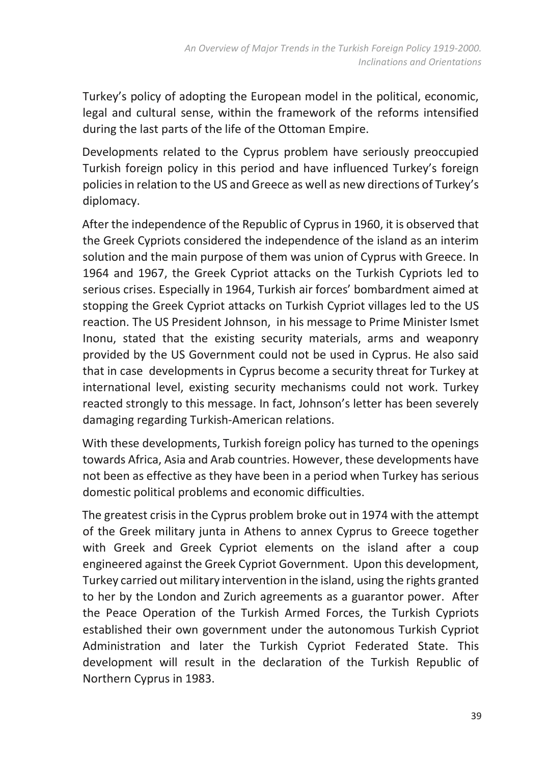Turkey's policy of adopting the European model in the political, economic, legal and cultural sense, within the framework of the reforms intensified during the last parts of the life of the Ottoman Empire.

Developments related to the Cyprus problem have seriously preoccupied Turkish foreign policy in this period and have influenced Turkey's foreign policies in relation to the US and Greece as well as new directions of Turkey's diplomacy.

After the independence of the Republic of Cyprus in 1960, it is observed that the Greek Cypriots considered the independence of the island as an interim solution and the main purpose of them was union of Cyprus with Greece. In 1964 and 1967, the Greek Cypriot attacks on the Turkish Cypriots led to serious crises. Especially in 1964, Turkish air forces' bombardment aimed at stopping the Greek Cypriot attacks on Turkish Cypriot villages led to the US reaction. The US President Johnson, in his message to Prime Minister Ismet Inonu, stated that the existing security materials, arms and weaponry provided by the US Government could not be used in Cyprus. He also said that in case developments in Cyprus become a security threat for Turkey at international level, existing security mechanisms could not work. Turkey reacted strongly to this message. In fact, Johnson's letter has been severely damaging regarding Turkish-American relations.

With these developments, Turkish foreign policy has turned to the openings towards Africa, Asia and Arab countries. However, these developments have not been as effective as they have been in a period when Turkey has serious domestic political problems and economic difficulties.

The greatest crisis in the Cyprus problem broke out in 1974 with the attempt of the Greek military junta in Athens to annex Cyprus to Greece together with Greek and Greek Cypriot elements on the island after a coup engineered against the Greek Cypriot Government. Upon this development, Turkey carried out military intervention in the island, using the rights granted to her by the London and Zurich agreements as a guarantor power. After the Peace Operation of the Turkish Armed Forces, the Turkish Cypriots established their own government under the autonomous Turkish Cypriot Administration and later the Turkish Cypriot Federated State. This development will result in the declaration of the Turkish Republic of Northern Cyprus in 1983.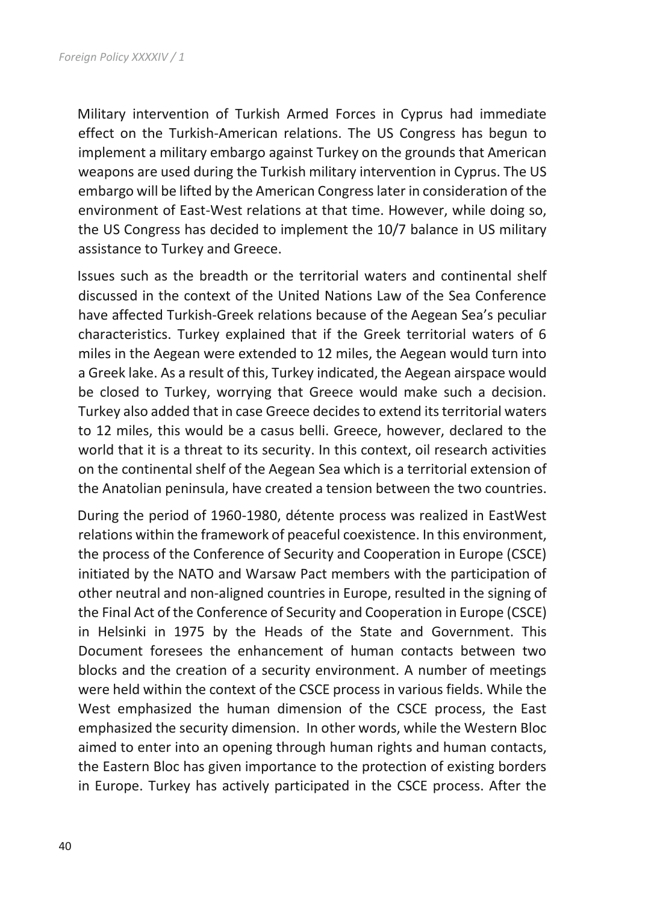Military intervention of Turkish Armed Forces in Cyprus had immediate effect on the Turkish-American relations. The US Congress has begun to implement a military embargo against Turkey on the grounds that American weapons are used during the Turkish military intervention in Cyprus. The US embargo will be lifted by the American Congress later in consideration of the environment of East-West relations at that time. However, while doing so, the US Congress has decided to implement the 10/7 balance in US military assistance to Turkey and Greece.

Issues such as the breadth or the territorial waters and continental shelf discussed in the context of the United Nations Law of the Sea Conference have affected Turkish-Greek relations because of the Aegean Sea's peculiar characteristics. Turkey explained that if the Greek territorial waters of 6 miles in the Aegean were extended to 12 miles, the Aegean would turn into a Greek lake. As a result of this, Turkey indicated, the Aegean airspace would be closed to Turkey, worrying that Greece would make such a decision. Turkey also added that in case Greece decides to extend its territorial waters to 12 miles, this would be a casus belli. Greece, however, declared to the world that it is a threat to its security. In this context, oil research activities on the continental shelf of the Aegean Sea which is a territorial extension of the Anatolian peninsula, have created a tension between the two countries.

During the period of 1960-1980, détente process was realized in EastWest relations within the framework of peaceful coexistence. In this environment, the process of the Conference of Security and Cooperation in Europe (CSCE) initiated by the NATO and Warsaw Pact members with the participation of other neutral and non-aligned countries in Europe, resulted in the signing of the Final Act of the Conference of Security and Cooperation in Europe (CSCE) in Helsinki in 1975 by the Heads of the State and Government. This Document foresees the enhancement of human contacts between two blocks and the creation of a security environment. A number of meetings were held within the context of the CSCE process in various fields. While the West emphasized the human dimension of the CSCE process, the East emphasized the security dimension. In other words, while the Western Bloc aimed to enter into an opening through human rights and human contacts, the Eastern Bloc has given importance to the protection of existing borders in Europe. Turkey has actively participated in the CSCE process. After the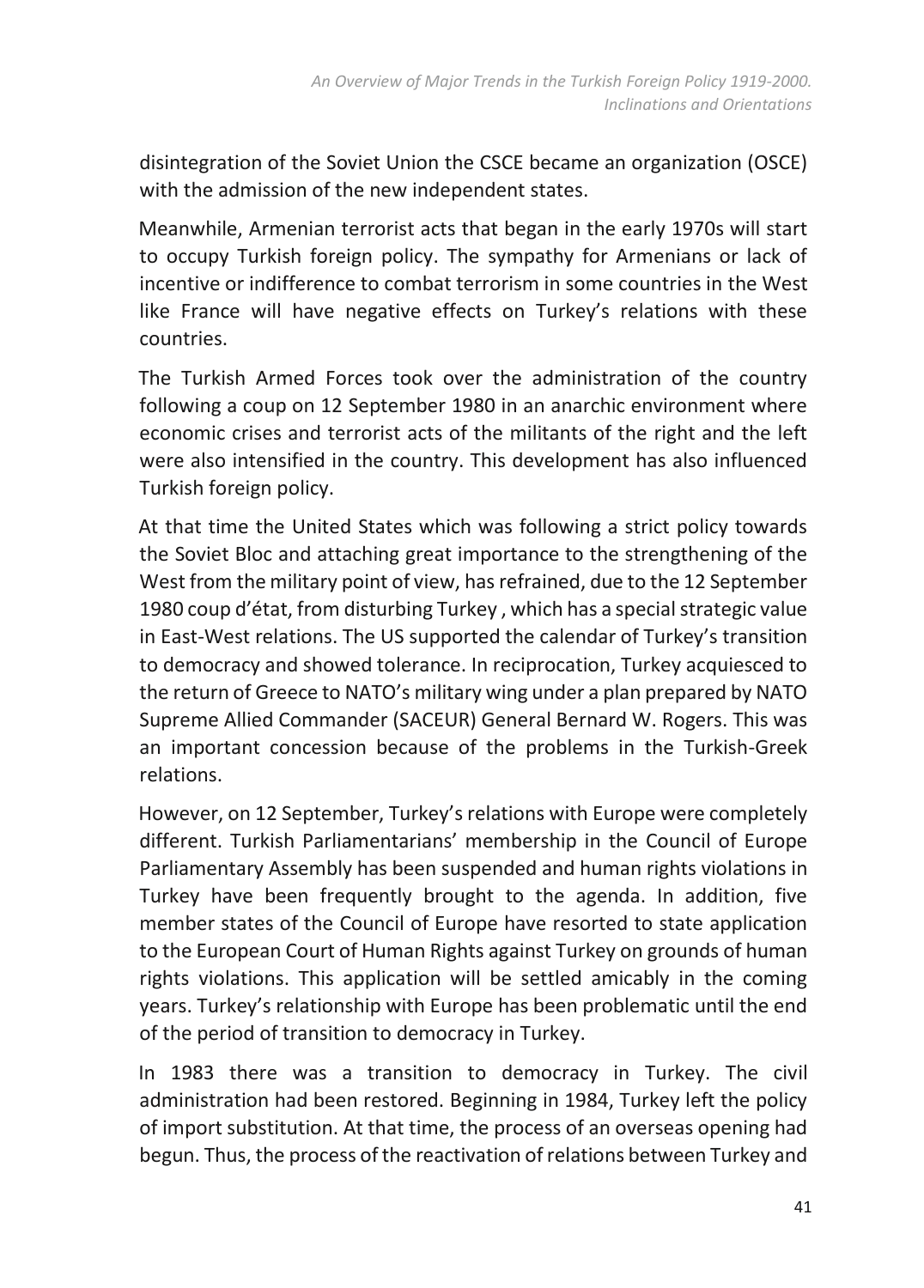disintegration of the Soviet Union the CSCE became an organization (OSCE) with the admission of the new independent states.

Meanwhile, Armenian terrorist acts that began in the early 1970s will start to occupy Turkish foreign policy. The sympathy for Armenians or lack of incentive or indifference to combat terrorism in some countries in the West like France will have negative effects on Turkey's relations with these countries.

The Turkish Armed Forces took over the administration of the country following a coup on 12 September 1980 in an anarchic environment where economic crises and terrorist acts of the militants of the right and the left were also intensified in the country. This development has also influenced Turkish foreign policy.

At that time the United States which was following a strict policy towards the Soviet Bloc and attaching great importance to the strengthening of the West from the military point of view, has refrained, due to the 12 September 1980 coup d'état, from disturbing Turkey , which has a special strategic value in East-West relations. The US supported the calendar of Turkey's transition to democracy and showed tolerance. In reciprocation, Turkey acquiesced to the return of Greece to NATO's military wing under a plan prepared by NATO Supreme Allied Commander (SACEUR) General Bernard W. Rogers. This was an important concession because of the problems in the Turkish-Greek relations.

However, on 12 September, Turkey's relations with Europe were completely different. Turkish Parliamentarians' membership in the Council of Europe Parliamentary Assembly has been suspended and human rights violations in Turkey have been frequently brought to the agenda. In addition, five member states of the Council of Europe have resorted to state application to the European Court of Human Rights against Turkey on grounds of human rights violations. This application will be settled amicably in the coming years. Turkey's relationship with Europe has been problematic until the end of the period of transition to democracy in Turkey.

In 1983 there was a transition to democracy in Turkey. The civil administration had been restored. Beginning in 1984, Turkey left the policy of import substitution. At that time, the process of an overseas opening had begun. Thus, the process of the reactivation of relations between Turkey and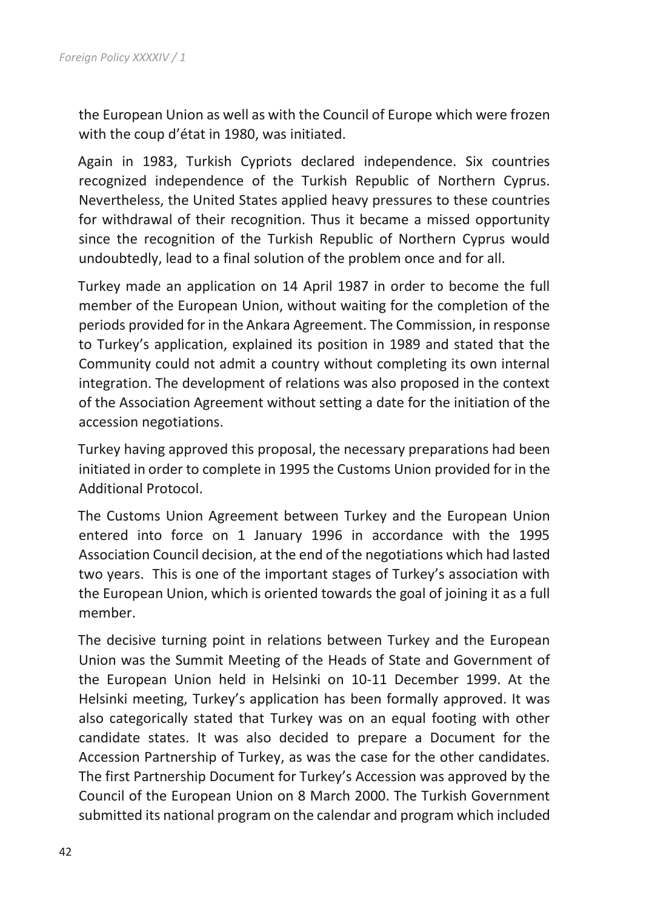the European Union as well as with the Council of Europe which were frozen with the coup d'état in 1980, was initiated.

Again in 1983, Turkish Cypriots declared independence. Six countries recognized independence of the Turkish Republic of Northern Cyprus. Nevertheless, the United States applied heavy pressures to these countries for withdrawal of their recognition. Thus it became a missed opportunity since the recognition of the Turkish Republic of Northern Cyprus would undoubtedly, lead to a final solution of the problem once and for all.

Turkey made an application on 14 April 1987 in order to become the full member of the European Union, without waiting for the completion of the periods provided for in the Ankara Agreement. The Commission, in response to Turkey's application, explained its position in 1989 and stated that the Community could not admit a country without completing its own internal integration. The development of relations was also proposed in the context of the Association Agreement without setting a date for the initiation of the accession negotiations.

Turkey having approved this proposal, the necessary preparations had been initiated in order to complete in 1995 the Customs Union provided for in the Additional Protocol.

The Customs Union Agreement between Turkey and the European Union entered into force on 1 January 1996 in accordance with the 1995 Association Council decision, at the end of the negotiations which had lasted two years. This is one of the important stages of Turkey's association with the European Union, which is oriented towards the goal of joining it as a full member.

The decisive turning point in relations between Turkey and the European Union was the Summit Meeting of the Heads of State and Government of the European Union held in Helsinki on 10-11 December 1999. At the Helsinki meeting, Turkey's application has been formally approved. It was also categorically stated that Turkey was on an equal footing with other candidate states. It was also decided to prepare a Document for the Accession Partnership of Turkey, as was the case for the other candidates. The first Partnership Document for Turkey's Accession was approved by the Council of the European Union on 8 March 2000. The Turkish Government submitted its national program on the calendar and program which included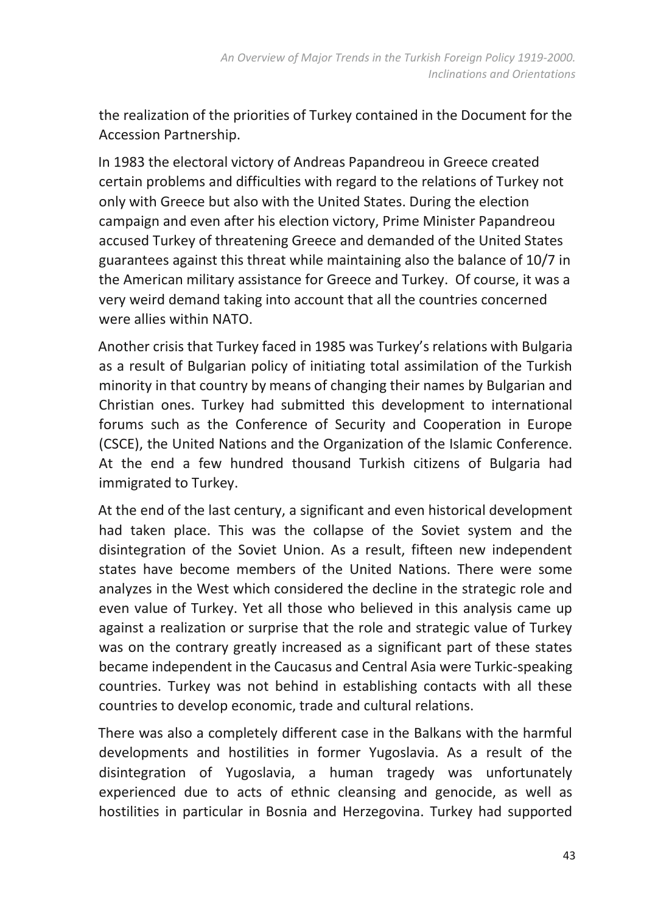the realization of the priorities of Turkey contained in the Document for the Accession Partnership.

In 1983 the electoral victory of Andreas Papandreou in Greece created certain problems and difficulties with regard to the relations of Turkey not only with Greece but also with the United States. During the election campaign and even after his election victory, Prime Minister Papandreou accused Turkey of threatening Greece and demanded of the United States guarantees against this threat while maintaining also the balance of 10/7 in the American military assistance for Greece and Turkey. Of course, it was a very weird demand taking into account that all the countries concerned were allies within NATO.

Another crisis that Turkey faced in 1985 was Turkey's relations with Bulgaria as a result of Bulgarian policy of initiating total assimilation of the Turkish minority in that country by means of changing their names by Bulgarian and Christian ones. Turkey had submitted this development to international forums such as the Conference of Security and Cooperation in Europe (CSCE), the United Nations and the Organization of the Islamic Conference. At the end a few hundred thousand Turkish citizens of Bulgaria had immigrated to Turkey.

At the end of the last century, a significant and even historical development had taken place. This was the collapse of the Soviet system and the disintegration of the Soviet Union. As a result, fifteen new independent states have become members of the United Nations. There were some analyzes in the West which considered the decline in the strategic role and even value of Turkey. Yet all those who believed in this analysis came up against a realization or surprise that the role and strategic value of Turkey was on the contrary greatly increased as a significant part of these states became independent in the Caucasus and Central Asia were Turkic-speaking countries. Turkey was not behind in establishing contacts with all these countries to develop economic, trade and cultural relations.

There was also a completely different case in the Balkans with the harmful developments and hostilities in former Yugoslavia. As a result of the disintegration of Yugoslavia, a human tragedy was unfortunately experienced due to acts of ethnic cleansing and genocide, as well as hostilities in particular in Bosnia and Herzegovina. Turkey had supported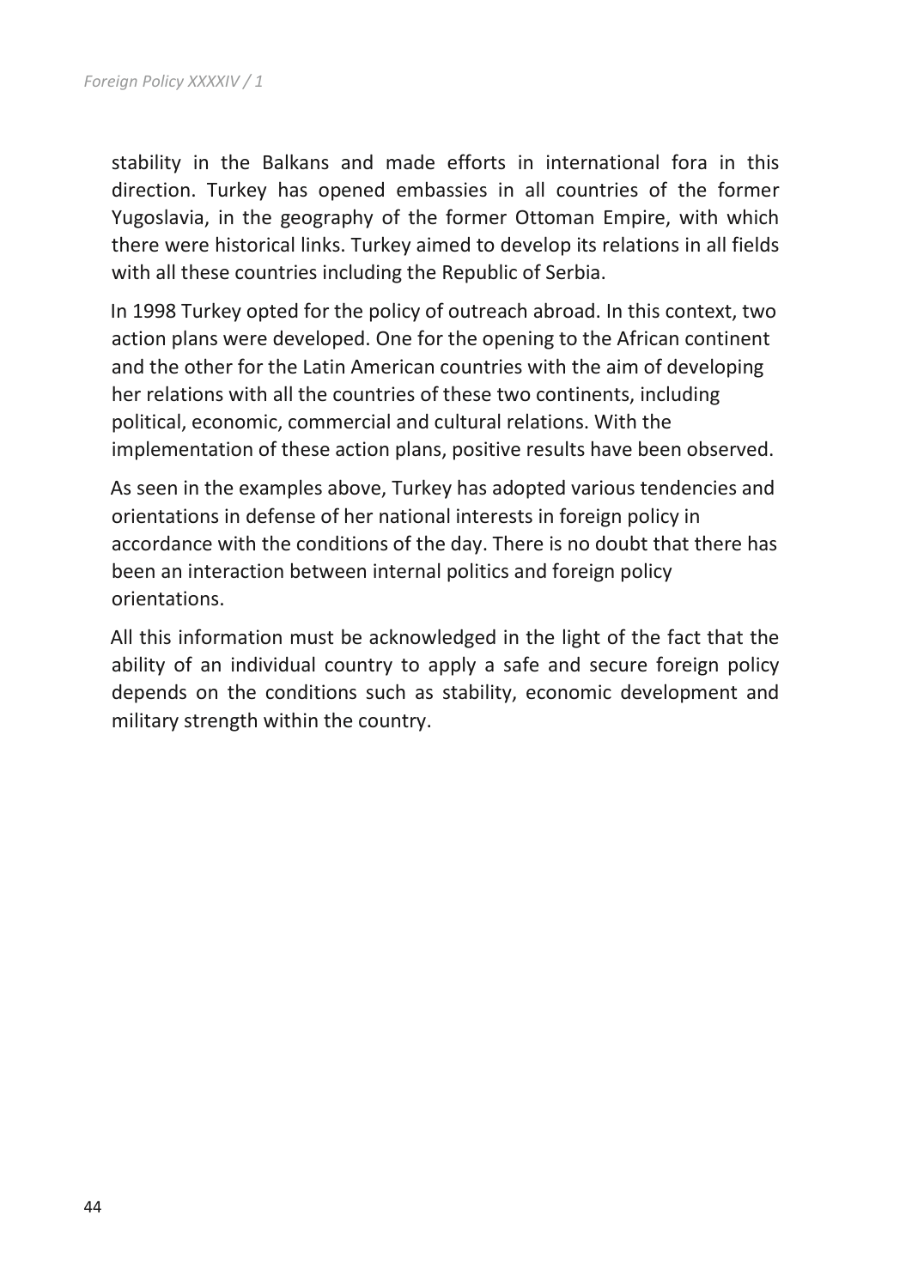stability in the Balkans and made efforts in international fora in this direction. Turkey has opened embassies in all countries of the former Yugoslavia, in the geography of the former Ottoman Empire, with which there were historical links. Turkey aimed to develop its relations in all fields with all these countries including the Republic of Serbia.

In 1998 Turkey opted for the policy of outreach abroad. In this context, two action plans were developed. One for the opening to the African continent and the other for the Latin American countries with the aim of developing her relations with all the countries of these two continents, including political, economic, commercial and cultural relations. With the implementation of these action plans, positive results have been observed.

As seen in the examples above, Turkey has adopted various tendencies and orientations in defense of her national interests in foreign policy in accordance with the conditions of the day. There is no doubt that there has been an interaction between internal politics and foreign policy orientations.

All this information must be acknowledged in the light of the fact that the ability of an individual country to apply a safe and secure foreign policy depends on the conditions such as stability, economic development and military strength within the country.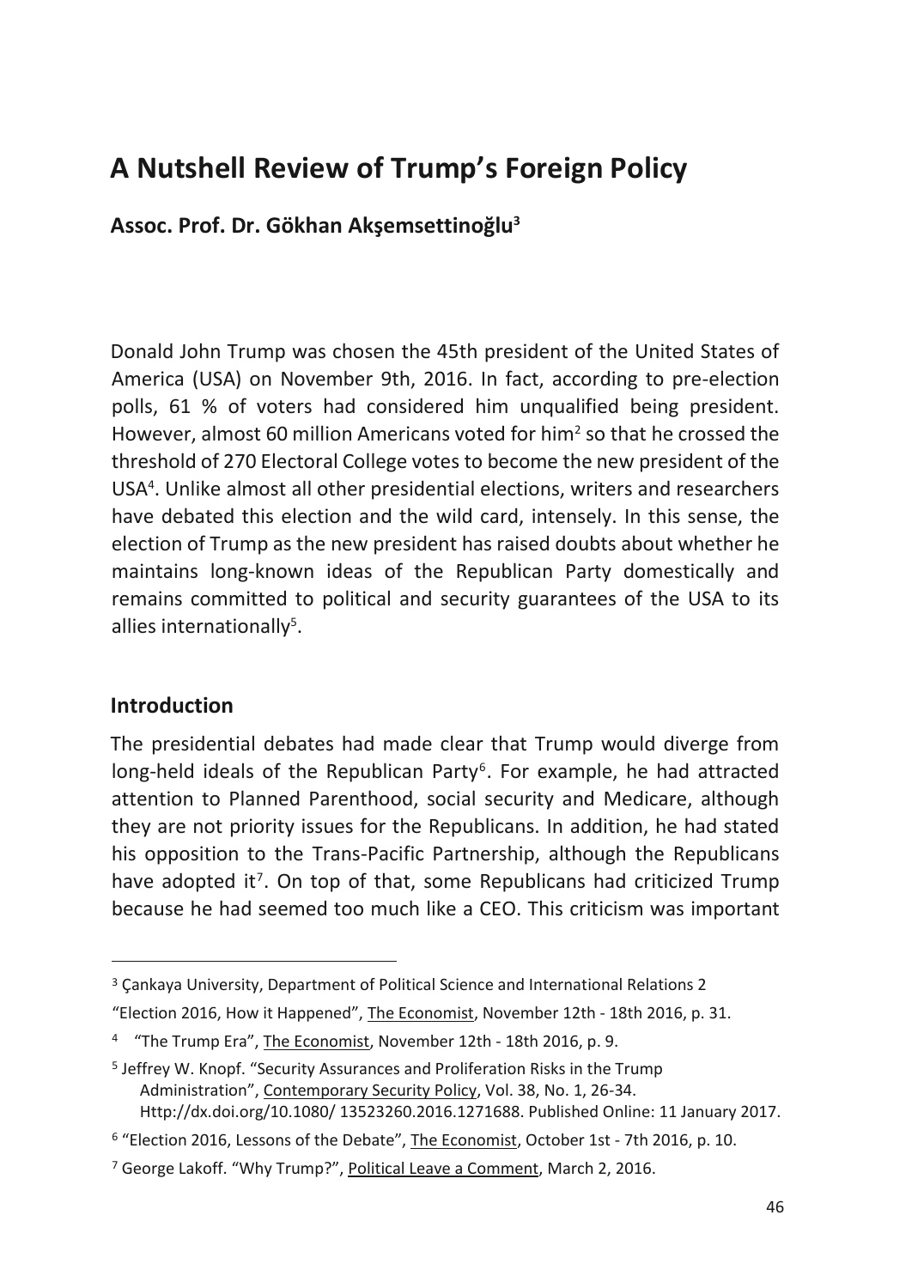# A Nutshell Review of Trump's Foreign Policy

**Assoc. Prof. Dr. Gökhan Akşemsettinoğlu[3]**

Donald John Trump was chosen the 45th president of the United States of America (USA) on November 9th, 2016. In fact, according to pre-election polls, 61 % of voters had considered him unqualified being president. However, almost 60 million Americans voted for him[2] so that he crossed the threshold of 270 Electoral College votes to become the new president of the USA[4]. Unlike almost all other presidential elections, writers and researchers have debated this election and the wild card, intensely. In this sense, the election of Trump as the new president has raised doubts about whether he maintains long-known ideas of the Republican Party domestically and remains committed to political and security guarantees of the USA to its allies internationally[5].

## Introduction

The presidential debates had made clear that Trump would diverge from long-held ideals of the Republican Party[6]. For example, he had attracted attention to Planned Parenthood, social security and Medicare, although they are not priority issues for the Republicans. In addition, he had stated his opposition to the Trans-Pacific Partnership, although the Republicans have adopted it[7]. On top of that, some Republicans had criticized Trump because he had seemed too much like a CEO. This criticism was important

---

[3] Çankaya University, Department of Political Science and International Relations 2

"Election 2016, How it Happened", The Economist, November 12th - 18th 2016, p. 31.

[4] "The Trump Era", The Economist, November 12th - 18th 2016, p. 9.

[5] Jeffrey W. Knopf. "Security Assurances and Proliferation Risks in the Trump Administration", Contemporary Security Policy, Vol. 38, No. 1, 26-34. Http://dx.doi.org/10.1080/ 13523260.2016.1271688. Published Online: 11 January 2017.

[6] "Election 2016, Lessons of the Debate", The Economist, October 1st - 7th 2016, p. 10.

[7] George Lakoff. "Why Trump?", Political Leave a Comment, March 2, 2016.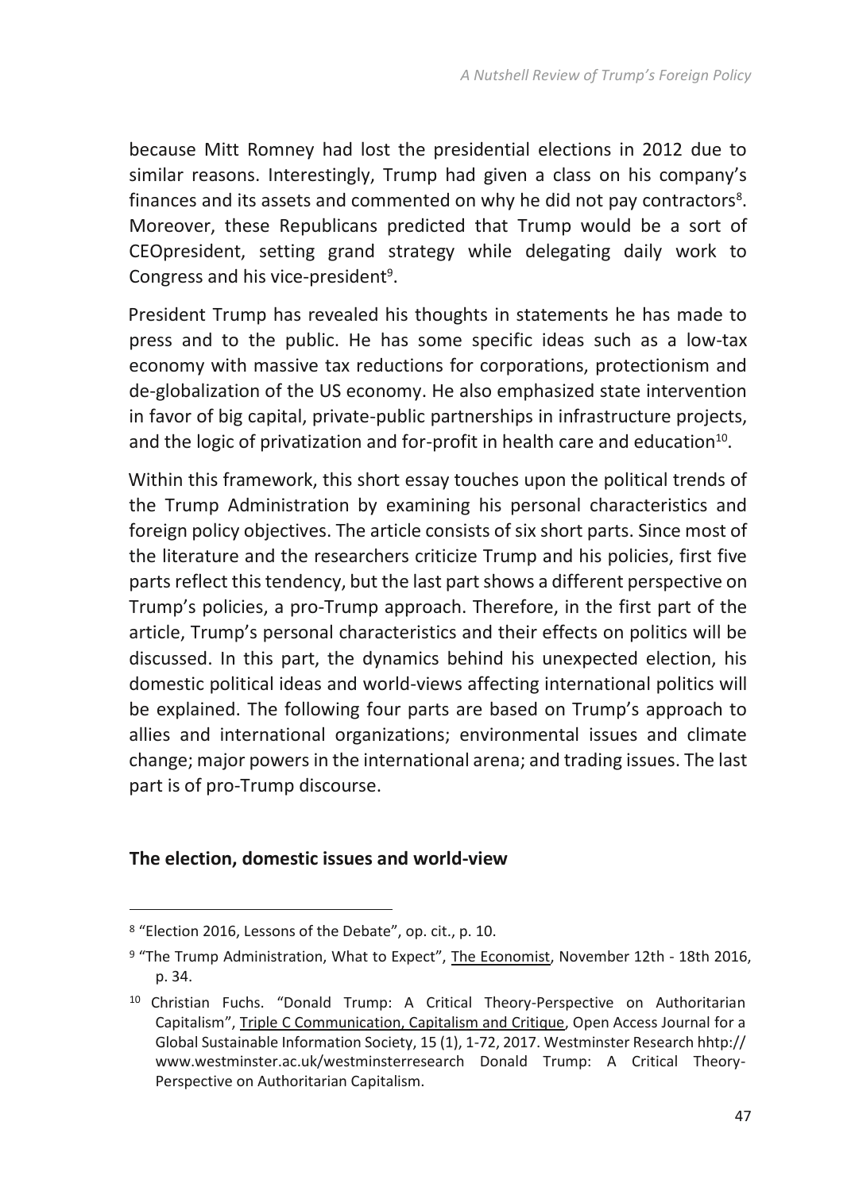because Mitt Romney had lost the presidential elections in 2012 due to similar reasons. Interestingly, Trump had given a class on his company's finances and its assets and commented on why he did not pay contractors[8]. Moreover, these Republicans predicted that Trump would be a sort of CEOpresident, setting grand strategy while delegating daily work to Congress and his vice-president[9].

President Trump has revealed his thoughts in statements he has made to press and to the public. He has some specific ideas such as a low-tax economy with massive tax reductions for corporations, protectionism and de-globalization of the US economy. He also emphasized state intervention in favor of big capital, private-public partnerships in infrastructure projects, and the logic of privatization and for-profit in health care and education[10].

Within this framework, this short essay touches upon the political trends of the Trump Administration by examining his personal characteristics and foreign policy objectives. The article consists of six short parts. Since most of the literature and the researchers criticize Trump and his policies, first five parts reflect this tendency, but the last part shows a different perspective on Trump's policies, a pro-Trump approach. Therefore, in the first part of the article, Trump's personal characteristics and their effects on politics will be discussed. In this part, the dynamics behind his unexpected election, his domestic political ideas and world-views affecting international politics will be explained. The following four parts are based on Trump's approach to allies and international organizations; environmental issues and climate change; major powers in the international arena; and trading issues. The last part is of pro-Trump discourse.

## The election, domestic issues and world-view

---

[8] "Election 2016, Lessons of the Debate", op. cit., p. 10.

[9] "The Trump Administration, What to Expect", The Economist, November 12th - 18th 2016, p. 34.

[10] Christian Fuchs. "Donald Trump: A Critical Theory-Perspective on Authoritarian Capitalism", Triple C Communication, Capitalism and Critique, Open Access Journal for a Global Sustainable Information Society, 15 (1), 1-72, 2017. Westminster Research hhtp:// www.westminster.ac.uk/westminsterresearch Donald Trump: A Critical Theory-Perspective on Authoritarian Capitalism.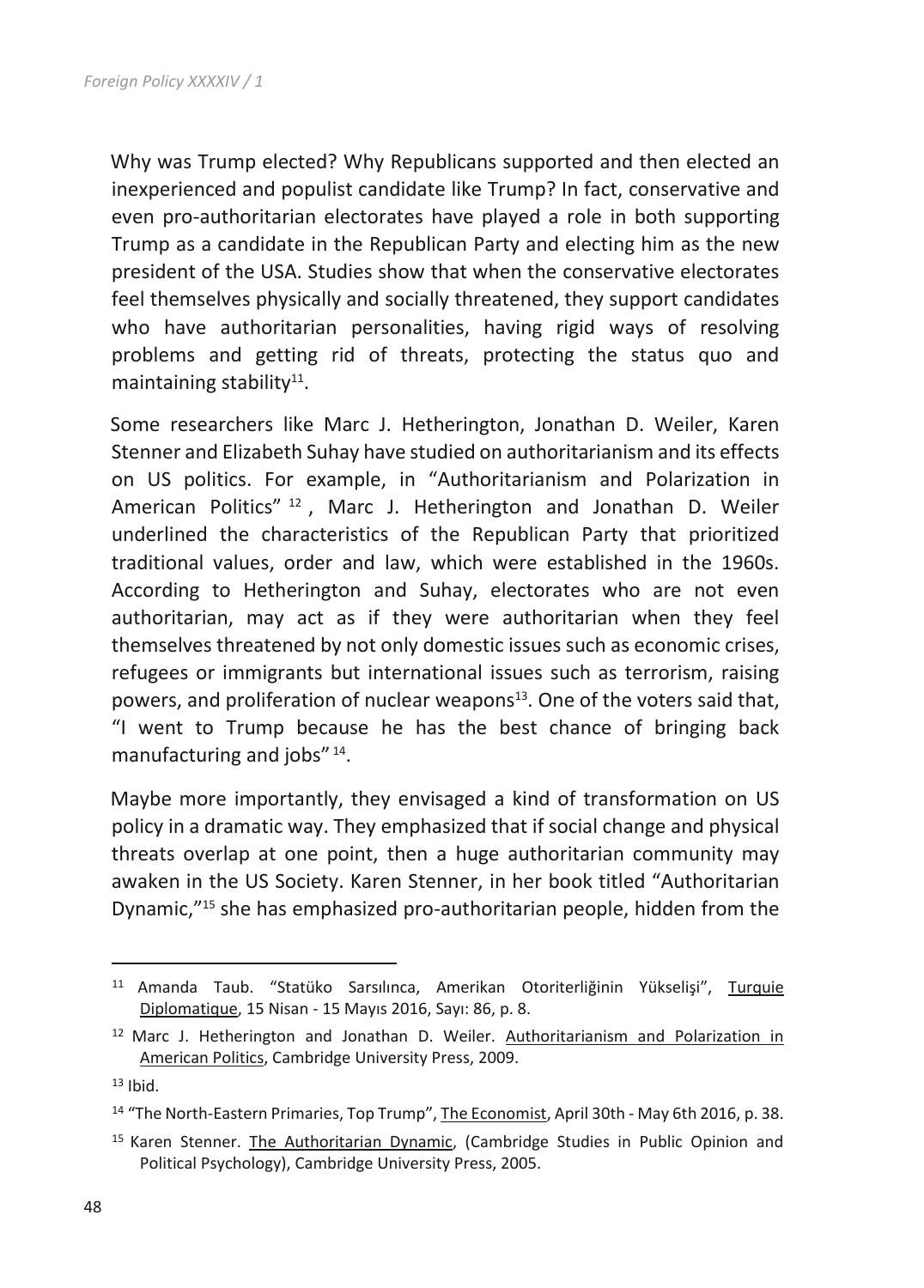Why was Trump elected? Why Republicans supported and then elected an inexperienced and populist candidate like Trump? In fact, conservative and even pro-authoritarian electorates have played a role in both supporting Trump as a candidate in the Republican Party and electing him as the new president of the USA. Studies show that when the conservative electorates feel themselves physically and socially threatened, they support candidates who have authoritarian personalities, having rigid ways of resolving problems and getting rid of threats, protecting the status quo and maintaining stability[11].

Some researchers like Marc J. Hetherington, Jonathan D. Weiler, Karen Stenner and Elizabeth Suhay have studied on authoritarianism and its effects on US politics. For example, in "Authoritarianism and Polarization in American Politics"[12], Marc J. Hetherington and Jonathan D. Weiler underlined the characteristics of the Republican Party that prioritized traditional values, order and law, which were established in the 1960s. According to Hetherington and Suhay, electorates who are not even authoritarian, may act as if they were authoritarian when they feel themselves threatened by not only domestic issues such as economic crises, refugees or immigrants but international issues such as terrorism, raising powers, and proliferation of nuclear weapons[13]. One of the voters said that, "I went to Trump because he has the best chance of bringing back manufacturing and jobs"[14].

Maybe more importantly, they envisaged a kind of transformation on US policy in a dramatic way. They emphasized that if social change and physical threats overlap at one point, then a huge authoritarian community may awaken in the US Society. Karen Stenner, in her book titled "Authoritarian Dynamic,"[15] she has emphasized pro-authoritarian people, hidden from the

---

[11] Amanda Taub. "Statüko Sarsılınca, Amerikan Otoriterliğinin Yükselişi", Turquie Diplomatique, 15 Nisan - 15 Mayıs 2016, Sayı: 86, p. 8.

[12] Marc J. Hetherington and Jonathan D. Weiler. Authoritarianism and Polarization in American Politics, Cambridge University Press, 2009.

[13] Ibid.

[14] "The North-Eastern Primaries, Top Trump", The Economist, April 30th - May 6th 2016, p. 38.

[15] Karen Stenner. The Authoritarian Dynamic, (Cambridge Studies in Public Opinion and Political Psychology), Cambridge University Press, 2005.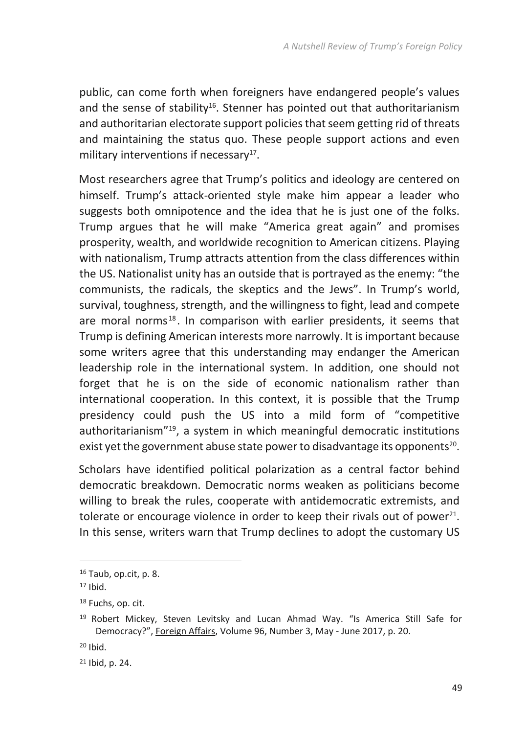public, can come forth when foreigners have endangered people's values and the sense of stability[16]. Stenner has pointed out that authoritarianism and authoritarian electorate support policies that seem getting rid of threats and maintaining the status quo. These people support actions and even military interventions if necessary[17].

Most researchers agree that Trump's politics and ideology are centered on himself. Trump's attack-oriented style make him appear a leader who suggests both omnipotence and the idea that he is just one of the folks. Trump argues that he will make "America great again" and promises prosperity, wealth, and worldwide recognition to American citizens. Playing with nationalism, Trump attracts attention from the class differences within the US. Nationalist unity has an outside that is portrayed as the enemy: "the communists, the radicals, the skeptics and the Jews". In Trump's world, survival, toughness, strength, and the willingness to fight, lead and compete are moral norms[18]. In comparison with earlier presidents, it seems that Trump is defining American interests more narrowly. It is important because some writers agree that this understanding may endanger the American leadership role in the international system. In addition, one should not forget that he is on the side of economic nationalism rather than international cooperation. In this context, it is possible that the Trump presidency could push the US into a mild form of "competitive authoritarianism"[19], a system in which meaningful democratic institutions exist yet the government abuse state power to disadvantage its opponents[20].

Scholars have identified political polarization as a central factor behind democratic breakdown. Democratic norms weaken as politicians become willing to break the rules, cooperate with antidemocratic extremists, and tolerate or encourage violence in order to keep their rivals out of power[21]. In this sense, writers warn that Trump declines to adopt the customary US

---

[16] Taub, op.cit, p. 8.

[17] Ibid.

[18] Fuchs, op. cit.

[19] Robert Mickey, Steven Levitsky and Lucan Ahmad Way. "Is America Still Safe for Democracy?", Foreign Affairs, Volume 96, Number 3, May - June 2017, p. 20.

[20] Ibid.

[21] Ibid, p. 24.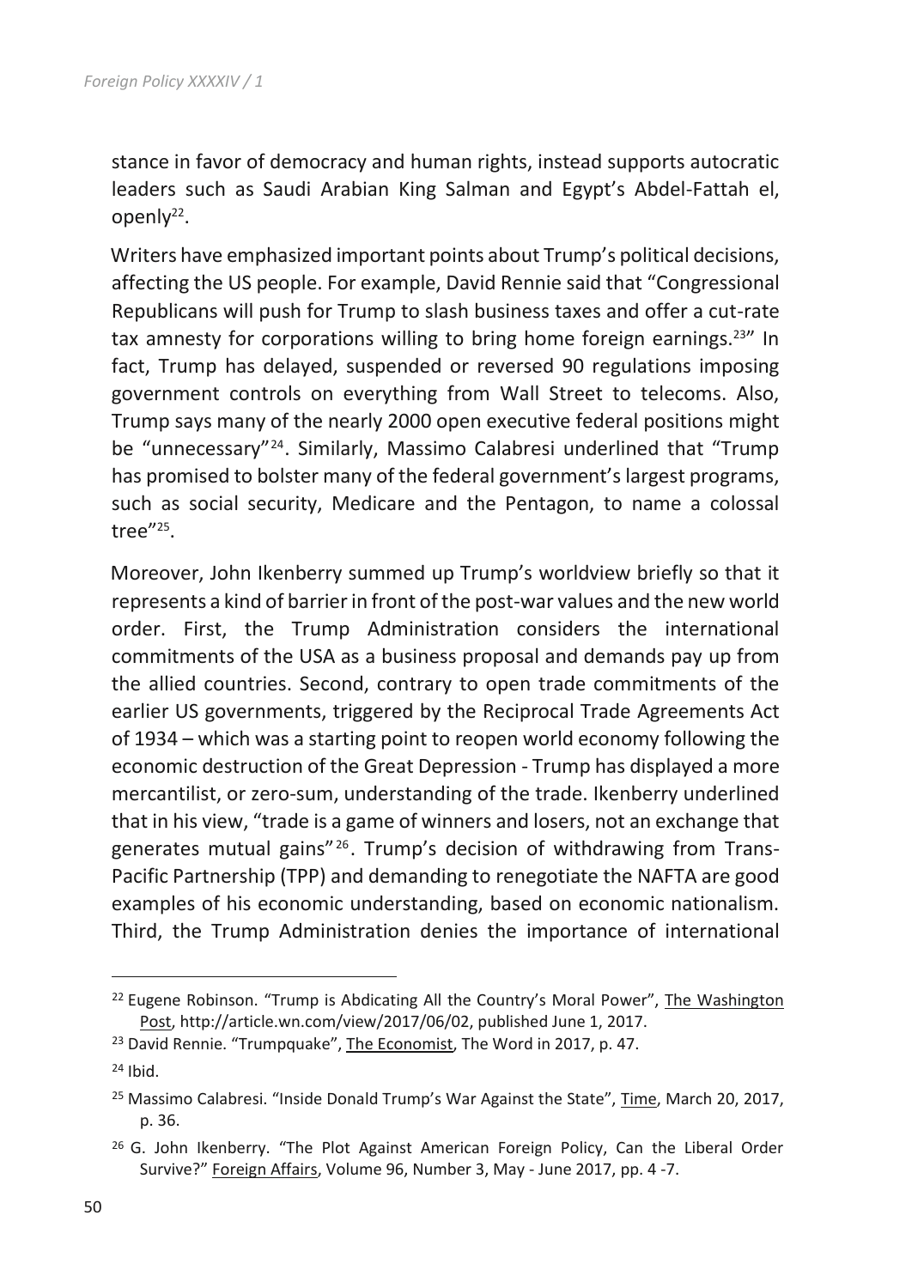stance in favor of democracy and human rights, instead supports autocratic leaders such as Saudi Arabian King Salman and Egypt's Abdel-Fattah el, openly[22].

Writers have emphasized important points about Trump's political decisions, affecting the US people. For example, David Rennie said that "Congressional Republicans will push for Trump to slash business taxes and offer a cut-rate tax amnesty for corporations willing to bring home foreign earnings.[23]" In fact, Trump has delayed, suspended or reversed 90 regulations imposing government controls on everything from Wall Street to telecoms. Also, Trump says many of the nearly 2000 open executive federal positions might be "unnecessary"[24]. Similarly, Massimo Calabresi underlined that "Trump has promised to bolster many of the federal government's largest programs, such as social security, Medicare and the Pentagon, to name a colossal tree"[25].

Moreover, John Ikenberry summed up Trump's worldview briefly so that it represents a kind of barrier in front of the post-war values and the new world order. First, the Trump Administration considers the international commitments of the USA as a business proposal and demands pay up from the allied countries. Second, contrary to open trade commitments of the earlier US governments, triggered by the Reciprocal Trade Agreements Act of 1934 – which was a starting point to reopen world economy following the economic destruction of the Great Depression - Trump has displayed a more mercantilist, or zero-sum, understanding of the trade. Ikenberry underlined that in his view, "trade is a game of winners and losers, not an exchange that generates mutual gains"[26]. Trump's decision of withdrawing from Trans-Pacific Partnership (TPP) and demanding to renegotiate the NAFTA are good examples of his economic understanding, based on economic nationalism. Third, the Trump Administration denies the importance of international

---

[22] Eugene Robinson. "Trump is Abdicating All the Country's Moral Power", The Washington Post, http://article.wn.com/view/2017/06/02, published June 1, 2017.

[23] David Rennie. "Trumpquake", The Economist, The Word in 2017, p. 47.

[24] Ibid.

[25] Massimo Calabresi. "Inside Donald Trump's War Against the State", Time, March 20, 2017, p. 36.

[26] G. John Ikenberry. "The Plot Against American Foreign Policy, Can the Liberal Order Survive?" Foreign Affairs, Volume 96, Number 3, May - June 2017, pp. 4 -7.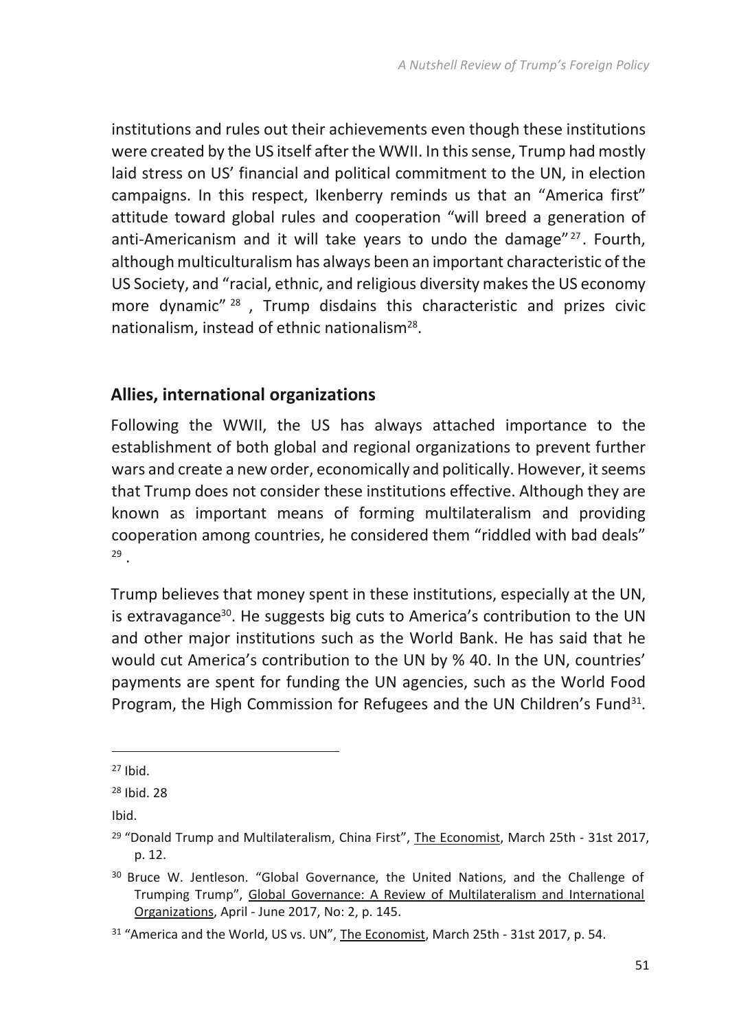institutions and rules out their achievements even though these institutions were created by the US itself after the WWII. In this sense, Trump had mostly laid stress on US' financial and political commitment to the UN, in election campaigns. In this respect, Ikenberry reminds us that an "America first" attitude toward global rules and cooperation "will breed a generation of anti-Americanism and it will take years to undo the damage"[27]. Fourth, although multiculturalism has always been an important characteristic of the US Society, and "racial, ethnic, and religious diversity makes the US economy more dynamic"[28], Trump disdains this characteristic and prizes civic nationalism, instead of ethnic nationalism[28].

## Allies, international organizations

Following the WWII, the US has always attached importance to the establishment of both global and regional organizations to prevent further wars and create a new order, economically and politically. However, it seems that Trump does not consider these institutions effective. Although they are known as important means of forming multilateralism and providing cooperation among countries, he considered them "riddled with bad deals"[29].

Trump believes that money spent in these institutions, especially at the UN, is extravagance[30]. He suggests big cuts to America's contribution to the UN and other major institutions such as the World Bank. He has said that he would cut America's contribution to the UN by % 40. In the UN, countries' payments are spent for funding the UN agencies, such as the World Food Program, the High Commission for Refugees and the UN Children's Fund[31].

---

[27] Ibid.

[28] Ibid. 28

Ibid.

[29] "Donald Trump and Multilateralism, China First", The Economist, March 25th - 31st 2017, p. 12.

[30] Bruce W. Jentleson. "Global Governance, the United Nations, and the Challenge of Trumping Trump", Global Governance: A Review of Multilateralism and International Organizations, April - June 2017, No: 2, p. 145.

[31] "America and the World, US vs. UN", The Economist, March 25th - 31st 2017, p. 54.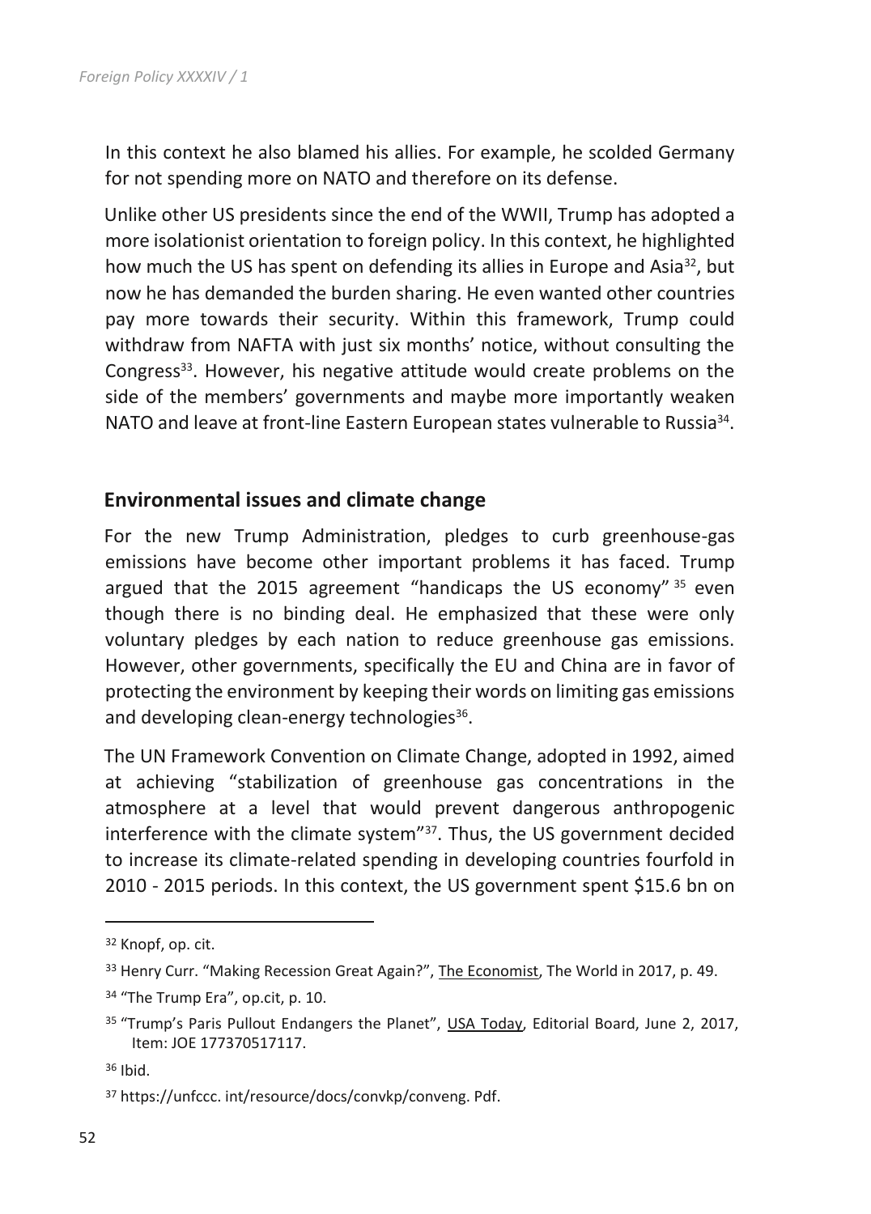In this context he also blamed his allies. For example, he scolded Germany for not spending more on NATO and therefore on its defense.

Unlike other US presidents since the end of the WWII, Trump has adopted a more isolationist orientation to foreign policy. In this context, he highlighted how much the US has spent on defending its allies in Europe and Asia[32], but now he has demanded the burden sharing. He even wanted other countries pay more towards their security. Within this framework, Trump could withdraw from NAFTA with just six months' notice, without consulting the Congress[33]. However, his negative attitude would create problems on the side of the members' governments and maybe more importantly weaken NATO and leave at front-line Eastern European states vulnerable to Russia[34].

## Environmental issues and climate change

For the new Trump Administration, pledges to curb greenhouse-gas emissions have become other important problems it has faced. Trump argued that the 2015 agreement "handicaps the US economy" [35] even though there is no binding deal. He emphasized that these were only voluntary pledges by each nation to reduce greenhouse gas emissions. However, other governments, specifically the EU and China are in favor of protecting the environment by keeping their words on limiting gas emissions and developing clean-energy technologies[36].

The UN Framework Convention on Climate Change, adopted in 1992, aimed at achieving "stabilization of greenhouse gas concentrations in the atmosphere at a level that would prevent dangerous anthropogenic interference with the climate system"[37]. Thus, the US government decided to increase its climate-related spending in developing countries fourfold in 2010 - 2015 periods. In this context, the US government spent $15.6 bn on

---

[32] Knopf, op. cit.

[33] Henry Curr. "Making Recession Great Again?", The Economist, The World in 2017, p. 49.

[34] "The Trump Era", op.cit, p. 10.

[35] "Trump's Paris Pullout Endangers the Planet", USA Today, Editorial Board, June 2, 2017, Item: JOE 177370517117.

[36] Ibid.

[37] https://unfccc. int/resource/docs/convkp/conveng. Pdf.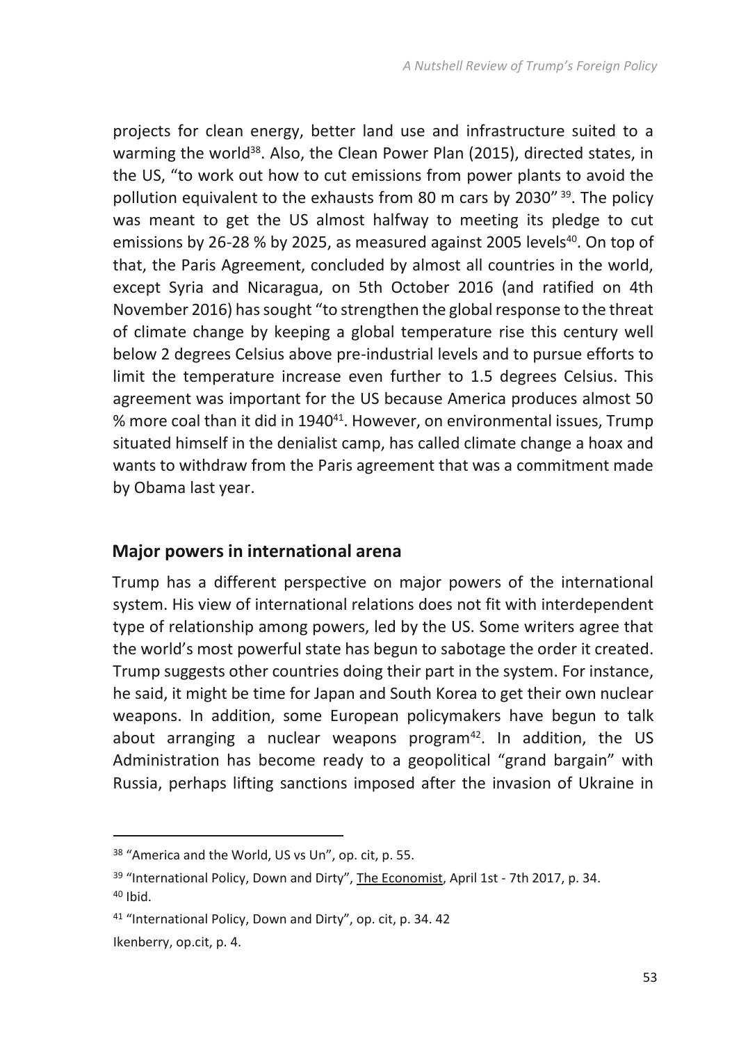projects for clean energy, better land use and infrastructure suited to a warming the world[38]. Also, the Clean Power Plan (2015), directed states, in the US, "to work out how to cut emissions from power plants to avoid the pollution equivalent to the exhausts from 80 m cars by 2030" [39]. The policy was meant to get the US almost halfway to meeting its pledge to cut emissions by 26-28 % by 2025, as measured against 2005 levels[40]. On top of that, the Paris Agreement, concluded by almost all countries in the world, except Syria and Nicaragua, on 5th October 2016 (and ratified on 4th November 2016) has sought "to strengthen the global response to the threat of climate change by keeping a global temperature rise this century well below 2 degrees Celsius above pre-industrial levels and to pursue efforts to limit the temperature increase even further to 1.5 degrees Celsius. This agreement was important for the US because America produces almost 50 % more coal than it did in 1940[41]. However, on environmental issues, Trump situated himself in the denialist camp, has called climate change a hoax and wants to withdraw from the Paris agreement that was a commitment made by Obama last year.

## Major powers in international arena

Trump has a different perspective on major powers of the international system. His view of international relations does not fit with interdependent type of relationship among powers, led by the US. Some writers agree that the world's most powerful state has begun to sabotage the order it created. Trump suggests other countries doing their part in the system. For instance, he said, it might be time for Japan and South Korea to get their own nuclear weapons. In addition, some European policymakers have begun to talk about arranging a nuclear weapons program[42]. In addition, the US Administration has become ready to a geopolitical "grand bargain" with Russia, perhaps lifting sanctions imposed after the invasion of Ukraine in

---

[38] "America and the World, US vs Un", op. cit, p. 55.

[39] "International Policy, Down and Dirty", The Economist, April 1st - 7th 2017, p. 34.

[40] Ibid.

[41] "International Policy, Down and Dirty", op. cit, p. 34. 42

Ikenberry, op.cit, p. 4.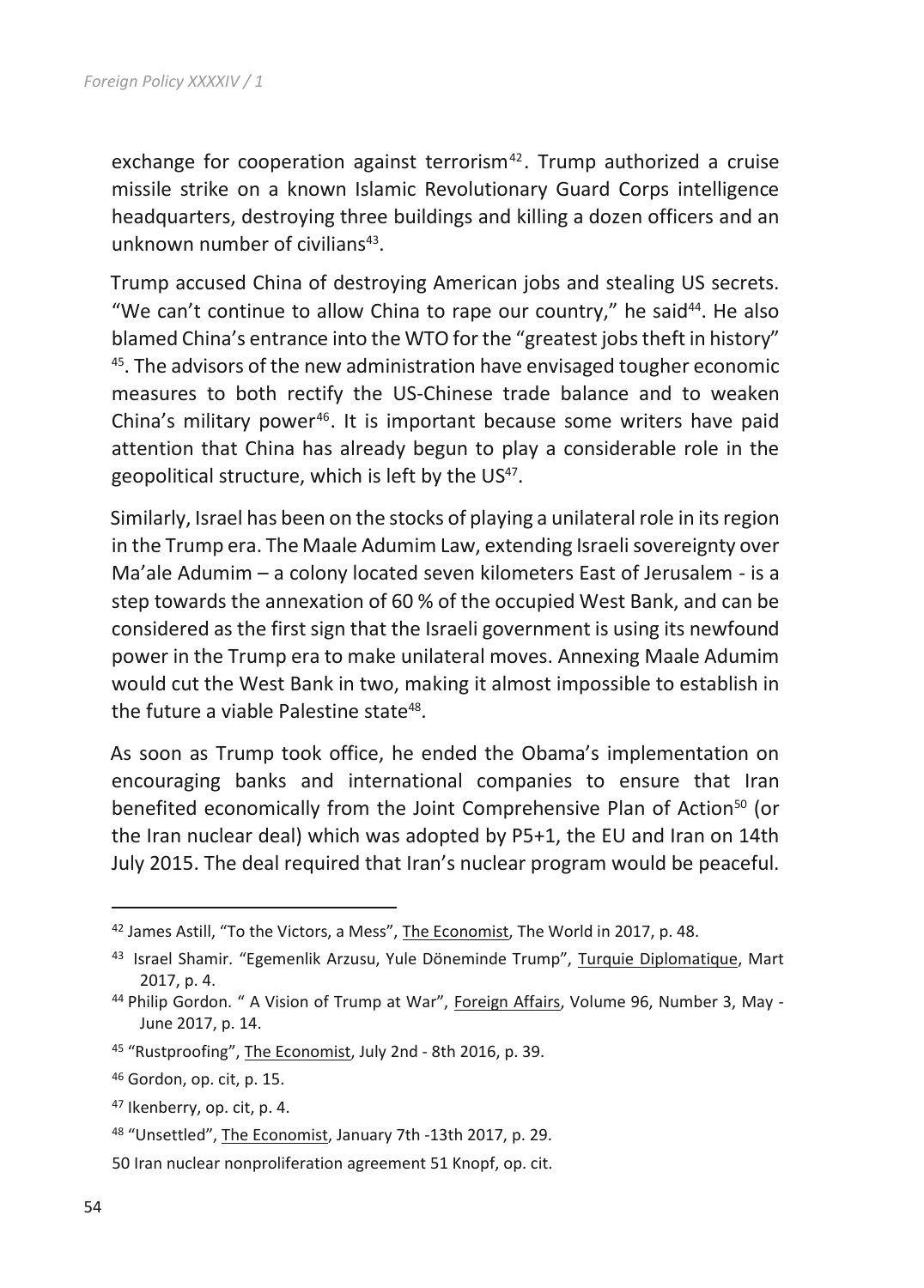exchange for cooperation against terrorism[42]. Trump authorized a cruise missile strike on a known Islamic Revolutionary Guard Corps intelligence headquarters, destroying three buildings and killing a dozen officers and an unknown number of civilians[43].

Trump accused China of destroying American jobs and stealing US secrets. "We can't continue to allow China to rape our country," he said[44]. He also blamed China's entrance into the WTO for the "greatest jobs theft in history" [45]. The advisors of the new administration have envisaged tougher economic measures to both rectify the US-Chinese trade balance and to weaken China's military power[46]. It is important because some writers have paid attention that China has already begun to play a considerable role in the geopolitical structure, which is left by the US[47].

Similarly, Israel has been on the stocks of playing a unilateral role in its region in the Trump era. The Maale Adumim Law, extending Israeli sovereignty over Ma'ale Adumim – a colony located seven kilometers East of Jerusalem - is a step towards the annexation of 60 % of the occupied West Bank, and can be considered as the first sign that the Israeli government is using its newfound power in the Trump era to make unilateral moves. Annexing Maale Adumim would cut the West Bank in two, making it almost impossible to establish in the future a viable Palestine state[48].

As soon as Trump took office, he ended the Obama's implementation on encouraging banks and international companies to ensure that Iran benefited economically from the Joint Comprehensive Plan of Action[50] (or the Iran nuclear deal) which was adopted by P5+1, the EU and Iran on 14th July 2015. The deal required that Iran's nuclear program would be peaceful.

---

[42] James Astill, "To the Victors, a Mess", The Economist, The World in 2017, p. 48.

[43] Israel Shamir. "Egemenlik Arzusu, Yule Döneminde Trump", Turquie Diplomatique, Mart 2017, p. 4.

[44] Philip Gordon. " A Vision of Trump at War", Foreign Affairs, Volume 96, Number 3, May - June 2017, p. 14.

[45] "Rustproofing", The Economist, July 2nd - 8th 2016, p. 39.

[46] Gordon, op. cit, p. 15.

[47] Ikenberry, op. cit, p. 4.

[48] "Unsettled", The Economist, January 7th -13th 2017, p. 29.

50 Iran nuclear nonproliferation agreement 51 Knopf, op. cit.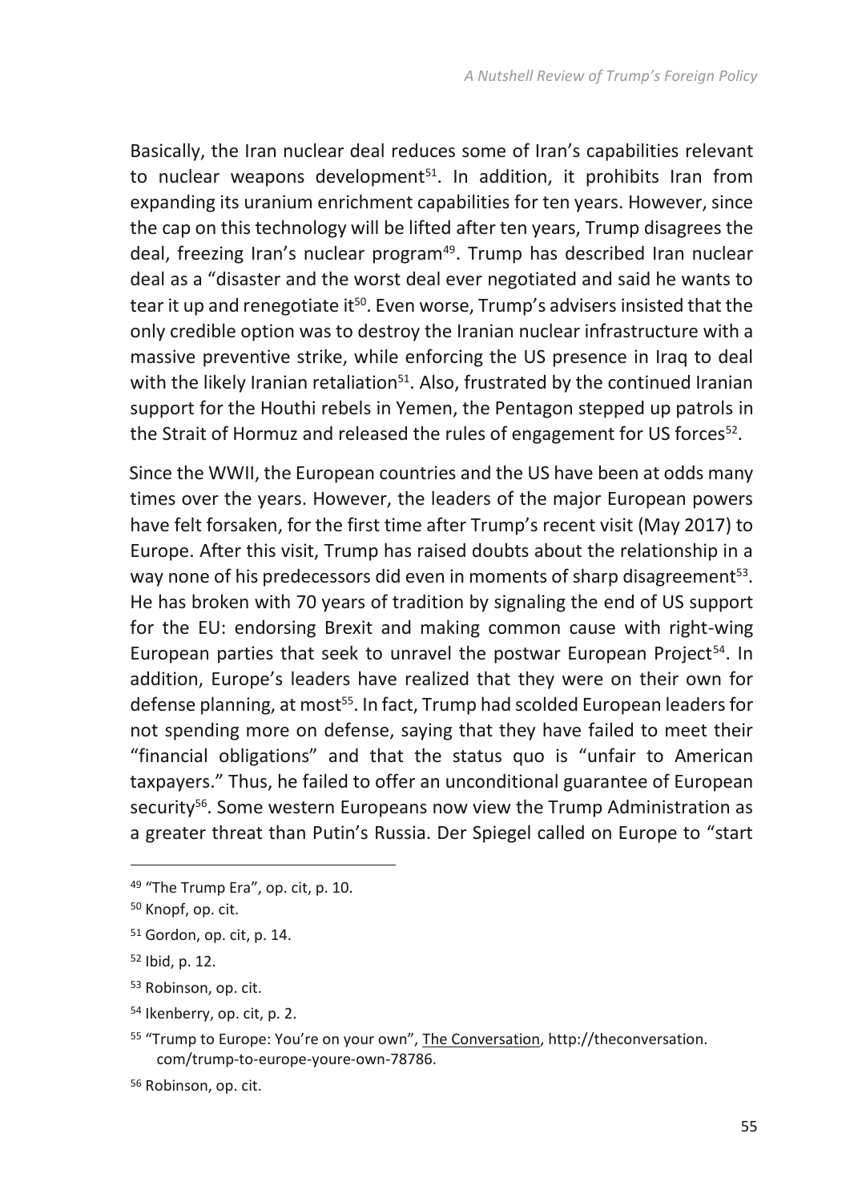Basically, the Iran nuclear deal reduces some of Iran's capabilities relevant to nuclear weapons development[51]. In addition, it prohibits Iran from expanding its uranium enrichment capabilities for ten years. However, since the cap on this technology will be lifted after ten years, Trump disagrees the deal, freezing Iran's nuclear program[49]. Trump has described Iran nuclear deal as a "disaster and the worst deal ever negotiated and said he wants to tear it up and renegotiate it[50]. Even worse, Trump's advisers insisted that the only credible option was to destroy the Iranian nuclear infrastructure with a massive preventive strike, while enforcing the US presence in Iraq to deal with the likely Iranian retaliation[51]. Also, frustrated by the continued Iranian support for the Houthi rebels in Yemen, the Pentagon stepped up patrols in the Strait of Hormuz and released the rules of engagement for US forces[52].

Since the WWII, the European countries and the US have been at odds many times over the years. However, the leaders of the major European powers have felt forsaken, for the first time after Trump's recent visit (May 2017) to Europe. After this visit, Trump has raised doubts about the relationship in a way none of his predecessors did even in moments of sharp disagreement[53]. He has broken with 70 years of tradition by signaling the end of US support for the EU: endorsing Brexit and making common cause with right-wing European parties that seek to unravel the postwar European Project[54]. In addition, Europe's leaders have realized that they were on their own for defense planning, at most[55]. In fact, Trump had scolded European leaders for not spending more on defense, saying that they have failed to meet their "financial obligations" and that the status quo is "unfair to American taxpayers." Thus, he failed to offer an unconditional guarantee of European security[56]. Some western Europeans now view the Trump Administration as a greater threat than Putin's Russia. Der Spiegel called on Europe to "start

---

[49] "The Trump Era", op. cit, p. 10.

[50] Knopf, op. cit.

[51] Gordon, op. cit, p. 14.

[52] Ibid, p. 12.

[53] Robinson, op. cit.

[54] Ikenberry, op. cit, p. 2.

[55] "Trump to Europe: You're on your own", The Conversation, http://theconversation.com/trump-to-europe-youre-own-78786.

[56] Robinson, op. cit.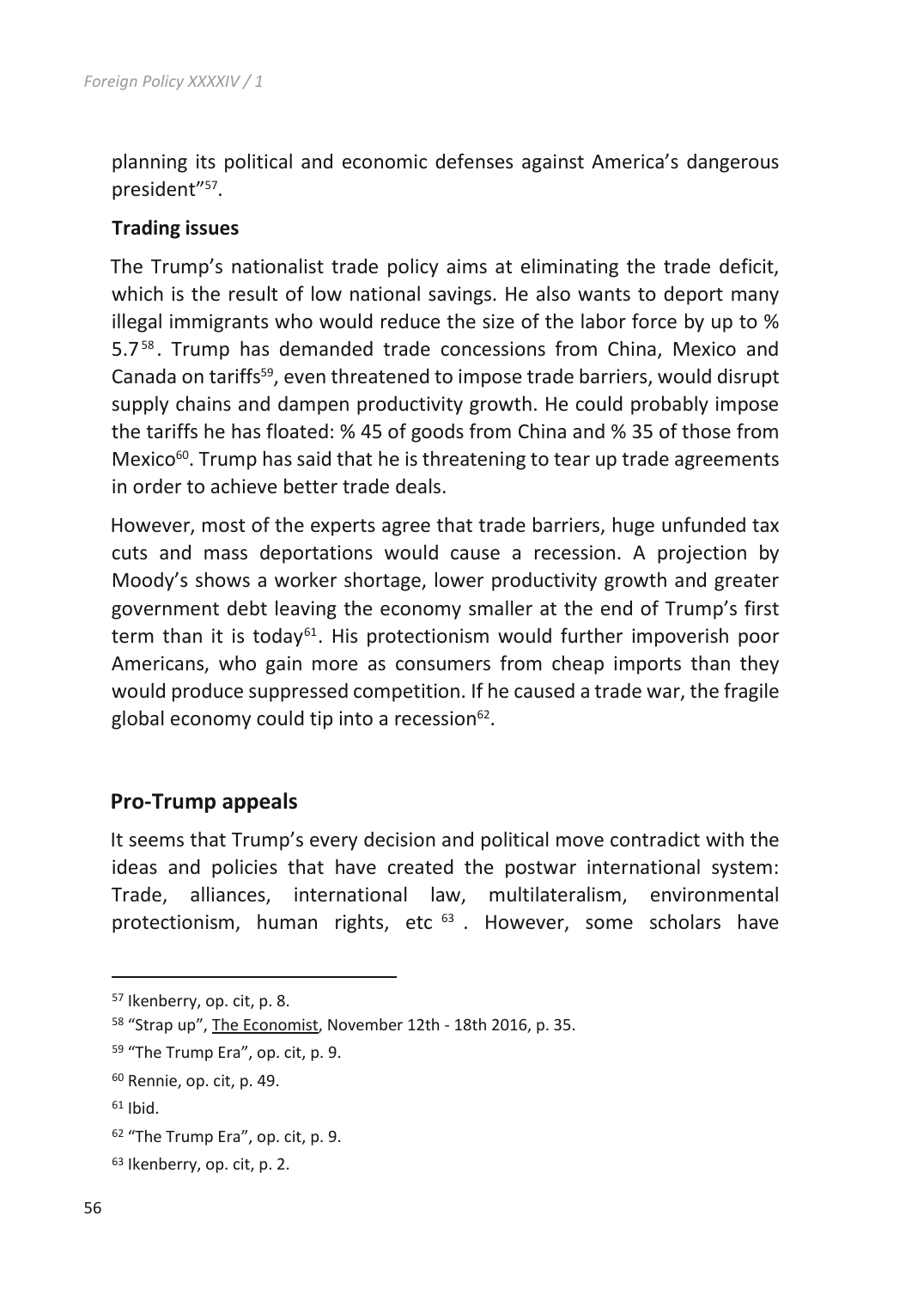planning its political and economic defenses against America's dangerous president"[57].

**Trading issues**

The Trump's nationalist trade policy aims at eliminating the trade deficit, which is the result of low national savings. He also wants to deport many illegal immigrants who would reduce the size of the labor force by up to % 5.7[58]. Trump has demanded trade concessions from China, Mexico and Canada on tariffs[59], even threatened to impose trade barriers, would disrupt supply chains and dampen productivity growth. He could probably impose the tariffs he has floated: % 45 of goods from China and % 35 of those from Mexico[60]. Trump has said that he is threatening to tear up trade agreements in order to achieve better trade deals.

However, most of the experts agree that trade barriers, huge unfunded tax cuts and mass deportations would cause a recession. A projection by Moody's shows a worker shortage, lower productivity growth and greater government debt leaving the economy smaller at the end of Trump's first term than it is today[61]. His protectionism would further impoverish poor Americans, who gain more as consumers from cheap imports than they would produce suppressed competition. If he caused a trade war, the fragile global economy could tip into a recession[62].

## Pro-Trump appeals

It seems that Trump's every decision and political move contradict with the ideas and policies that have created the postwar international system: Trade, alliances, international law, multilateralism, environmental protectionism, human rights, etc[63]. However, some scholars have

---

[57] Ikenberry, op. cit, p. 8.

[58] "Strap up", The Economist, November 12th - 18th 2016, p. 35.

[59] "The Trump Era", op. cit, p. 9.

[60] Rennie, op. cit, p. 49.

[61] Ibid.

[62] "The Trump Era", op. cit, p. 9.

[63] Ikenberry, op. cit, p. 2.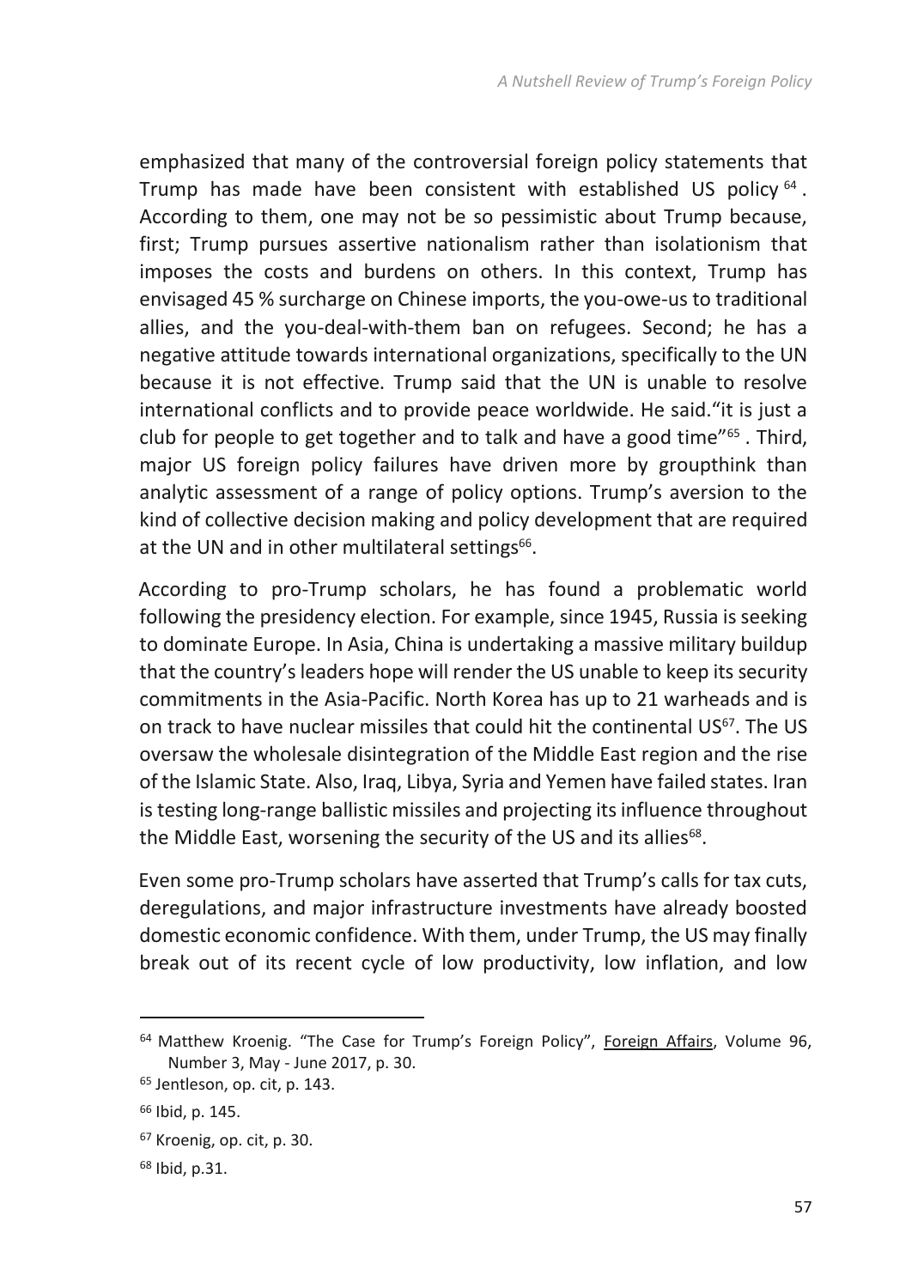emphasized that many of the controversial foreign policy statements that Trump has made have been consistent with established US policy [64]. According to them, one may not be so pessimistic about Trump because, first; Trump pursues assertive nationalism rather than isolationism that imposes the costs and burdens on others. In this context, Trump has envisaged 45 % surcharge on Chinese imports, the you-owe-us to traditional allies, and the you-deal-with-them ban on refugees. Second; he has a negative attitude towards international organizations, specifically to the UN because it is not effective. Trump said that the UN is unable to resolve international conflicts and to provide peace worldwide. He said."it is just a club for people to get together and to talk and have a good time"[65]. Third, major US foreign policy failures have driven more by groupthink than analytic assessment of a range of policy options. Trump's aversion to the kind of collective decision making and policy development that are required at the UN and in other multilateral settings[66].

According to pro-Trump scholars, he has found a problematic world following the presidency election. For example, since 1945, Russia is seeking to dominate Europe. In Asia, China is undertaking a massive military buildup that the country's leaders hope will render the US unable to keep its security commitments in the Asia-Pacific. North Korea has up to 21 warheads and is on track to have nuclear missiles that could hit the continental US[67]. The US oversaw the wholesale disintegration of the Middle East region and the rise of the Islamic State. Also, Iraq, Libya, Syria and Yemen have failed states. Iran is testing long-range ballistic missiles and projecting its influence throughout the Middle East, worsening the security of the US and its allies[68].

Even some pro-Trump scholars have asserted that Trump's calls for tax cuts, deregulations, and major infrastructure investments have already boosted domestic economic confidence. With them, under Trump, the US may finally break out of its recent cycle of low productivity, low inflation, and low

---

[64] Matthew Kroenig. "The Case for Trump's Foreign Policy", Foreign Affairs, Volume 96, Number 3, May - June 2017, p. 30.

[65] Jentleson, op. cit, p. 143.

[66] Ibid, p. 145.

[67] Kroenig, op. cit, p. 30.

[68] Ibid, p.31.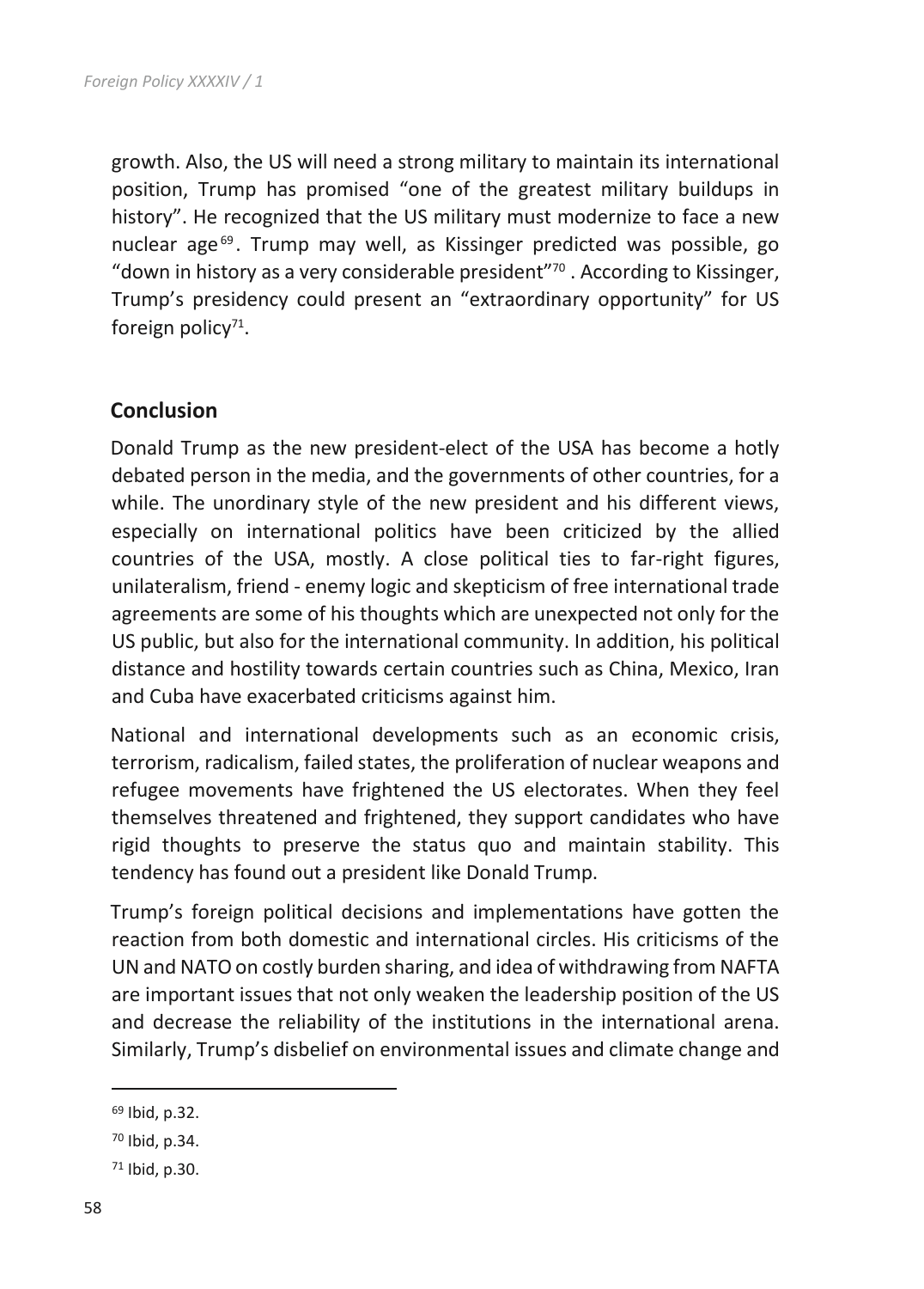growth. Also, the US will need a strong military to maintain its international position, Trump has promised "one of the greatest military buildups in history". He recognized that the US military must modernize to face a new nuclear age[69]. Trump may well, as Kissinger predicted was possible, go "down in history as a very considerable president"[70] . According to Kissinger, Trump's presidency could present an "extraordinary opportunity" for US foreign policy[71].

## Conclusion

Donald Trump as the new president-elect of the USA has become a hotly debated person in the media, and the governments of other countries, for a while. The unordinary style of the new president and his different views, especially on international politics have been criticized by the allied countries of the USA, mostly. A close political ties to far-right figures, unilateralism, friend - enemy logic and skepticism of free international trade agreements are some of his thoughts which are unexpected not only for the US public, but also for the international community. In addition, his political distance and hostility towards certain countries such as China, Mexico, Iran and Cuba have exacerbated criticisms against him.

National and international developments such as an economic crisis, terrorism, radicalism, failed states, the proliferation of nuclear weapons and refugee movements have frightened the US electorates. When they feel themselves threatened and frightened, they support candidates who have rigid thoughts to preserve the status quo and maintain stability. This tendency has found out a president like Donald Trump.

Trump's foreign political decisions and implementations have gotten the reaction from both domestic and international circles. His criticisms of the UN and NATO on costly burden sharing, and idea of withdrawing from NAFTA are important issues that not only weaken the leadership position of the US and decrease the reliability of the institutions in the international arena. Similarly, Trump's disbelief on environmental issues and climate change and

---

[69] Ibid, p.32.

[70] Ibid, p.34.

[71] Ibid, p.30.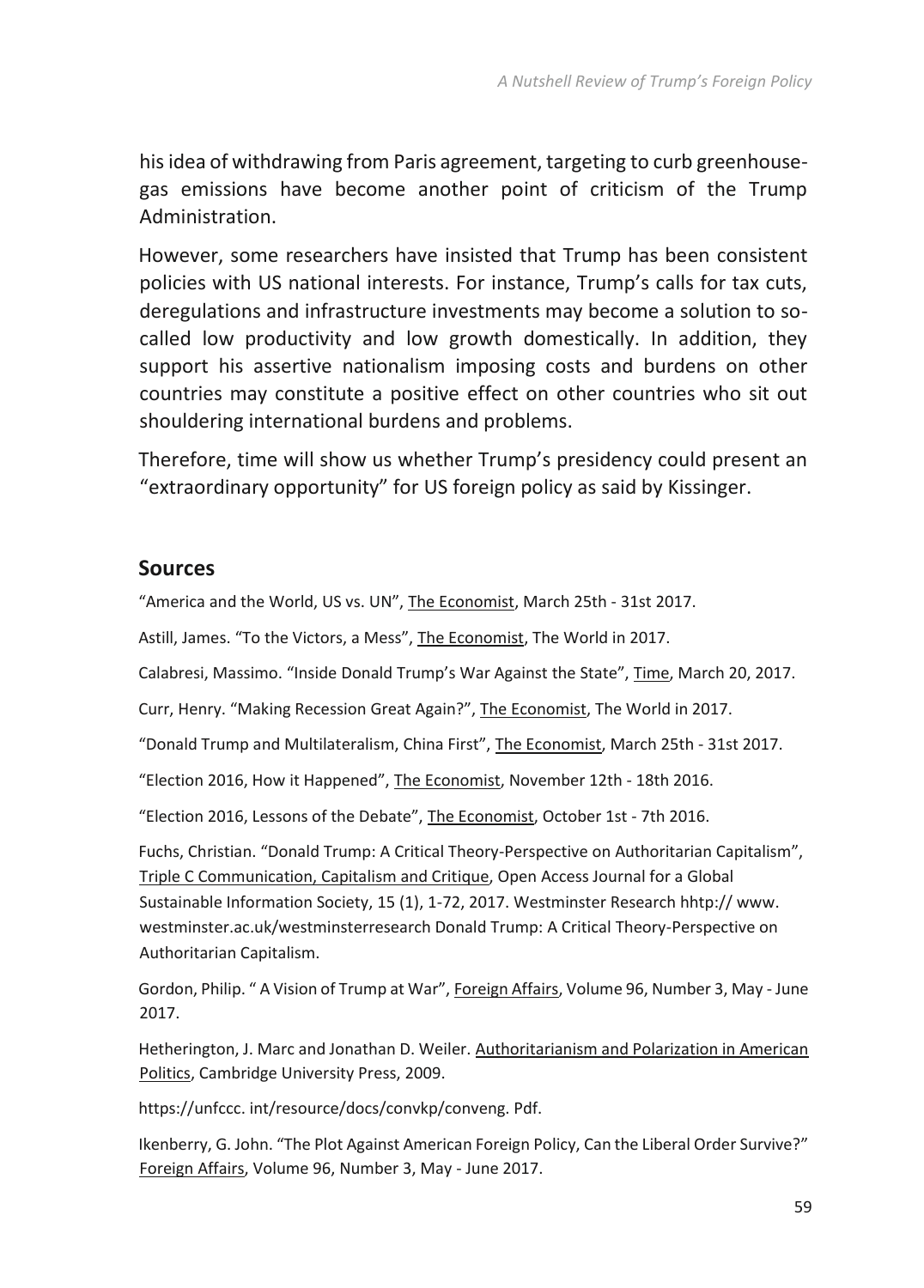his idea of withdrawing from Paris agreement, targeting to curb greenhouse-gas emissions have become another point of criticism of the Trump Administration.

However, some researchers have insisted that Trump has been consistent policies with US national interests. For instance, Trump's calls for tax cuts, deregulations and infrastructure investments may become a solution to so-called low productivity and low growth domestically. In addition, they support his assertive nationalism imposing costs and burdens on other countries may constitute a positive effect on other countries who sit out shouldering international burdens and problems.

Therefore, time will show us whether Trump's presidency could present an "extraordinary opportunity" for US foreign policy as said by Kissinger.

## Sources

"America and the World, US vs. UN", The Economist, March 25th - 31st 2017.

Astill, James. "To the Victors, a Mess", The Economist, The World in 2017.

Calabresi, Massimo. "Inside Donald Trump's War Against the State", Time, March 20, 2017.

Curr, Henry. "Making Recession Great Again?", The Economist, The World in 2017.

"Donald Trump and Multilateralism, China First", The Economist, March 25th - 31st 2017.

"Election 2016, How it Happened", The Economist, November 12th - 18th 2016.

"Election 2016, Lessons of the Debate", The Economist, October 1st - 7th 2016.

Fuchs, Christian. "Donald Trump: A Critical Theory-Perspective on Authoritarian Capitalism", Triple C Communication, Capitalism and Critique, Open Access Journal for a Global Sustainable Information Society, 15 (1), 1-72, 2017. Westminster Research hhtp:// www. westminster.ac.uk/westminsterresearch Donald Trump: A Critical Theory-Perspective on Authoritarian Capitalism.

Gordon, Philip. " A Vision of Trump at War", Foreign Affairs, Volume 96, Number 3, May - June 2017.

Hetherington, J. Marc and Jonathan D. Weiler. Authoritarianism and Polarization in American Politics, Cambridge University Press, 2009.

https://unfccc. int/resource/docs/convkp/conveng. Pdf.

Ikenberry, G. John. "The Plot Against American Foreign Policy, Can the Liberal Order Survive?" Foreign Affairs, Volume 96, Number 3, May - June 2017.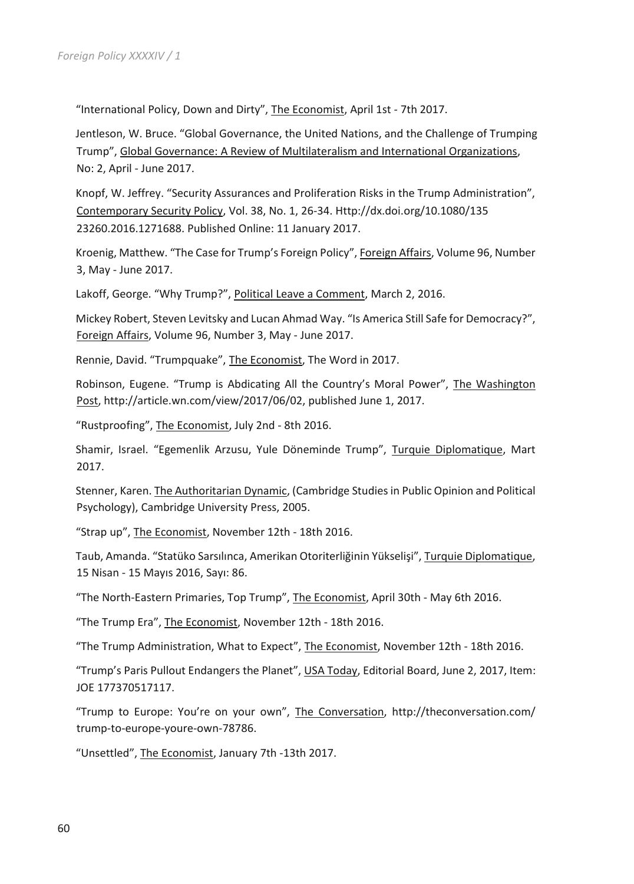"International Policy, Down and Dirty", The Economist, April 1st - 7th 2017.

Jentleson, W. Bruce. "Global Governance, the United Nations, and the Challenge of Trumping Trump", Global Governance: A Review of Multilateralism and International Organizations, No: 2, April - June 2017.

Knopf, W. Jeffrey. "Security Assurances and Proliferation Risks in the Trump Administration", Contemporary Security Policy, Vol. 38, No. 1, 26-34. Http://dx.doi.org/10.1080/135 23260.2016.1271688. Published Online: 11 January 2017.

Kroenig, Matthew. "The Case for Trump's Foreign Policy", Foreign Affairs, Volume 96, Number 3, May - June 2017.

Lakoff, George. "Why Trump?", Political Leave a Comment, March 2, 2016.

Mickey Robert, Steven Levitsky and Lucan Ahmad Way. "Is America Still Safe for Democracy?", Foreign Affairs, Volume 96, Number 3, May - June 2017.

Rennie, David. "Trumpquake", The Economist, The Word in 2017.

Robinson, Eugene. "Trump is Abdicating All the Country's Moral Power", The Washington Post, http://article.wn.com/view/2017/06/02, published June 1, 2017.

"Rustproofing", The Economist, July 2nd - 8th 2016.

Shamir, Israel. "Egemenlik Arzusu, Yule Döneminde Trump", Turquie Diplomatique, Mart 2017.

Stenner, Karen. The Authoritarian Dynamic, (Cambridge Studies in Public Opinion and Political Psychology), Cambridge University Press, 2005.

"Strap up", The Economist, November 12th - 18th 2016.

Taub, Amanda. "Statüko Sarsılınca, Amerikan Otoriterliğinin Yükselişi", Turquie Diplomatique, 15 Nisan - 15 Mayıs 2016, Sayı: 86.

"The North-Eastern Primaries, Top Trump", The Economist, April 30th - May 6th 2016.

"The Trump Era", The Economist, November 12th - 18th 2016.

"The Trump Administration, What to Expect", The Economist, November 12th - 18th 2016.

"Trump's Paris Pullout Endangers the Planet", USA Today, Editorial Board, June 2, 2017, Item: JOE 177370517117.

"Trump to Europe: You're on your own", The Conversation, http://theconversation.com/trump-to-europe-youre-own-78786.

"Unsettled", The Economist, January 7th -13th 2017.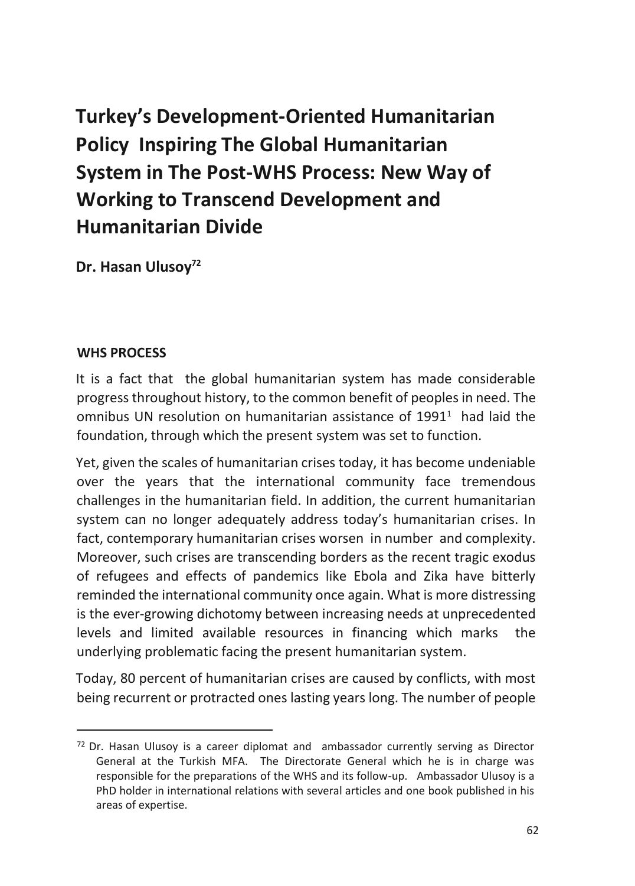# Turkey's Development-Oriented Humanitarian Policy Inspiring The Global Humanitarian System in The Post-WHS Process: New Way of Working to Transcend Development and Humanitarian Divide

**Dr. Hasan Ulusoy**[72]

## WHS PROCESS

It is a fact that the global humanitarian system has made considerable progress throughout history, to the common benefit of peoples in need. The omnibus UN resolution on humanitarian assistance of 1991[1] had laid the foundation, through which the present system was set to function.

Yet, given the scales of humanitarian crises today, it has become undeniable over the years that the international community face tremendous challenges in the humanitarian field. In addition, the current humanitarian system can no longer adequately address today's humanitarian crises. In fact, contemporary humanitarian crises worsen in number and complexity. Moreover, such crises are transcending borders as the recent tragic exodus of refugees and effects of pandemics like Ebola and Zika have bitterly reminded the international community once again. What is more distressing is the ever-growing dichotomy between increasing needs at unprecedented levels and limited available resources in financing which marks the underlying problematic facing the present humanitarian system.

Today, 80 percent of humanitarian crises are caused by conflicts, with most being recurrent or protracted ones lasting years long. The number of people

---

[72] Dr. Hasan Ulusoy is a career diplomat and ambassador currently serving as Director General at the Turkish MFA. The Directorate General which he is in charge was responsible for the preparations of the WHS and its follow-up. Ambassador Ulusoy is a PhD holder in international relations with several articles and one book published in his areas of expertise.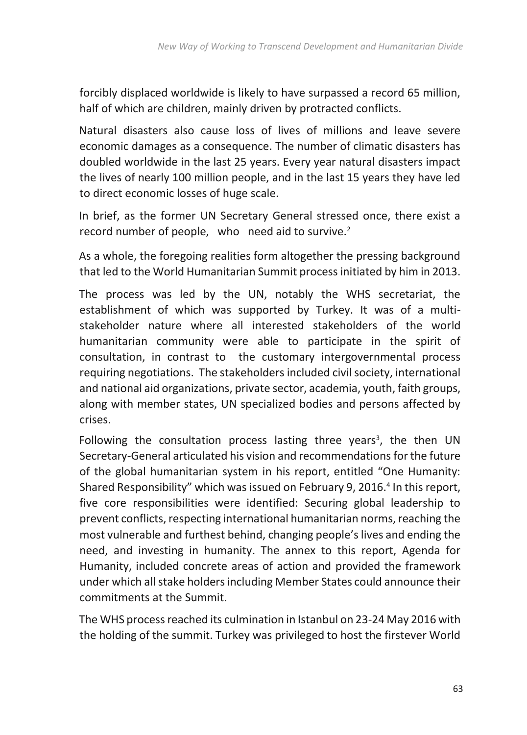forcibly displaced worldwide is likely to have surpassed a record 65 million, half of which are children, mainly driven by protracted conflicts.

Natural disasters also cause loss of lives of millions and leave severe economic damages as a consequence. The number of climatic disasters has doubled worldwide in the last 25 years. Every year natural disasters impact the lives of nearly 100 million people, and in the last 15 years they have led to direct economic losses of huge scale.

In brief, as the former UN Secretary General stressed once, there exist a record number of people, who need aid to survive.[2]

As a whole, the foregoing realities form altogether the pressing background that led to the World Humanitarian Summit process initiated by him in 2013.

The process was led by the UN, notably the WHS secretariat, the establishment of which was supported by Turkey. It was of a multi-stakeholder nature where all interested stakeholders of the world humanitarian community were able to participate in the spirit of consultation, in contrast to the customary intergovernmental process requiring negotiations. The stakeholders included civil society, international and national aid organizations, private sector, academia, youth, faith groups, along with member states, UN specialized bodies and persons affected by crises.

Following the consultation process lasting three years[3], the then UN Secretary-General articulated his vision and recommendations for the future of the global humanitarian system in his report, entitled "One Humanity: Shared Responsibility" which was issued on February 9, 2016.[4] In this report, five core responsibilities were identified: Securing global leadership to prevent conflicts, respecting international humanitarian norms, reaching the most vulnerable and furthest behind, changing people's lives and ending the need, and investing in humanity. The annex to this report, Agenda for Humanity, included concrete areas of action and provided the framework under which all stake holders including Member States could announce their commitments at the Summit.

The WHS process reached its culmination in Istanbul on 23-24 May 2016 with the holding of the summit. Turkey was privileged to host the firstever World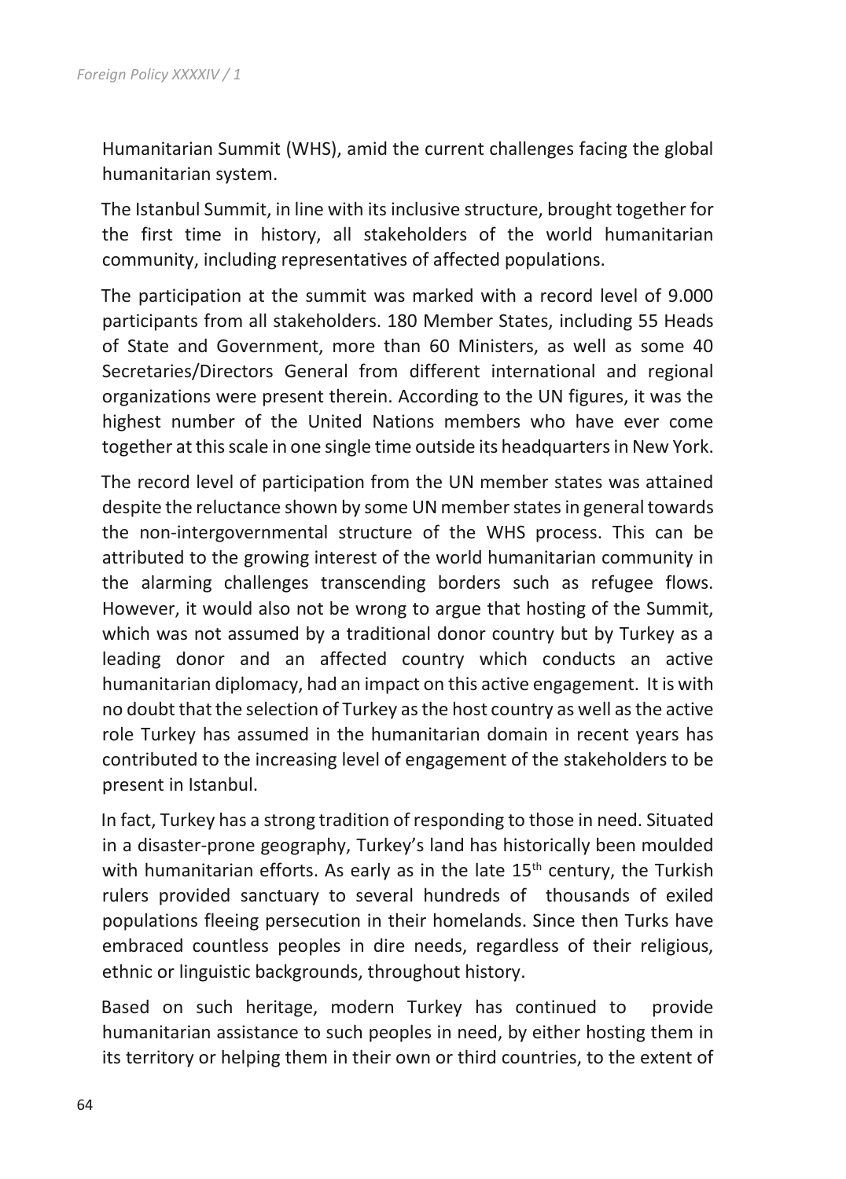Humanitarian Summit (WHS), amid the current challenges facing the global humanitarian system.

The Istanbul Summit, in line with its inclusive structure, brought together for the first time in history, all stakeholders of the world humanitarian community, including representatives of affected populations.

The participation at the summit was marked with a record level of 9.000 participants from all stakeholders. 180 Member States, including 55 Heads of State and Government, more than 60 Ministers, as well as some 40 Secretaries/Directors General from different international and regional organizations were present therein. According to the UN figures, it was the highest number of the United Nations members who have ever come together at this scale in one single time outside its headquarters in New York.

The record level of participation from the UN member states was attained despite the reluctance shown by some UN member states in general towards the non-intergovernmental structure of the WHS process. This can be attributed to the growing interest of the world humanitarian community in the alarming challenges transcending borders such as refugee flows. However, it would also not be wrong to argue that hosting of the Summit, which was not assumed by a traditional donor country but by Turkey as a leading donor and an affected country which conducts an active humanitarian diplomacy, had an impact on this active engagement. It is with no doubt that the selection of Turkey as the host country as well as the active role Turkey has assumed in the humanitarian domain in recent years has contributed to the increasing level of engagement of the stakeholders to be present in Istanbul.

In fact, Turkey has a strong tradition of responding to those in need. Situated in a disaster-prone geography, Turkey's land has historically been moulded with humanitarian efforts. As early as in the late 15th century, the Turkish rulers provided sanctuary to several hundreds of thousands of exiled populations fleeing persecution in their homelands. Since then Turks have embraced countless peoples in dire needs, regardless of their religious, ethnic or linguistic backgrounds, throughout history.

Based on such heritage, modern Turkey has continued to provide humanitarian assistance to such peoples in need, by either hosting them in its territory or helping them in their own or third countries, to the extent of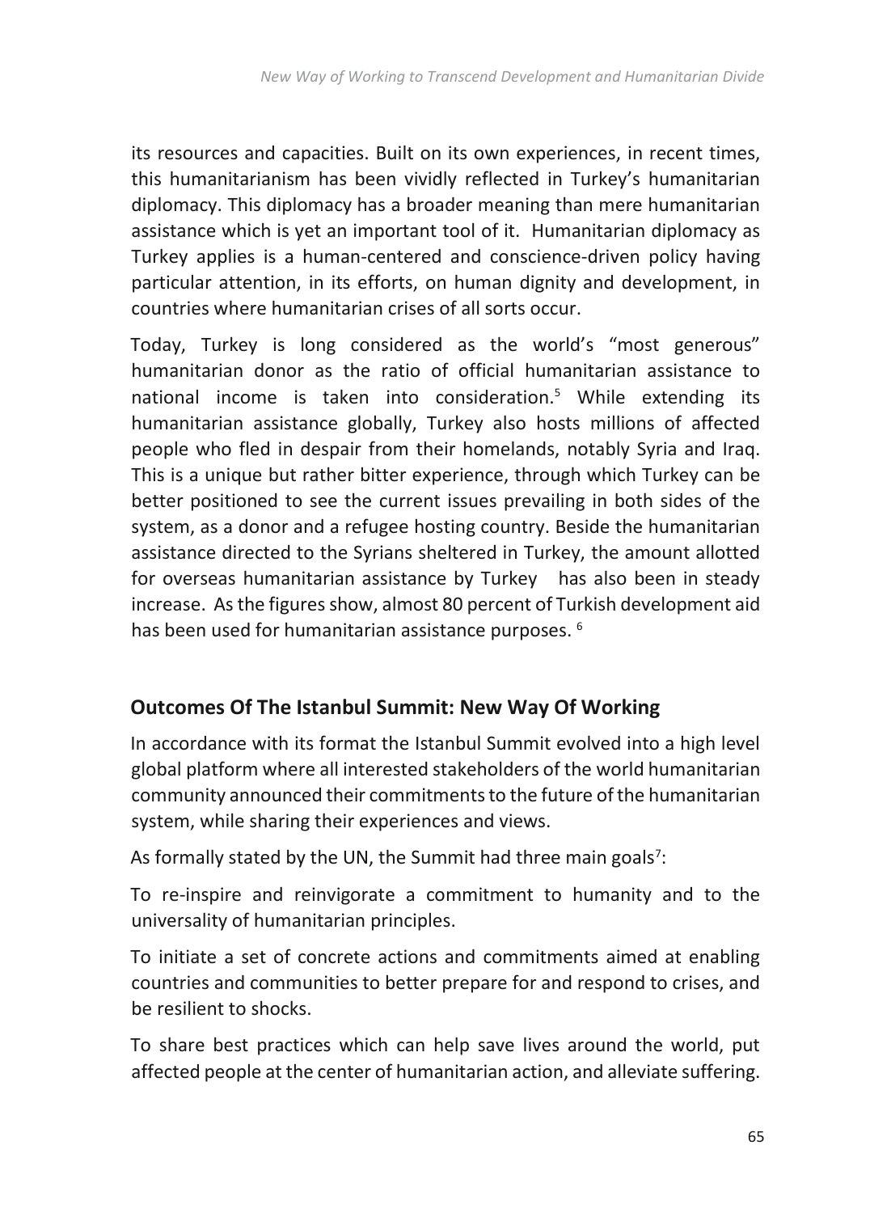its resources and capacities. Built on its own experiences, in recent times, this humanitarianism has been vividly reflected in Turkey's humanitarian diplomacy. This diplomacy has a broader meaning than mere humanitarian assistance which is yet an important tool of it. Humanitarian diplomacy as Turkey applies is a human-centered and conscience-driven policy having particular attention, in its efforts, on human dignity and development, in countries where humanitarian crises of all sorts occur.

Today, Turkey is long considered as the world's "most generous" humanitarian donor as the ratio of official humanitarian assistance to national income is taken into consideration.[5] While extending its humanitarian assistance globally, Turkey also hosts millions of affected people who fled in despair from their homelands, notably Syria and Iraq. This is a unique but rather bitter experience, through which Turkey can be better positioned to see the current issues prevailing in both sides of the system, as a donor and a refugee hosting country. Beside the humanitarian assistance directed to the Syrians sheltered in Turkey, the amount allotted for overseas humanitarian assistance by Turkey has also been in steady increase. As the figures show, almost 80 percent of Turkish development aid has been used for humanitarian assistance purposes.[6]

## Outcomes Of The Istanbul Summit: New Way Of Working

In accordance with its format the Istanbul Summit evolved into a high level global platform where all interested stakeholders of the world humanitarian community announced their commitments to the future of the humanitarian system, while sharing their experiences and views.

As formally stated by the UN, the Summit had three main goals[7]:

To re-inspire and reinvigorate a commitment to humanity and to the universality of humanitarian principles.

To initiate a set of concrete actions and commitments aimed at enabling countries and communities to better prepare for and respond to crises, and be resilient to shocks.

To share best practices which can help save lives around the world, put affected people at the center of humanitarian action, and alleviate suffering.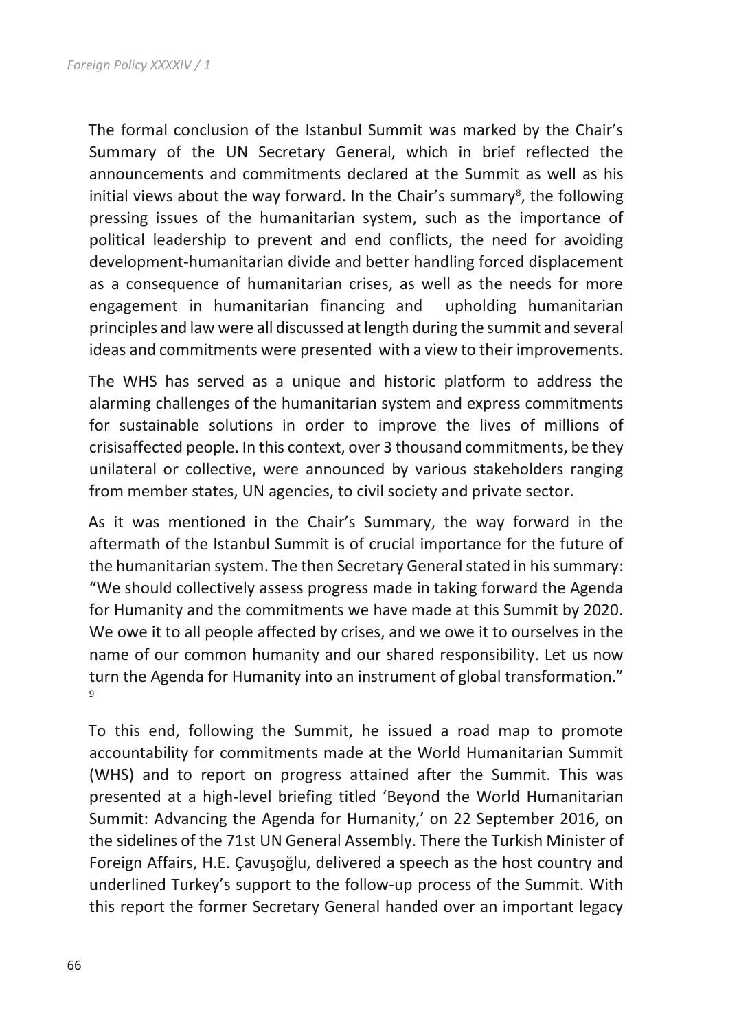The formal conclusion of the Istanbul Summit was marked by the Chair's Summary of the UN Secretary General, which in brief reflected the announcements and commitments declared at the Summit as well as his initial views about the way forward. In the Chair's summary[8], the following pressing issues of the humanitarian system, such as the importance of political leadership to prevent and end conflicts, the need for avoiding development-humanitarian divide and better handling forced displacement as a consequence of humanitarian crises, as well as the needs for more engagement in humanitarian financing and upholding humanitarian principles and law were all discussed at length during the summit and several ideas and commitments were presented with a view to their improvements.

The WHS has served as a unique and historic platform to address the alarming challenges of the humanitarian system and express commitments for sustainable solutions in order to improve the lives of millions of crisisaffected people. In this context, over 3 thousand commitments, be they unilateral or collective, were announced by various stakeholders ranging from member states, UN agencies, to civil society and private sector.

As it was mentioned in the Chair's Summary, the way forward in the aftermath of the Istanbul Summit is of crucial importance for the future of the humanitarian system. The then Secretary General stated in his summary: "We should collectively assess progress made in taking forward the Agenda for Humanity and the commitments we have made at this Summit by 2020. We owe it to all people affected by crises, and we owe it to ourselves in the name of our common humanity and our shared responsibility. Let us now turn the Agenda for Humanity into an instrument of global transformation." [9]

To this end, following the Summit, he issued a road map to promote accountability for commitments made at the World Humanitarian Summit (WHS) and to report on progress attained after the Summit. This was presented at a high-level briefing titled 'Beyond the World Humanitarian Summit: Advancing the Agenda for Humanity,' on 22 September 2016, on the sidelines of the 71st UN General Assembly. There the Turkish Minister of Foreign Affairs, H.E. Çavuşoğlu, delivered a speech as the host country and underlined Turkey's support to the follow-up process of the Summit. With this report the former Secretary General handed over an important legacy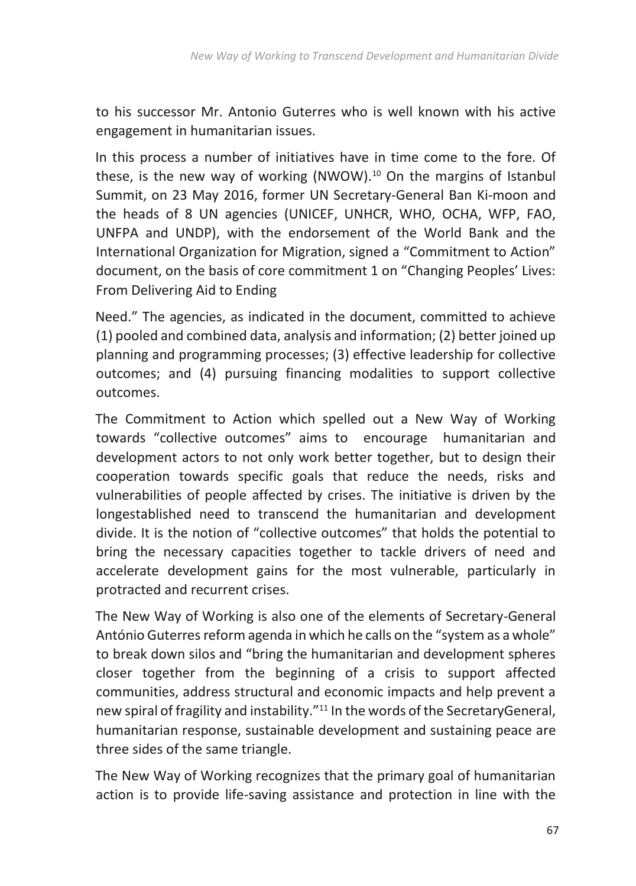to his successor Mr. Antonio Guterres who is well known with his active engagement in humanitarian issues.

In this process a number of initiatives have in time come to the fore. Of these, is the new way of working (NWOW).[10] On the margins of Istanbul Summit, on 23 May 2016, former UN Secretary-General Ban Ki-moon and the heads of 8 UN agencies (UNICEF, UNHCR, WHO, OCHA, WFP, FAO, UNFPA and UNDP), with the endorsement of the World Bank and the International Organization for Migration, signed a "Commitment to Action" document, on the basis of core commitment 1 on "Changing Peoples' Lives: From Delivering Aid to Ending

Need." The agencies, as indicated in the document, committed to achieve (1) pooled and combined data, analysis and information; (2) better joined up planning and programming processes; (3) effective leadership for collective outcomes; and (4) pursuing financing modalities to support collective outcomes.

The Commitment to Action which spelled out a New Way of Working towards "collective outcomes" aims to encourage humanitarian and development actors to not only work better together, but to design their cooperation towards specific goals that reduce the needs, risks and vulnerabilities of people affected by crises. The initiative is driven by the longestablished need to transcend the humanitarian and development divide. It is the notion of "collective outcomes" that holds the potential to bring the necessary capacities together to tackle drivers of need and accelerate development gains for the most vulnerable, particularly in protracted and recurrent crises.

The New Way of Working is also one of the elements of Secretary-General António Guterres reform agenda in which he calls on the "system as a whole" to break down silos and "bring the humanitarian and development spheres closer together from the beginning of a crisis to support affected communities, address structural and economic impacts and help prevent a new spiral of fragility and instability."[11] In the words of the SecretaryGeneral, humanitarian response, sustainable development and sustaining peace are three sides of the same triangle.

The New Way of Working recognizes that the primary goal of humanitarian action is to provide life-saving assistance and protection in line with the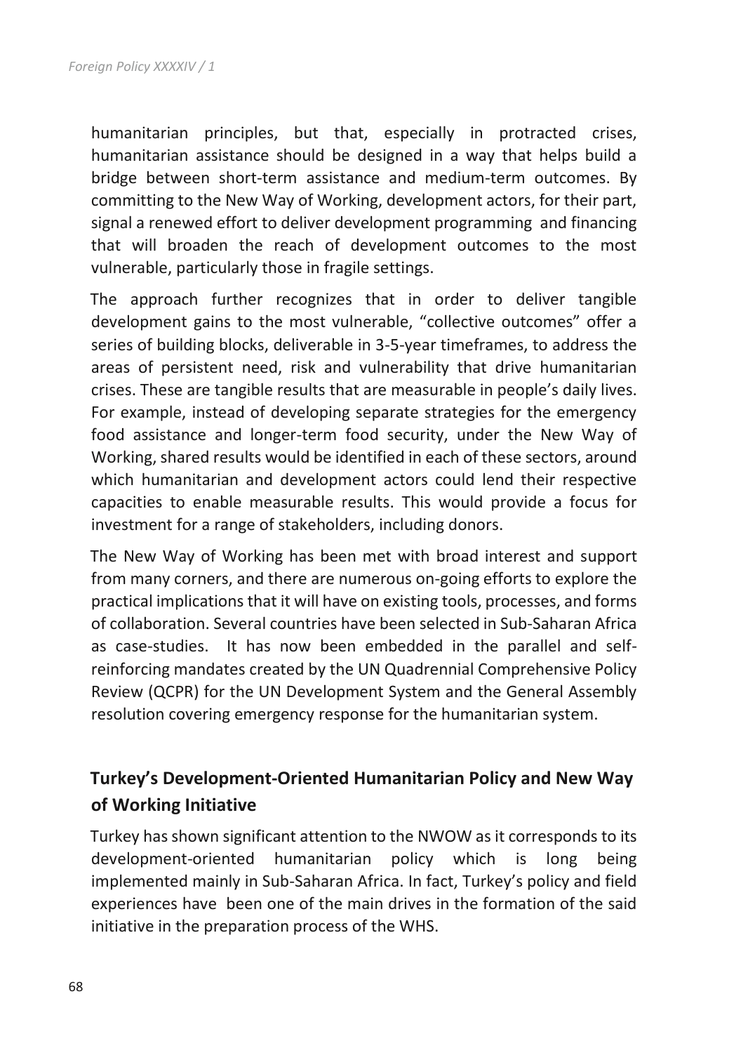humanitarian principles, but that, especially in protracted crises, humanitarian assistance should be designed in a way that helps build a bridge between short-term assistance and medium-term outcomes. By committing to the New Way of Working, development actors, for their part, signal a renewed effort to deliver development programming and financing that will broaden the reach of development outcomes to the most vulnerable, particularly those in fragile settings.

The approach further recognizes that in order to deliver tangible development gains to the most vulnerable, "collective outcomes" offer a series of building blocks, deliverable in 3-5-year timeframes, to address the areas of persistent need, risk and vulnerability that drive humanitarian crises. These are tangible results that are measurable in people's daily lives. For example, instead of developing separate strategies for the emergency food assistance and longer-term food security, under the New Way of Working, shared results would be identified in each of these sectors, around which humanitarian and development actors could lend their respective capacities to enable measurable results. This would provide a focus for investment for a range of stakeholders, including donors.

The New Way of Working has been met with broad interest and support from many corners, and there are numerous on-going efforts to explore the practical implications that it will have on existing tools, processes, and forms of collaboration. Several countries have been selected in Sub-Saharan Africa as case-studies. It has now been embedded in the parallel and self-reinforcing mandates created by the UN Quadrennial Comprehensive Policy Review (QCPR) for the UN Development System and the General Assembly resolution covering emergency response for the humanitarian system.

## Turkey's Development-Oriented Humanitarian Policy and New Way of Working Initiative

Turkey has shown significant attention to the NWOW as it corresponds to its development-oriented humanitarian policy which is long being implemented mainly in Sub-Saharan Africa. In fact, Turkey's policy and field experiences have been one of the main drives in the formation of the said initiative in the preparation process of the WHS.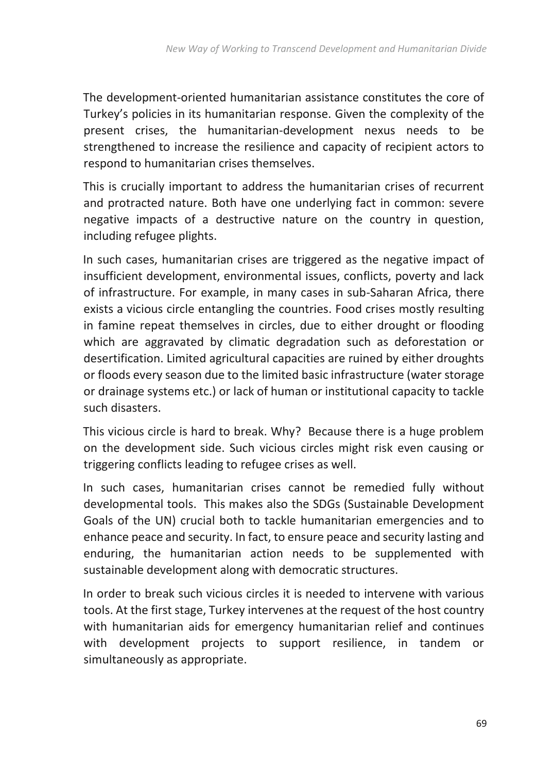The development-oriented humanitarian assistance constitutes the core of Turkey's policies in its humanitarian response. Given the complexity of the present crises, the humanitarian-development nexus needs to be strengthened to increase the resilience and capacity of recipient actors to respond to humanitarian crises themselves.

This is crucially important to address the humanitarian crises of recurrent and protracted nature. Both have one underlying fact in common: severe negative impacts of a destructive nature on the country in question, including refugee plights.

In such cases, humanitarian crises are triggered as the negative impact of insufficient development, environmental issues, conflicts, poverty and lack of infrastructure. For example, in many cases in sub-Saharan Africa, there exists a vicious circle entangling the countries. Food crises mostly resulting in famine repeat themselves in circles, due to either drought or flooding which are aggravated by climatic degradation such as deforestation or desertification. Limited agricultural capacities are ruined by either droughts or floods every season due to the limited basic infrastructure (water storage or drainage systems etc.) or lack of human or institutional capacity to tackle such disasters.

This vicious circle is hard to break. Why? Because there is a huge problem on the development side. Such vicious circles might risk even causing or triggering conflicts leading to refugee crises as well.

In such cases, humanitarian crises cannot be remedied fully without developmental tools. This makes also the SDGs (Sustainable Development Goals of the UN) crucial both to tackle humanitarian emergencies and to enhance peace and security. In fact, to ensure peace and security lasting and enduring, the humanitarian action needs to be supplemented with sustainable development along with democratic structures.

In order to break such vicious circles it is needed to intervene with various tools. At the first stage, Turkey intervenes at the request of the host country with humanitarian aids for emergency humanitarian relief and continues with development projects to support resilience, in tandem or simultaneously as appropriate.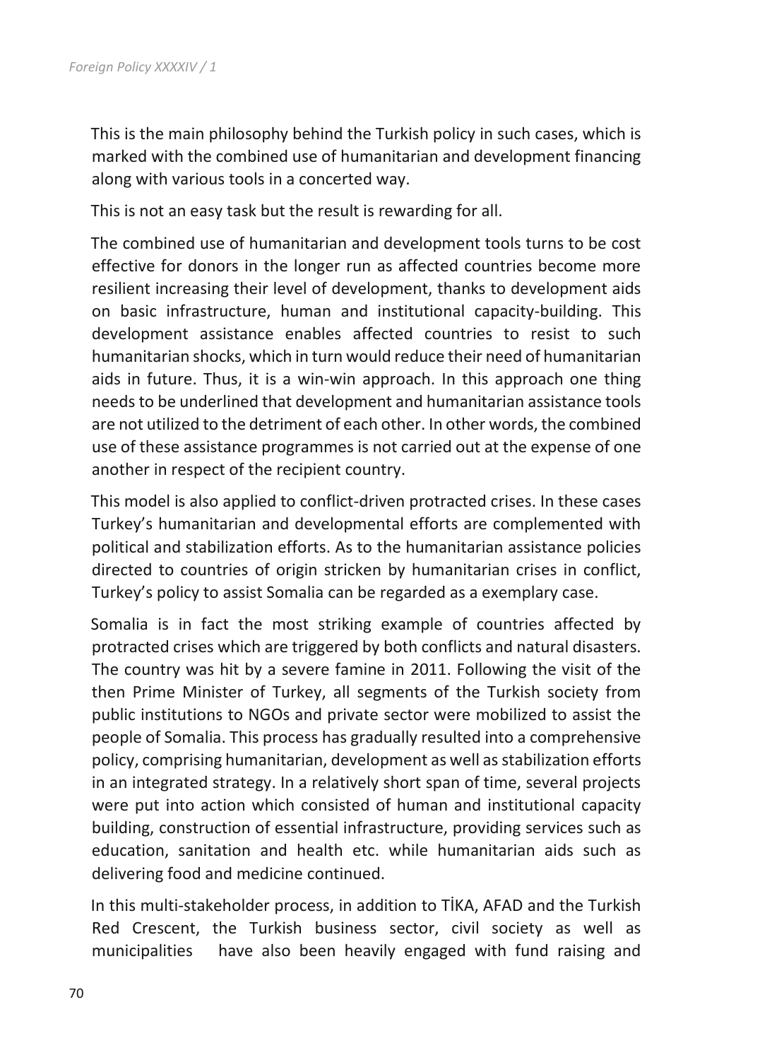This is the main philosophy behind the Turkish policy in such cases, which is marked with the combined use of humanitarian and development financing along with various tools in a concerted way.

This is not an easy task but the result is rewarding for all.

The combined use of humanitarian and development tools turns to be cost effective for donors in the longer run as affected countries become more resilient increasing their level of development, thanks to development aids on basic infrastructure, human and institutional capacity-building. This development assistance enables affected countries to resist to such humanitarian shocks, which in turn would reduce their need of humanitarian aids in future. Thus, it is a win-win approach. In this approach one thing needs to be underlined that development and humanitarian assistance tools are not utilized to the detriment of each other. In other words, the combined use of these assistance programmes is not carried out at the expense of one another in respect of the recipient country.

This model is also applied to conflict-driven protracted crises. In these cases Turkey's humanitarian and developmental efforts are complemented with political and stabilization efforts. As to the humanitarian assistance policies directed to countries of origin stricken by humanitarian crises in conflict, Turkey's policy to assist Somalia can be regarded as a exemplary case.

Somalia is in fact the most striking example of countries affected by protracted crises which are triggered by both conflicts and natural disasters. The country was hit by a severe famine in 2011. Following the visit of the then Prime Minister of Turkey, all segments of the Turkish society from public institutions to NGOs and private sector were mobilized to assist the people of Somalia. This process has gradually resulted into a comprehensive policy, comprising humanitarian, development as well as stabilization efforts in an integrated strategy. In a relatively short span of time, several projects were put into action which consisted of human and institutional capacity building, construction of essential infrastructure, providing services such as education, sanitation and health etc. while humanitarian aids such as delivering food and medicine continued.

In this multi-stakeholder process, in addition to TİKA, AFAD and the Turkish Red Crescent, the Turkish business sector, civil society as well as municipalities have also been heavily engaged with fund raising and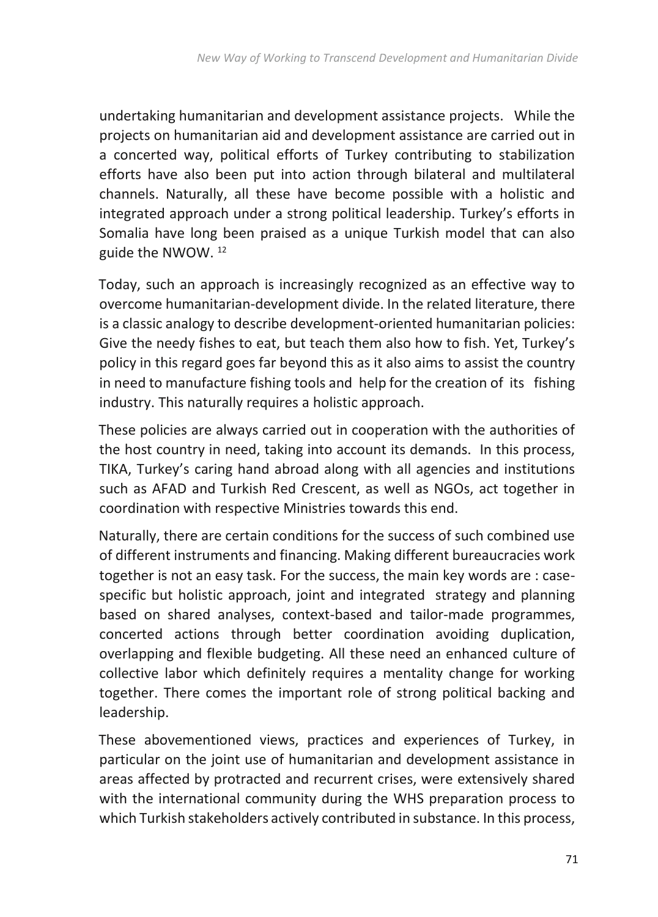undertaking humanitarian and development assistance projects. While the projects on humanitarian aid and development assistance are carried out in a concerted way, political efforts of Turkey contributing to stabilization efforts have also been put into action through bilateral and multilateral channels. Naturally, all these have become possible with a holistic and integrated approach under a strong political leadership. Turkey's efforts in Somalia have long been praised as a unique Turkish model that can also guide the NWOW. [12]

Today, such an approach is increasingly recognized as an effective way to overcome humanitarian-development divide. In the related literature, there is a classic analogy to describe development-oriented humanitarian policies: Give the needy fishes to eat, but teach them also how to fish. Yet, Turkey's policy in this regard goes far beyond this as it also aims to assist the country in need to manufacture fishing tools and help for the creation of its fishing industry. This naturally requires a holistic approach.

These policies are always carried out in cooperation with the authorities of the host country in need, taking into account its demands. In this process, TIKA, Turkey's caring hand abroad along with all agencies and institutions such as AFAD and Turkish Red Crescent, as well as NGOs, act together in coordination with respective Ministries towards this end.

Naturally, there are certain conditions for the success of such combined use of different instruments and financing. Making different bureaucracies work together is not an easy task. For the success, the main key words are : case-specific but holistic approach, joint and integrated strategy and planning based on shared analyses, context-based and tailor-made programmes, concerted actions through better coordination avoiding duplication, overlapping and flexible budgeting. All these need an enhanced culture of collective labor which definitely requires a mentality change for working together. There comes the important role of strong political backing and leadership.

These abovementioned views, practices and experiences of Turkey, in particular on the joint use of humanitarian and development assistance in areas affected by protracted and recurrent crises, were extensively shared with the international community during the WHS preparation process to which Turkish stakeholders actively contributed in substance. In this process,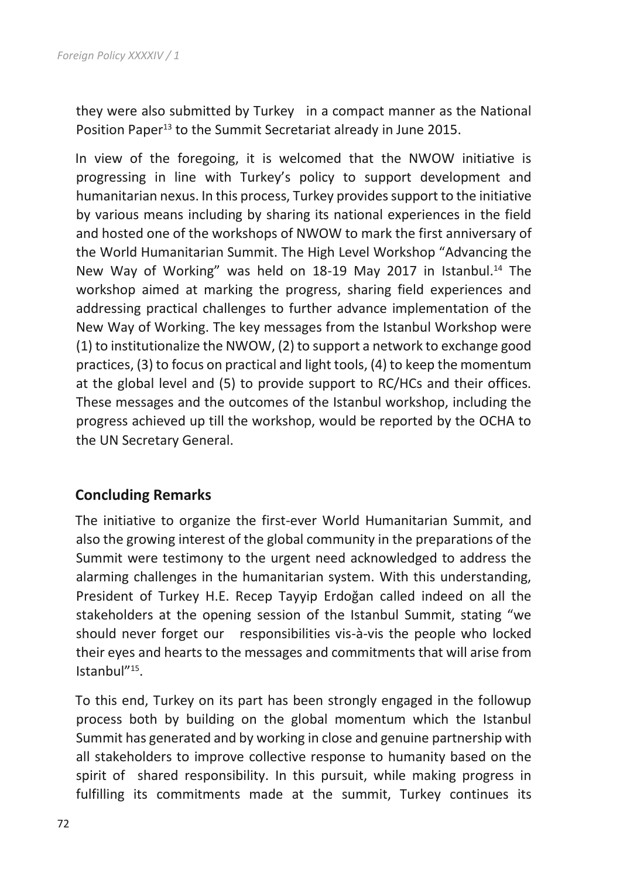they were also submitted by Turkey in a compact manner as the National Position Paper[13] to the Summit Secretariat already in June 2015.

In view of the foregoing, it is welcomed that the NWOW initiative is progressing in line with Turkey's policy to support development and humanitarian nexus. In this process, Turkey provides support to the initiative by various means including by sharing its national experiences in the field and hosted one of the workshops of NWOW to mark the first anniversary of the World Humanitarian Summit. The High Level Workshop "Advancing the New Way of Working" was held on 18-19 May 2017 in Istanbul.[14] The workshop aimed at marking the progress, sharing field experiences and addressing practical challenges to further advance implementation of the New Way of Working. The key messages from the Istanbul Workshop were (1) to institutionalize the NWOW, (2) to support a network to exchange good practices, (3) to focus on practical and light tools, (4) to keep the momentum at the global level and (5) to provide support to RC/HCs and their offices. These messages and the outcomes of the Istanbul workshop, including the progress achieved up till the workshop, would be reported by the OCHA to the UN Secretary General.

## Concluding Remarks

The initiative to organize the first-ever World Humanitarian Summit, and also the growing interest of the global community in the preparations of the Summit were testimony to the urgent need acknowledged to address the alarming challenges in the humanitarian system. With this understanding, President of Turkey H.E. Recep Tayyip Erdoğan called indeed on all the stakeholders at the opening session of the Istanbul Summit, stating "we should never forget our responsibilities vis-à-vis the people who locked their eyes and hearts to the messages and commitments that will arise from Istanbul"[15].

To this end, Turkey on its part has been strongly engaged in the followup process both by building on the global momentum which the Istanbul Summit has generated and by working in close and genuine partnership with all stakeholders to improve collective response to humanity based on the spirit of shared responsibility. In this pursuit, while making progress in fulfilling its commitments made at the summit, Turkey continues its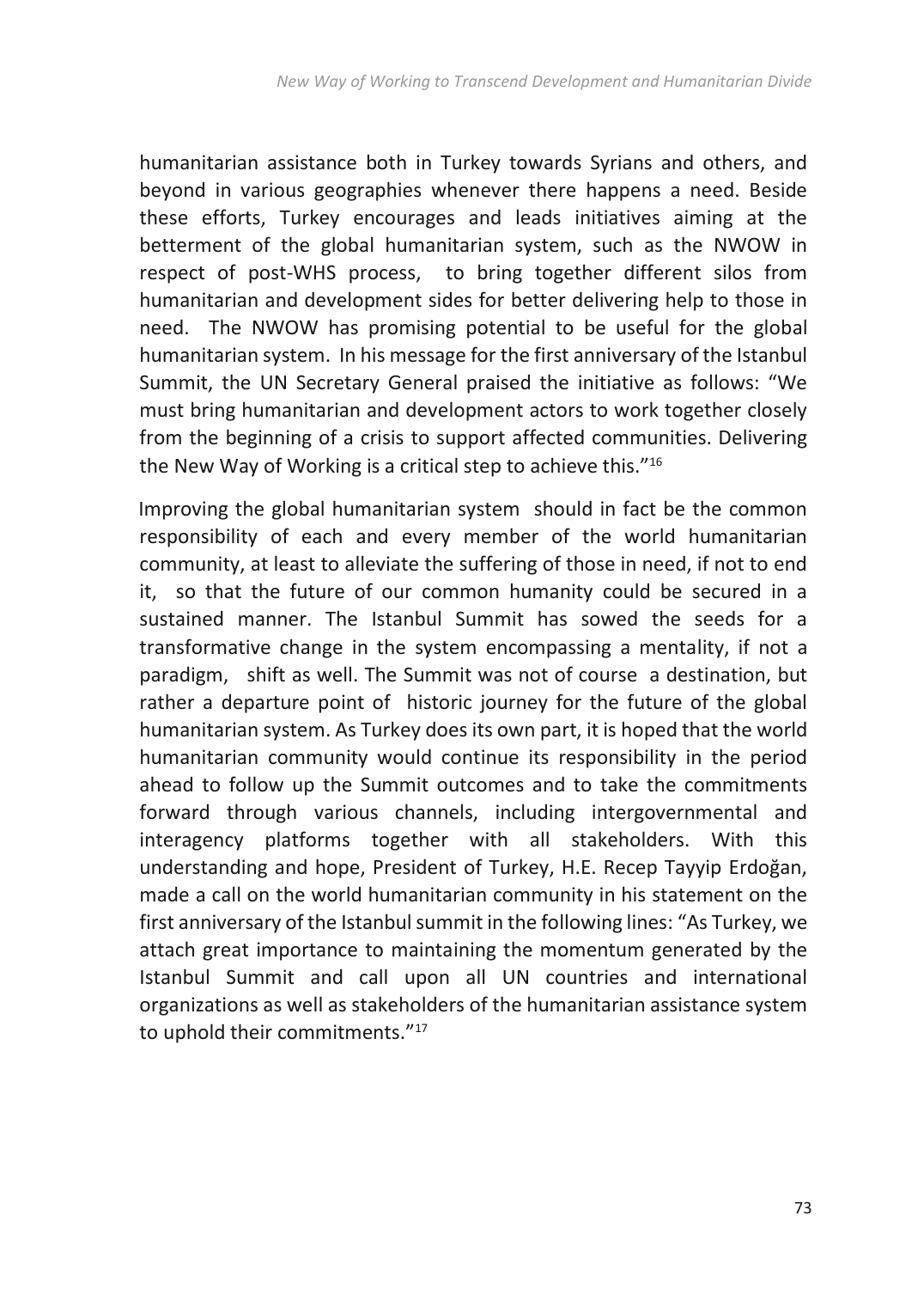humanitarian assistance both in Turkey towards Syrians and others, and beyond in various geographies whenever there happens a need. Beside these efforts, Turkey encourages and leads initiatives aiming at the betterment of the global humanitarian system, such as the NWOW in respect of post-WHS process, to bring together different silos from humanitarian and development sides for better delivering help to those in need. The NWOW has promising potential to be useful for the global humanitarian system. In his message for the first anniversary of the Istanbul Summit, the UN Secretary General praised the initiative as follows: "We must bring humanitarian and development actors to work together closely from the beginning of a crisis to support affected communities. Delivering the New Way of Working is a critical step to achieve this."[16]

Improving the global humanitarian system should in fact be the common responsibility of each and every member of the world humanitarian community, at least to alleviate the suffering of those in need, if not to end it, so that the future of our common humanity could be secured in a sustained manner. The Istanbul Summit has sowed the seeds for a transformative change in the system encompassing a mentality, if not a paradigm, shift as well. The Summit was not of course a destination, but rather a departure point of historic journey for the future of the global humanitarian system. As Turkey does its own part, it is hoped that the world humanitarian community would continue its responsibility in the period ahead to follow up the Summit outcomes and to take the commitments forward through various channels, including intergovernmental and interagency platforms together with all stakeholders. With this understanding and hope, President of Turkey, H.E. Recep Tayyip Erdoğan, made a call on the world humanitarian community in his statement on the first anniversary of the Istanbul summit in the following lines: "As Turkey, we attach great importance to maintaining the momentum generated by the Istanbul Summit and call upon all UN countries and international organizations as well as stakeholders of the humanitarian assistance system to uphold their commitments."[17]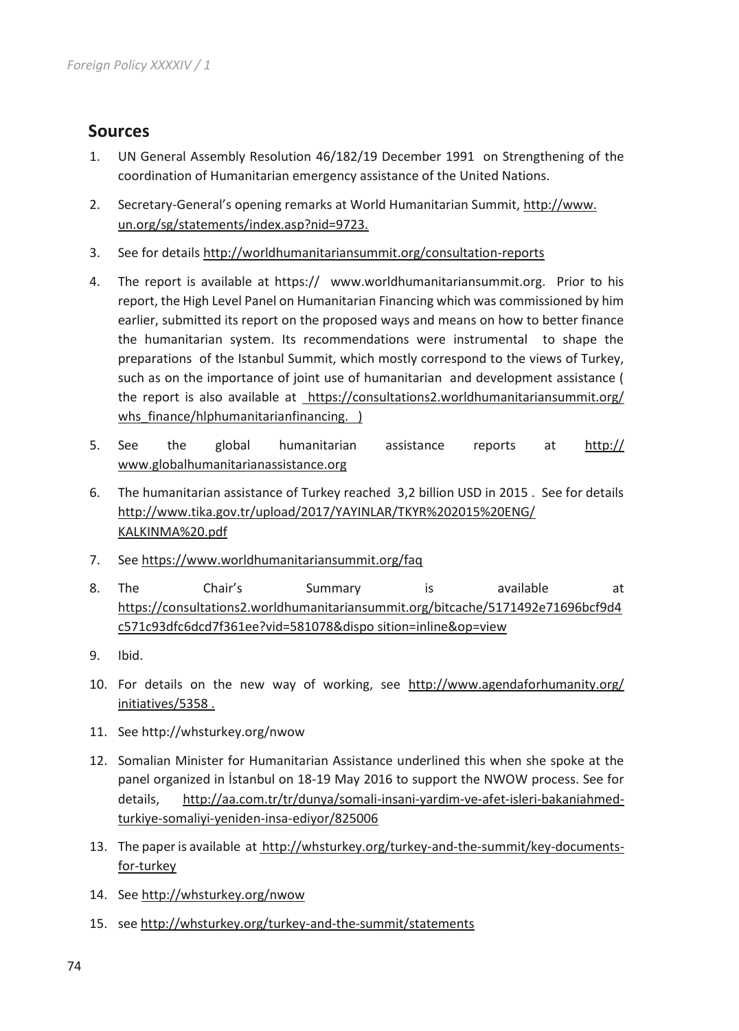## Sources

1. UN General Assembly Resolution 46/182/19 December 1991 on Strengthening of the coordination of Humanitarian emergency assistance of the United Nations.
2. Secretary-General's opening remarks at World Humanitarian Summit, http://www.un.org/sg/statements/index.asp?nid=9723.
3. See for details http://worldhumanitariansummit.org/consultation-reports
4. The report is available at https:// www.worldhumanitariansummit.org. Prior to his report, the High Level Panel on Humanitarian Financing which was commissioned by him earlier, submitted its report on the proposed ways and means on how to better finance the humanitarian system. Its recommendations were instrumental to shape the preparations of the Istanbul Summit, which mostly correspond to the views of Turkey, such as on the importance of joint use of humanitarian and development assistance ( the report is also available at https://consultations2.worldhumanitariansummit.org/whs_finance/hlphumanitarianfinancing. )
5. See the global humanitarian assistance reports at http://www.globalhumanitarianassistance.org
6. The humanitarian assistance of Turkey reached 3,2 billion USD in 2015 . See for details http://www.tika.gov.tr/upload/2017/YAYINLAR/TKYR%202015%20ENG/KALKINMA%20.pdf
7. See https://www.worldhumanitariansummit.org/faq
8. The Chair's Summary is available at https://consultations2.worldhumanitariansummit.org/bitcache/5171492e71696bcf9d4c571c93dfc6dcd7f361ee?vid=581078&dispo sition=inline&op=view
9. Ibid.
10. For details on the new way of working, see http://www.agendaforhumanity.org/initiatives/5358 .
11. See http://whsturkey.org/nwow
12. Somalian Minister for Humanitarian Assistance underlined this when she spoke at the panel organized in İstanbul on 18-19 May 2016 to support the NWOW process. See for details, http://aa.com.tr/tr/dunya/somali-insani-yardim-ve-afet-isleri-bakaniahmed-turkiye-somaliyi-yeniden-insa-ediyor/825006
13. The paper is available at http://whsturkey.org/turkey-and-the-summit/key-documents-for-turkey
14. See http://whsturkey.org/nwow
15. see http://whsturkey.org/turkey-and-the-summit/statements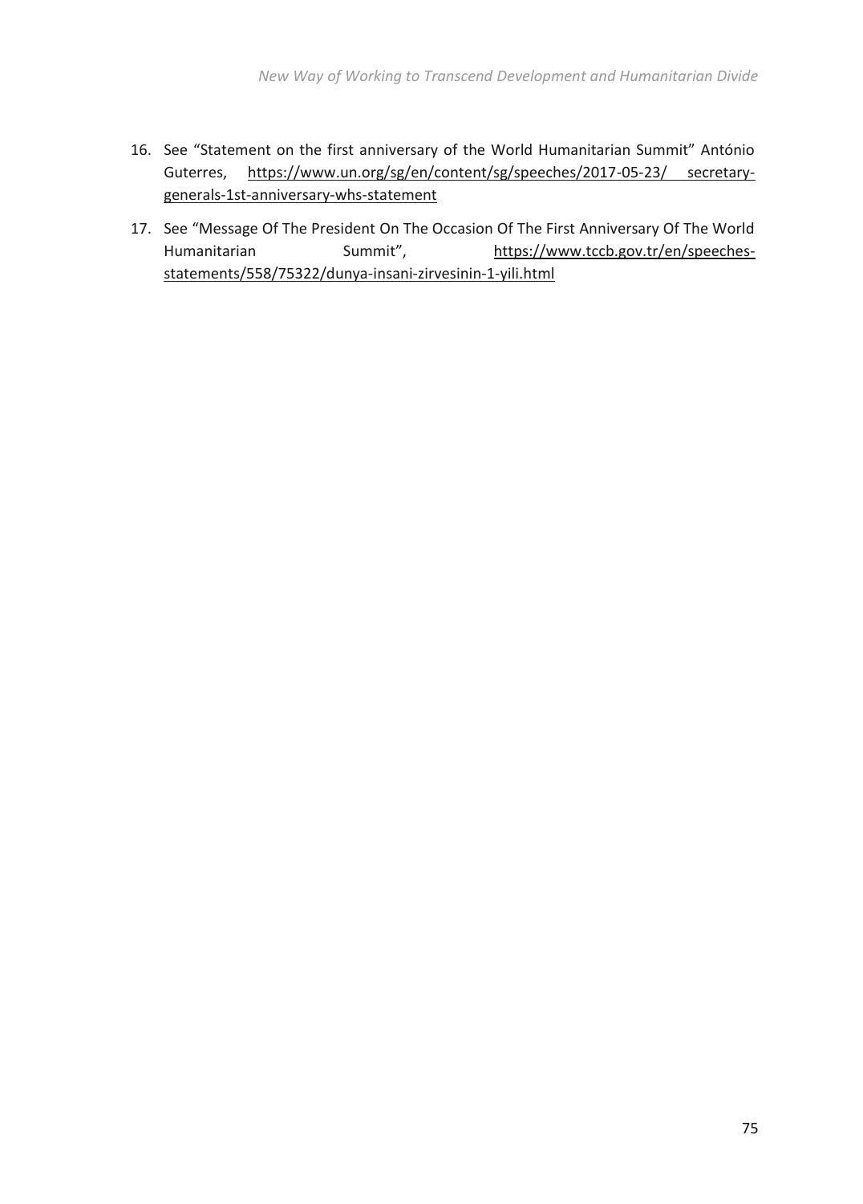16. See "Statement on the first anniversary of the World Humanitarian Summit" António Guterres, https://www.un.org/sg/en/content/sg/speeches/2017-05-23/ secretary-generals-1st-anniversary-whs-statement

17. See "Message Of The President On The Occasion Of The First Anniversary Of The World Humanitarian Summit", https://www.tccb.gov.tr/en/speeches-statements/558/75322/dunya-insani-zirvesinin-1-yili.html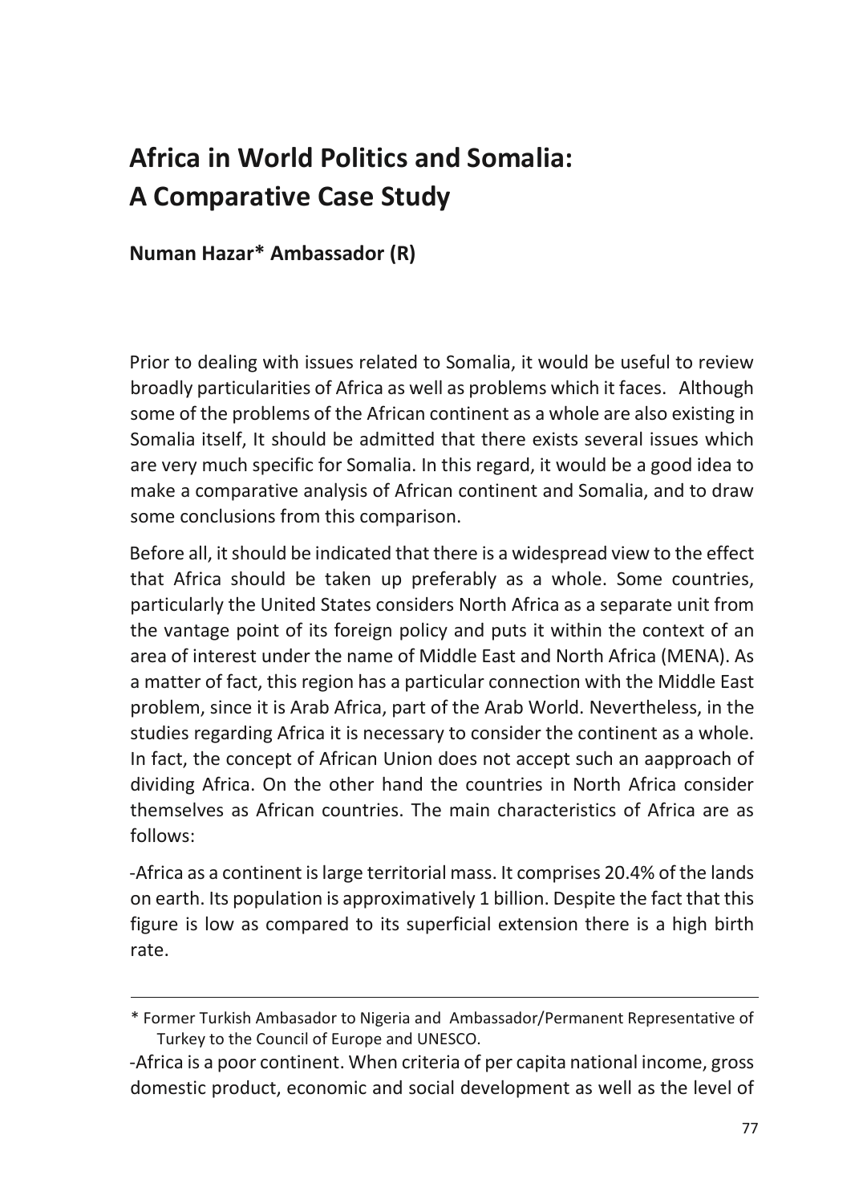# Africa in World Politics and Somalia: A Comparative Case Study

**Numan Hazar* Ambassador (R)**

Prior to dealing with issues related to Somalia, it would be useful to review broadly particularities of Africa as well as problems which it faces. Although some of the problems of the African continent as a whole are also existing in Somalia itself, It should be admitted that there exists several issues which are very much specific for Somalia. In this regard, it would be a good idea to make a comparative analysis of African continent and Somalia, and to draw some conclusions from this comparison.

Before all, it should be indicated that there is a widespread view to the effect that Africa should be taken up preferably as a whole. Some countries, particularly the United States considers North Africa as a separate unit from the vantage point of its foreign policy and puts it within the context of an area of interest under the name of Middle East and North Africa (MENA). As a matter of fact, this region has a particular connection with the Middle East problem, since it is Arab Africa, part of the Arab World. Nevertheless, in the studies regarding Africa it is necessary to consider the continent as a whole. In fact, the concept of African Union does not accept such an aapproach of dividing Africa. On the other hand the countries in North Africa consider themselves as African countries. The main characteristics of Africa are as follows:

-Africa as a continent is large territorial mass. It comprises 20.4% of the lands on earth. Its population is approximatively 1 billion. Despite the fact that this figure is low as compared to its superficial extension there is a high birth rate.

-Africa is a poor continent. When criteria of per capita national income, gross domestic product, economic and social development as well as the level of

---

\* Former Turkish Ambasador to Nigeria and Ambassador/Permanent Representative of Turkey to the Council of Europe and UNESCO.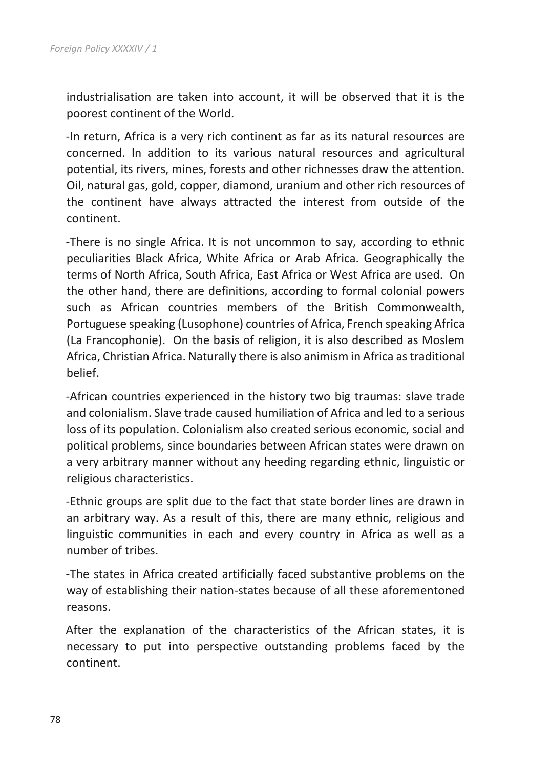industrialisation are taken into account, it will be observed that it is the poorest continent of the World.

-In return, Africa is a very rich continent as far as its natural resources are concerned. In addition to its various natural resources and agricultural potential, its rivers, mines, forests and other richnesses draw the attention. Oil, natural gas, gold, copper, diamond, uranium and other rich resources of the continent have always attracted the interest from outside of the continent.

-There is no single Africa. It is not uncommon to say, according to ethnic peculiarities Black Africa, White Africa or Arab Africa. Geographically the terms of North Africa, South Africa, East Africa or West Africa are used. On the other hand, there are definitions, according to formal colonial powers such as African countries members of the British Commonwealth, Portuguese speaking (Lusophone) countries of Africa, French speaking Africa (La Francophonie). On the basis of religion, it is also described as Moslem Africa, Christian Africa. Naturally there is also animism in Africa as traditional belief.

-African countries experienced in the history two big traumas: slave trade and colonialism. Slave trade caused humiliation of Africa and led to a serious loss of its population. Colonialism also created serious economic, social and political problems, since boundaries between African states were drawn on a very arbitrary manner without any heeding regarding ethnic, linguistic or religious characteristics.

-Ethnic groups are split due to the fact that state border lines are drawn in an arbitrary way. As a result of this, there are many ethnic, religious and linguistic communities in each and every country in Africa as well as a number of tribes.

-The states in Africa created artificially faced substantive problems on the way of establishing their nation-states because of all these aforementoned reasons.

After the explanation of the characteristics of the African states, it is necessary to put into perspective outstanding problems faced by the continent.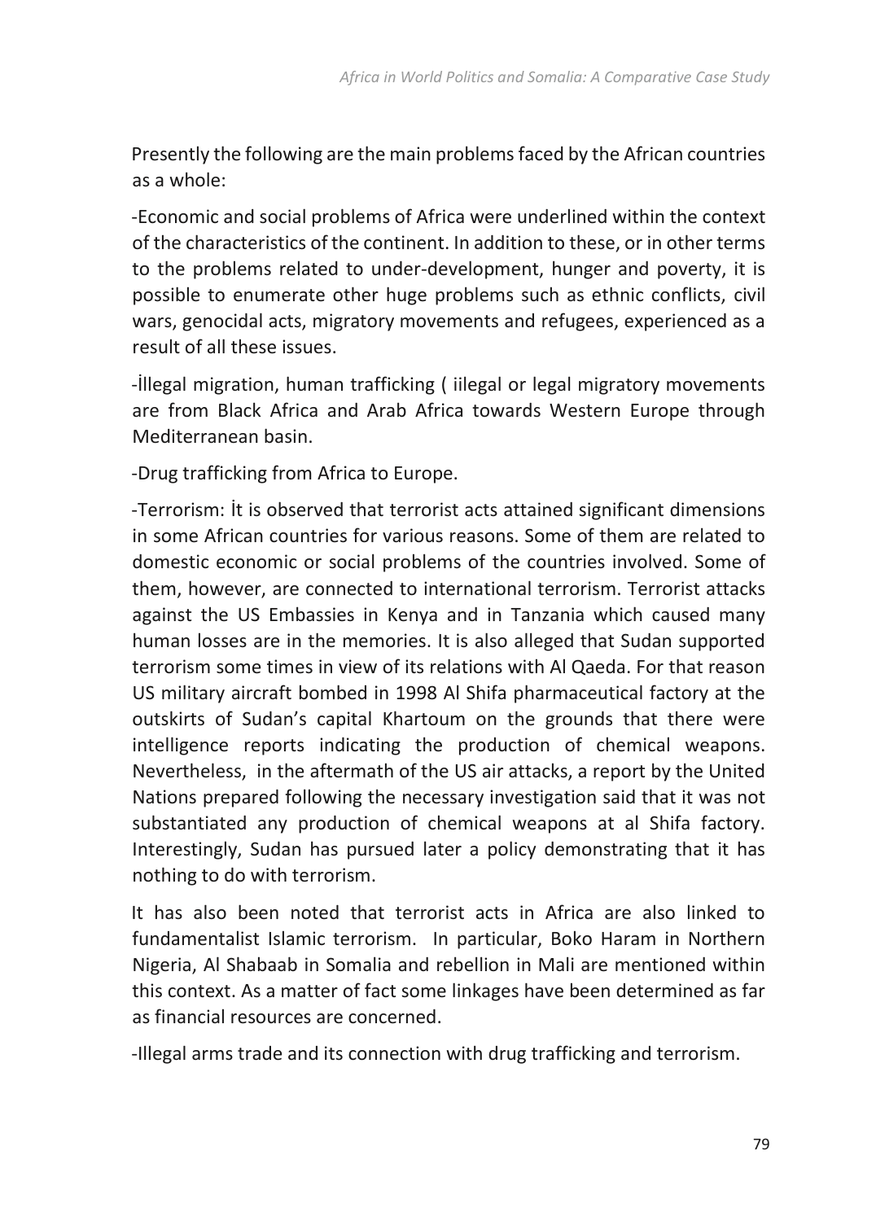Presently the following are the main problems faced by the African countries as a whole:

-Economic and social problems of Africa were underlined within the context of the characteristics of the continent. In addition to these, or in other terms to the problems related to under-development, hunger and poverty, it is possible to enumerate other huge problems such as ethnic conflicts, civil wars, genocidal acts, migratory movements and refugees, experienced as a result of all these issues.

-İllegal migration, human trafficking ( iilegal or legal migratory movements are from Black Africa and Arab Africa towards Western Europe through Mediterranean basin.

-Drug trafficking from Africa to Europe.

-Terrorism: İt is observed that terrorist acts attained significant dimensions in some African countries for various reasons. Some of them are related to domestic economic or social problems of the countries involved. Some of them, however, are connected to international terrorism. Terrorist attacks against the US Embassies in Kenya and in Tanzania which caused many human losses are in the memories. It is also alleged that Sudan supported terrorism some times in view of its relations with Al Qaeda. For that reason US military aircraft bombed in 1998 Al Shifa pharmaceutical factory at the outskirts of Sudan's capital Khartoum on the grounds that there were intelligence reports indicating the production of chemical weapons. Nevertheless, in the aftermath of the US air attacks, a report by the United Nations prepared following the necessary investigation said that it was not substantiated any production of chemical weapons at al Shifa factory. Interestingly, Sudan has pursued later a policy demonstrating that it has nothing to do with terrorism.

It has also been noted that terrorist acts in Africa are also linked to fundamentalist Islamic terrorism. In particular, Boko Haram in Northern Nigeria, Al Shabaab in Somalia and rebellion in Mali are mentioned within this context. As a matter of fact some linkages have been determined as far as financial resources are concerned.

-Illegal arms trade and its connection with drug trafficking and terrorism.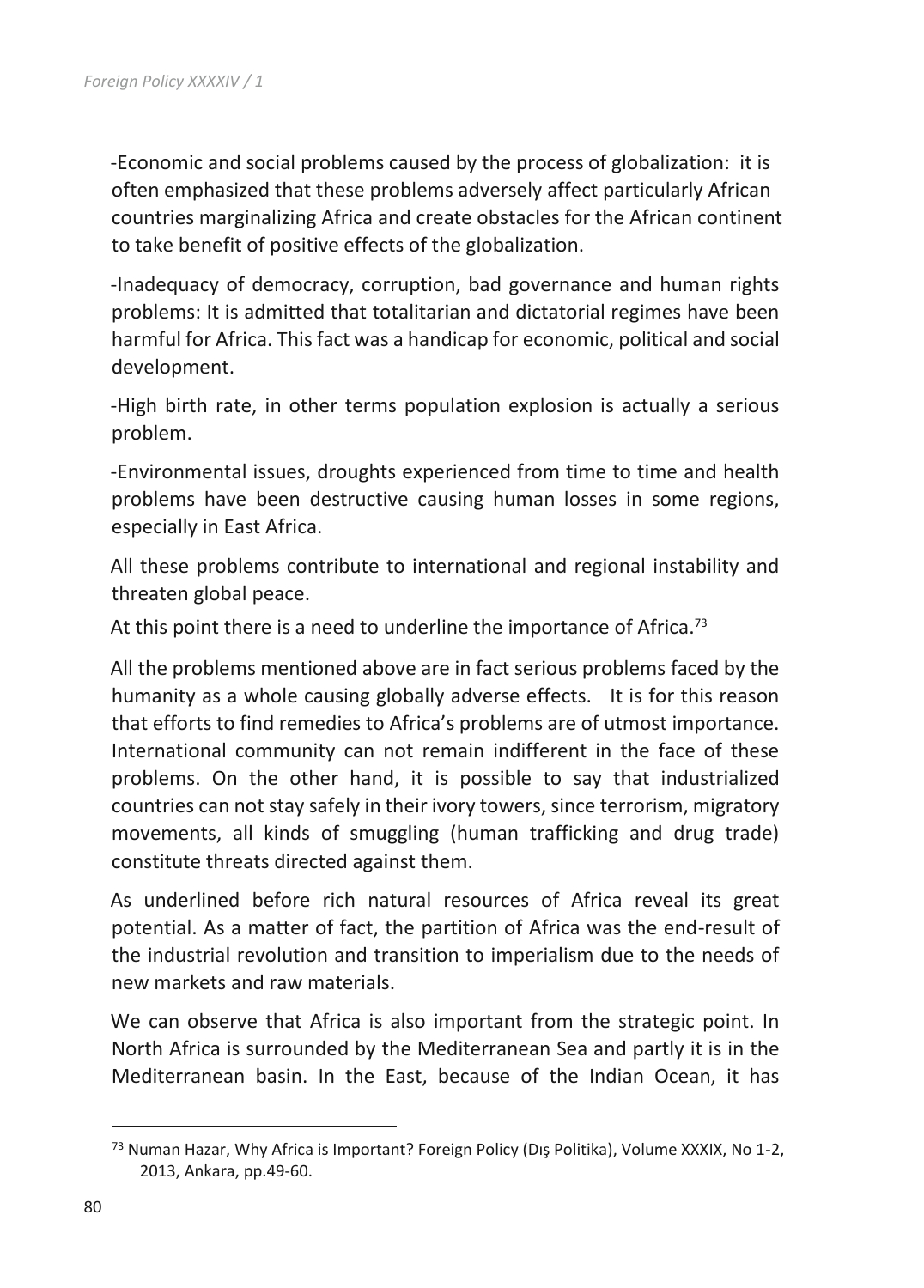-Economic and social problems caused by the process of globalization: it is often emphasized that these problems adversely affect particularly African countries marginalizing Africa and create obstacles for the African continent to take benefit of positive effects of the globalization.

-Inadequacy of democracy, corruption, bad governance and human rights problems: It is admitted that totalitarian and dictatorial regimes have been harmful for Africa. This fact was a handicap for economic, political and social development.

-High birth rate, in other terms population explosion is actually a serious problem.

-Environmental issues, droughts experienced from time to time and health problems have been destructive causing human losses in some regions, especially in East Africa.

All these problems contribute to international and regional instability and threaten global peace.

At this point there is a need to underline the importance of Africa.[73]

All the problems mentioned above are in fact serious problems faced by the humanity as a whole causing globally adverse effects. It is for this reason that efforts to find remedies to Africa's problems are of utmost importance. International community can not remain indifferent in the face of these problems. On the other hand, it is possible to say that industrialized countries can not stay safely in their ivory towers, since terrorism, migratory movements, all kinds of smuggling (human trafficking and drug trade) constitute threats directed against them.

As underlined before rich natural resources of Africa reveal its great potential. As a matter of fact, the partition of Africa was the end-result of the industrial revolution and transition to imperialism due to the needs of new markets and raw materials.

We can observe that Africa is also important from the strategic point. In North Africa is surrounded by the Mediterranean Sea and partly it is in the Mediterranean basin. In the East, because of the Indian Ocean, it has

---

[73] Numan Hazar, Why Africa is Important? Foreign Policy (Dış Politika), Volume XXXIX, No 1-2, 2013, Ankara, pp.49-60.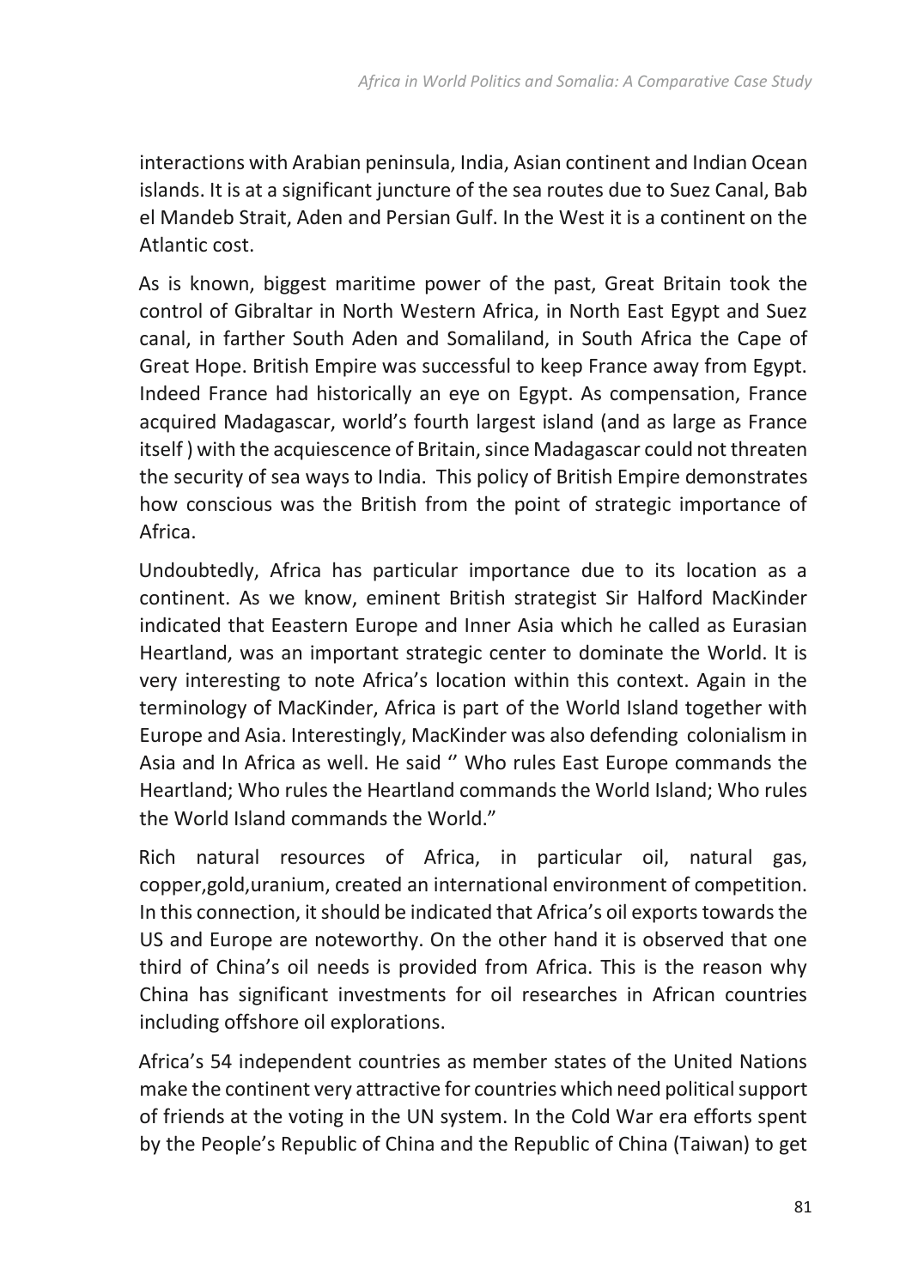interactions with Arabian peninsula, India, Asian continent and Indian Ocean islands. It is at a significant juncture of the sea routes due to Suez Canal, Bab el Mandeb Strait, Aden and Persian Gulf. In the West it is a continent on the Atlantic cost.

As is known, biggest maritime power of the past, Great Britain took the control of Gibraltar in North Western Africa, in North East Egypt and Suez canal, in farther South Aden and Somaliland, in South Africa the Cape of Great Hope. British Empire was successful to keep France away from Egypt. Indeed France had historically an eye on Egypt. As compensation, France acquired Madagascar, world's fourth largest island (and as large as France itself ) with the acquiescence of Britain, since Madagascar could not threaten the security of sea ways to India. This policy of British Empire demonstrates how conscious was the British from the point of strategic importance of Africa.

Undoubtedly, Africa has particular importance due to its location as a continent. As we know, eminent British strategist Sir Halford MacKinder indicated that Eeastern Europe and Inner Asia which he called as Eurasian Heartland, was an important strategic center to dominate the World. It is very interesting to note Africa's location within this context. Again in the terminology of MacKinder, Africa is part of the World Island together with Europe and Asia. Interestingly, MacKinder was also defending colonialism in Asia and In Africa as well. He said '' Who rules East Europe commands the Heartland; Who rules the Heartland commands the World Island; Who rules the World Island commands the World."

Rich natural resources of Africa, in particular oil, natural gas, copper,gold,uranium, created an international environment of competition. In this connection, it should be indicated that Africa's oil exports towards the US and Europe are noteworthy. On the other hand it is observed that one third of China's oil needs is provided from Africa. This is the reason why China has significant investments for oil researches in African countries including offshore oil explorations.

Africa's 54 independent countries as member states of the United Nations make the continent very attractive for countries which need political support of friends at the voting in the UN system. In the Cold War era efforts spent by the People's Republic of China and the Republic of China (Taiwan) to get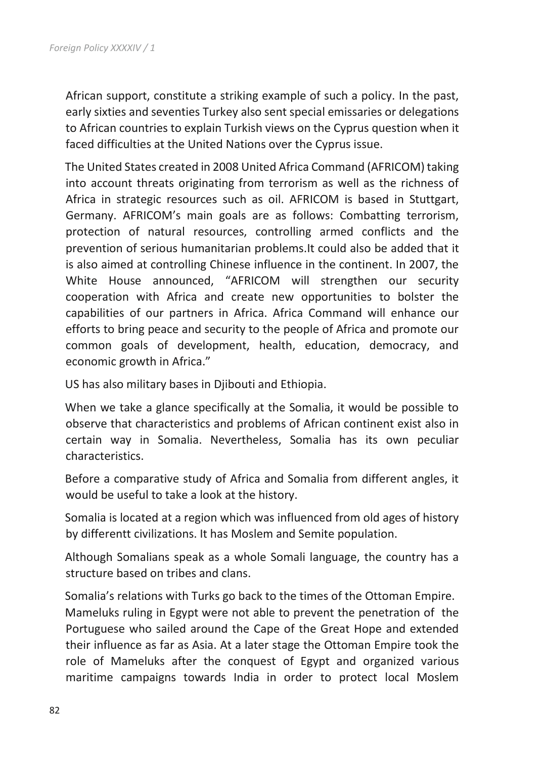African support, constitute a striking example of such a policy. In the past, early sixties and seventies Turkey also sent special emissaries or delegations to African countries to explain Turkish views on the Cyprus question when it faced difficulties at the United Nations over the Cyprus issue.

The United States created in 2008 United Africa Command (AFRICOM) taking into account threats originating from terrorism as well as the richness of Africa in strategic resources such as oil. AFRICOM is based in Stuttgart, Germany. AFRICOM's main goals are as follows: Combatting terrorism, protection of natural resources, controlling armed conflicts and the prevention of serious humanitarian problems.It could also be added that it is also aimed at controlling Chinese influence in the continent. In 2007, the White House announced, "AFRICOM will strengthen our security cooperation with Africa and create new opportunities to bolster the capabilities of our partners in Africa. Africa Command will enhance our efforts to bring peace and security to the people of Africa and promote our common goals of development, health, education, democracy, and economic growth in Africa."

US has also military bases in Djibouti and Ethiopia.

When we take a glance specifically at the Somalia, it would be possible to observe that characteristics and problems of African continent exist also in certain way in Somalia. Nevertheless, Somalia has its own peculiar characteristics.

Before a comparative study of Africa and Somalia from different angles, it would be useful to take a look at the history.

Somalia is located at a region which was influenced from old ages of history by differentt civilizations. It has Moslem and Semite population.

Although Somalians speak as a whole Somali language, the country has a structure based on tribes and clans.

Somalia's relations with Turks go back to the times of the Ottoman Empire. Mameluks ruling in Egypt were not able to prevent the penetration of the Portuguese who sailed around the Cape of the Great Hope and extended their influence as far as Asia. At a later stage the Ottoman Empire took the role of Mameluks after the conquest of Egypt and organized various maritime campaigns towards India in order to protect local Moslem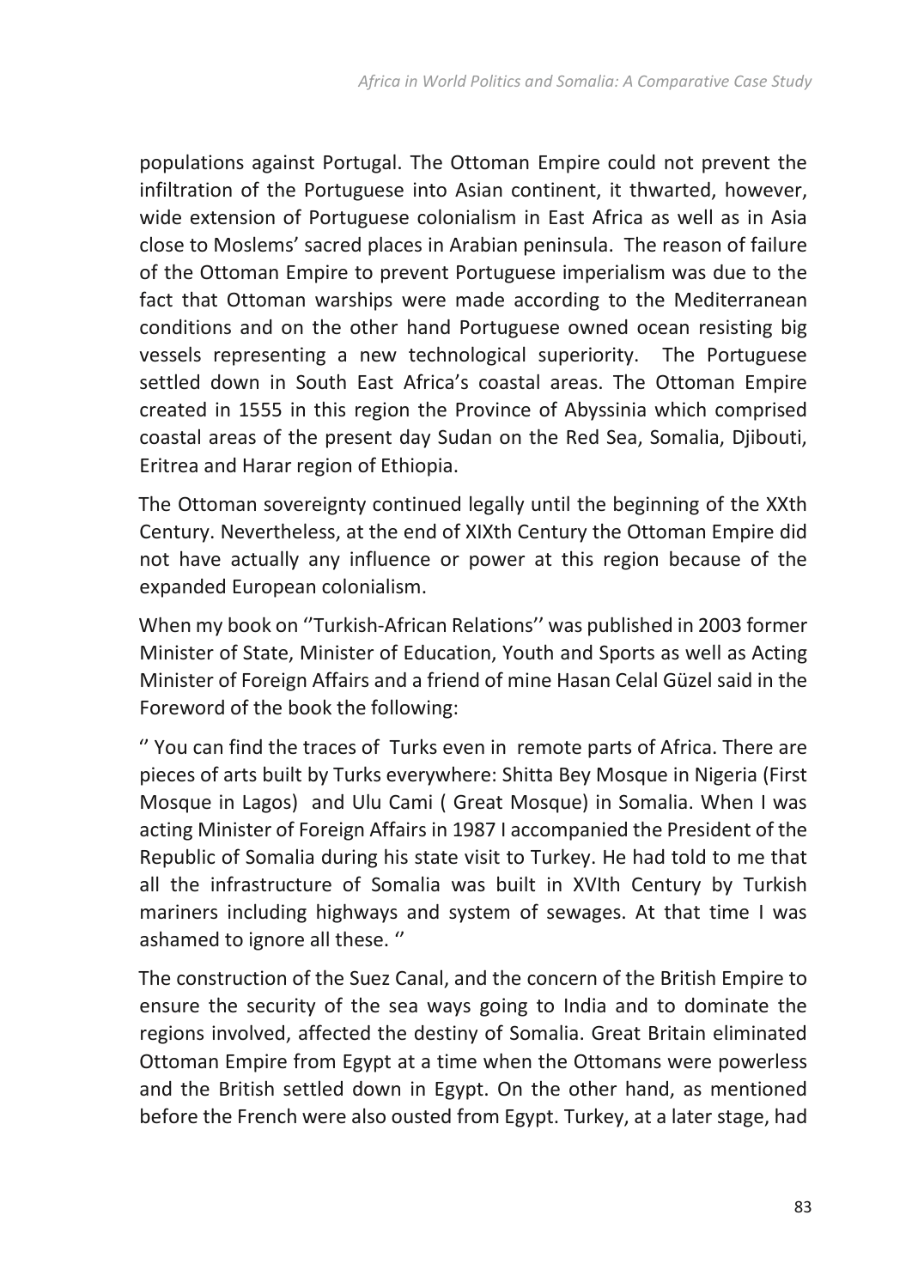populations against Portugal. The Ottoman Empire could not prevent the infiltration of the Portuguese into Asian continent, it thwarted, however, wide extension of Portuguese colonialism in East Africa as well as in Asia close to Moslems' sacred places in Arabian peninsula. The reason of failure of the Ottoman Empire to prevent Portuguese imperialism was due to the fact that Ottoman warships were made according to the Mediterranean conditions and on the other hand Portuguese owned ocean resisting big vessels representing a new technological superiority. The Portuguese settled down in South East Africa's coastal areas. The Ottoman Empire created in 1555 in this region the Province of Abyssinia which comprised coastal areas of the present day Sudan on the Red Sea, Somalia, Djibouti, Eritrea and Harar region of Ethiopia.

The Ottoman sovereignty continued legally until the beginning of the XXth Century. Nevertheless, at the end of XIXth Century the Ottoman Empire did not have actually any influence or power at this region because of the expanded European colonialism.

When my book on ''Turkish-African Relations'' was published in 2003 former Minister of State, Minister of Education, Youth and Sports as well as Acting Minister of Foreign Affairs and a friend of mine Hasan Celal Güzel said in the Foreword of the book the following:

'' You can find the traces of Turks even in remote parts of Africa. There are pieces of arts built by Turks everywhere: Shitta Bey Mosque in Nigeria (First Mosque in Lagos) and Ulu Cami ( Great Mosque) in Somalia. When I was acting Minister of Foreign Affairs in 1987 I accompanied the President of the Republic of Somalia during his state visit to Turkey. He had told to me that all the infrastructure of Somalia was built in XVIth Century by Turkish mariners including highways and system of sewages. At that time I was ashamed to ignore all these. ''

The construction of the Suez Canal, and the concern of the British Empire to ensure the security of the sea ways going to India and to dominate the regions involved, affected the destiny of Somalia. Great Britain eliminated Ottoman Empire from Egypt at a time when the Ottomans were powerless and the British settled down in Egypt. On the other hand, as mentioned before the French were also ousted from Egypt. Turkey, at a later stage, had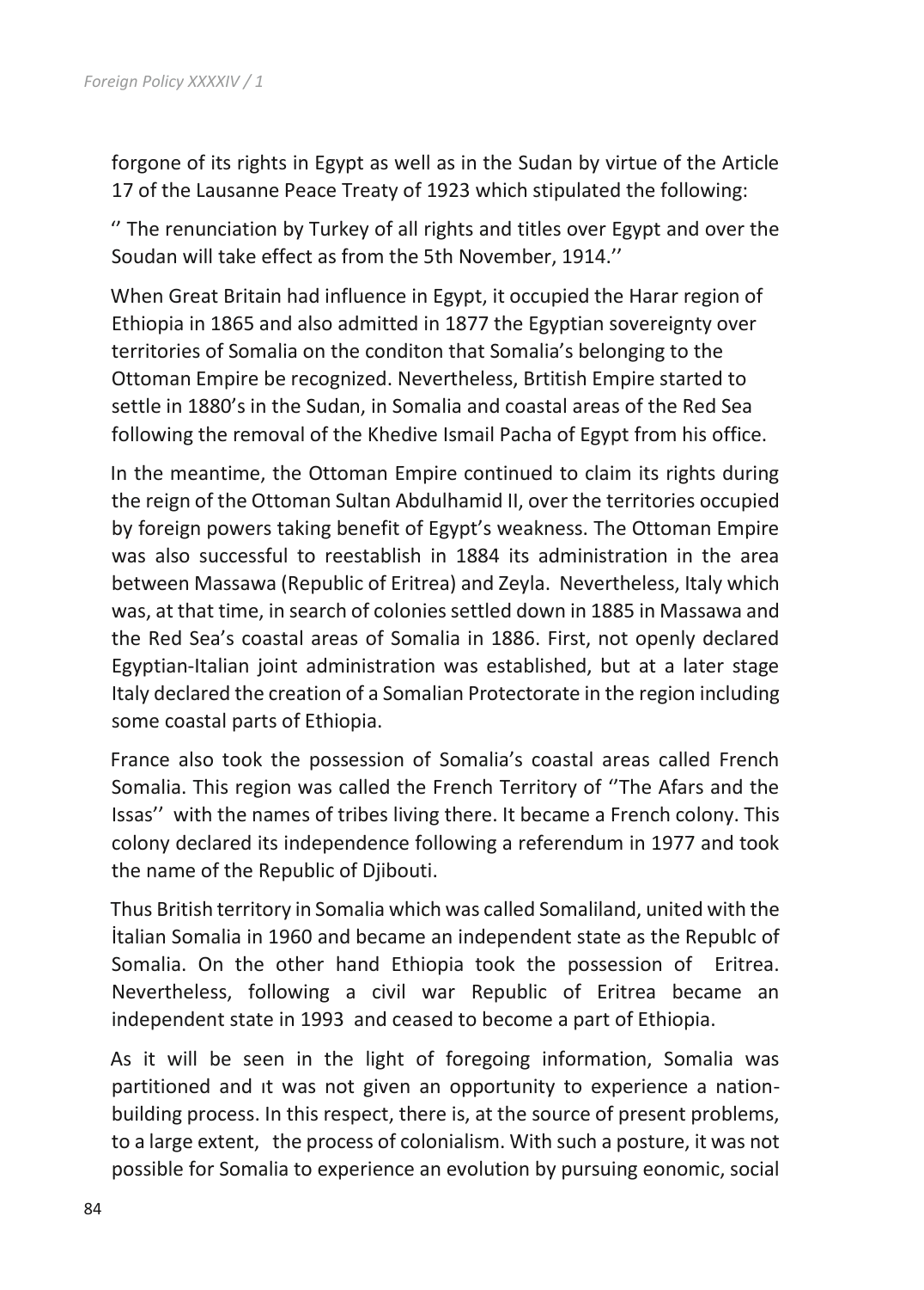forgone of its rights in Egypt as well as in the Sudan by virtue of the Article 17 of the Lausanne Peace Treaty of 1923 which stipulated the following:

'' The renunciation by Turkey of all rights and titles over Egypt and over the Soudan will take effect as from the 5th November, 1914.''

When Great Britain had influence in Egypt, it occupied the Harar region of Ethiopia in 1865 and also admitted in 1877 the Egyptian sovereignty over territories of Somalia on the conditon that Somalia's belonging to the Ottoman Empire be recognized. Nevertheless, Brtitish Empire started to settle in 1880's in the Sudan, in Somalia and coastal areas of the Red Sea following the removal of the Khedive Ismail Pacha of Egypt from his office.

In the meantime, the Ottoman Empire continued to claim its rights during the reign of the Ottoman Sultan Abdulhamid II, over the territories occupied by foreign powers taking benefit of Egypt's weakness. The Ottoman Empire was also successful to reestablish in 1884 its administration in the area between Massawa (Republic of Eritrea) and Zeyla. Nevertheless, Italy which was, at that time, in search of colonies settled down in 1885 in Massawa and the Red Sea's coastal areas of Somalia in 1886. First, not openly declared Egyptian-Italian joint administration was established, but at a later stage Italy declared the creation of a Somalian Protectorate in the region including some coastal parts of Ethiopia.

France also took the possession of Somalia's coastal areas called French Somalia. This region was called the French Territory of ''The Afars and the Issas'' with the names of tribes living there. It became a French colony. This colony declared its independence following a referendum in 1977 and took the name of the Republic of Djibouti.

Thus British territory in Somalia which was called Somaliland, united with the İtalian Somalia in 1960 and became an independent state as the Republc of Somalia. On the other hand Ethiopia took the possession of Eritrea. Nevertheless, following a civil war Republic of Eritrea became an independent state in 1993 and ceased to become a part of Ethiopia.

As it will be seen in the light of foregoing information, Somalia was partitioned and ıt was not given an opportunity to experience a nation-building process. In this respect, there is, at the source of present problems, to a large extent, the process of colonialism. With such a posture, it was not possible for Somalia to experience an evolution by pursuing eonomic, social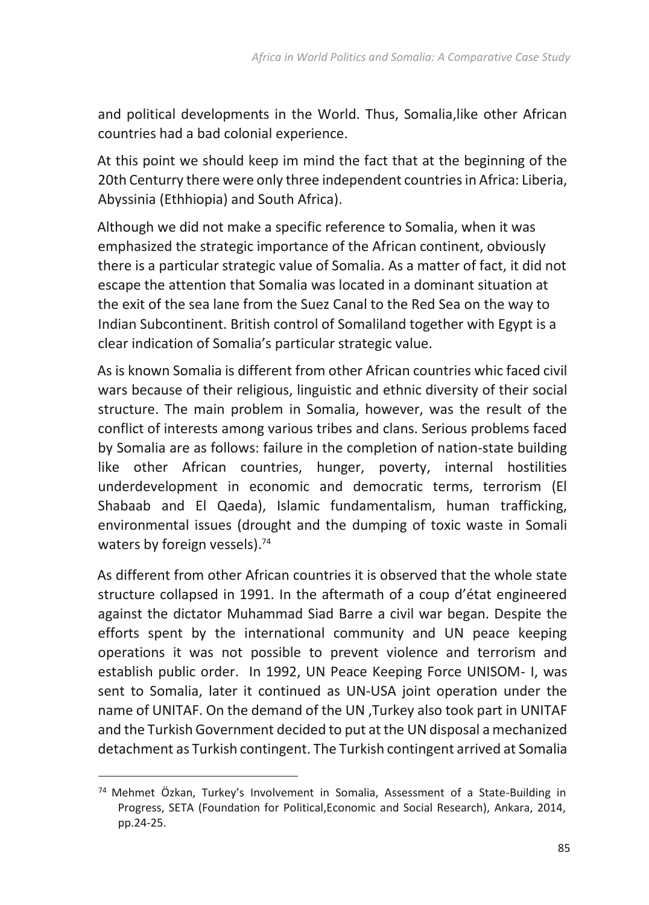and political developments in the World. Thus, Somalia,like other African countries had a bad colonial experience.

At this point we should keep im mind the fact that at the beginning of the 20th Centurry there were only three independent countries in Africa: Liberia, Abyssinia (Ethhiopia) and South Africa).

Although we did not make a specific reference to Somalia, when it was emphasized the strategic importance of the African continent, obviously there is a particular strategic value of Somalia. As a matter of fact, it did not escape the attention that Somalia was located in a dominant situation at the exit of the sea lane from the Suez Canal to the Red Sea on the way to Indian Subcontinent. British control of Somaliland together with Egypt is a clear indication of Somalia's particular strategic value.

As is known Somalia is different from other African countries whic faced civil wars because of their religious, linguistic and ethnic diversity of their social structure. The main problem in Somalia, however, was the result of the conflict of interests among various tribes and clans. Serious problems faced by Somalia are as follows: failure in the completion of nation-state building like other African countries, hunger, poverty, internal hostilities underdevelopment in economic and democratic terms, terrorism (El Shabaab and El Qaeda), Islamic fundamentalism, human trafficking, environmental issues (drought and the dumping of toxic waste in Somali waters by foreign vessels).[74]

As different from other African countries it is observed that the whole state structure collapsed in 1991. In the aftermath of a coup d'état engineered against the dictator Muhammad Siad Barre a civil war began. Despite the efforts spent by the international community and UN peace keeping operations it was not possible to prevent violence and terrorism and establish public order. In 1992, UN Peace Keeping Force UNISOM- I, was sent to Somalia, later it continued as UN-USA joint operation under the name of UNITAF. On the demand of the UN ,Turkey also took part in UNITAF and the Turkish Government decided to put at the UN disposal a mechanized detachment as Turkish contingent. The Turkish contingent arrived at Somalia

---

[74] Mehmet Özkan, Turkey's Involvement in Somalia, Assessment of a State-Building in Progress, SETA (Foundation for Political,Economic and Social Research), Ankara, 2014, pp.24-25.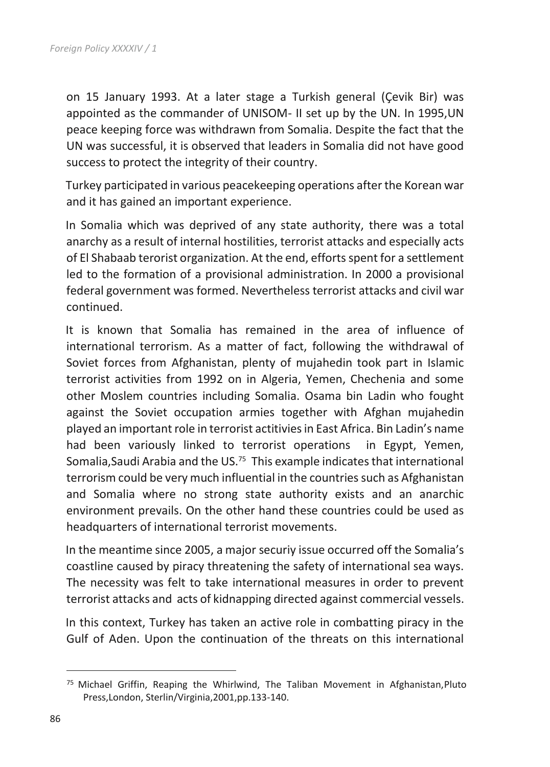on 15 January 1993. At a later stage a Turkish general (Çevik Bir) was appointed as the commander of UNISOM- II set up by the UN. In 1995,UN peace keeping force was withdrawn from Somalia. Despite the fact that the UN was successful, it is observed that leaders in Somalia did not have good success to protect the integrity of their country.

Turkey participated in various peacekeeping operations after the Korean war and it has gained an important experience.

In Somalia which was deprived of any state authority, there was a total anarchy as a result of internal hostilities, terrorist attacks and especially acts of El Shabaab terorist organization. At the end, efforts spent for a settlement led to the formation of a provisional administration. In 2000 a provisional federal government was formed. Nevertheless terrorist attacks and civil war continued.

It is known that Somalia has remained in the area of influence of international terrorism. As a matter of fact, following the withdrawal of Soviet forces from Afghanistan, plenty of mujahedin took part in Islamic terrorist activities from 1992 on in Algeria, Yemen, Chechenia and some other Moslem countries including Somalia. Osama bin Ladin who fought against the Soviet occupation armies together with Afghan mujahedin played an important role in terrorist actitivies in East Africa. Bin Ladin's name had been variously linked to terrorist operations in Egypt, Yemen, Somalia,Saudi Arabia and the US.[75] This example indicates that international terrorism could be very much influential in the countries such as Afghanistan and Somalia where no strong state authority exists and an anarchic environment prevails. On the other hand these countries could be used as headquarters of international terrorist movements.

In the meantime since 2005, a major securiy issue occurred off the Somalia's coastline caused by piracy threatening the safety of international sea ways. The necessity was felt to take international measures in order to prevent terrorist attacks and acts of kidnapping directed against commercial vessels.

In this context, Turkey has taken an active role in combatting piracy in the Gulf of Aden. Upon the continuation of the threats on this international

[75] Michael Griffin, Reaping the Whirlwind, The Taliban Movement in Afghanistan,Pluto Press,London, Sterlin/Virginia,2001,pp.133-140.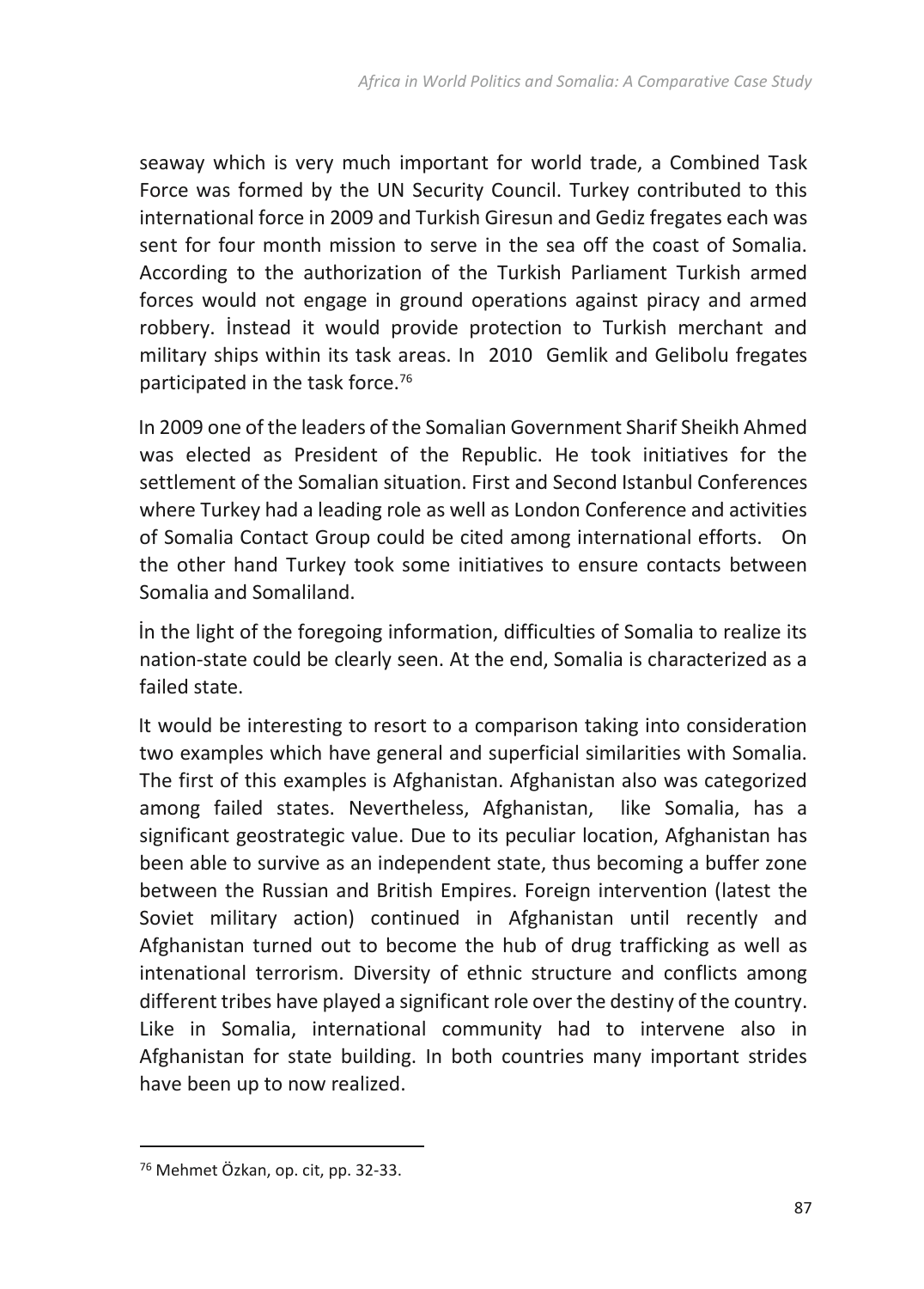seaway which is very much important for world trade, a Combined Task Force was formed by the UN Security Council. Turkey contributed to this international force in 2009 and Turkish Giresun and Gediz fregates each was sent for four month mission to serve in the sea off the coast of Somalia. According to the authorization of the Turkish Parliament Turkish armed forces would not engage in ground operations against piracy and armed robbery. İnstead it would provide protection to Turkish merchant and military ships within its task areas. In 2010 Gemlik and Gelibolu fregates participated in the task force.[76]

In 2009 one of the leaders of the Somalian Government Sharif Sheikh Ahmed was elected as President of the Republic. He took initiatives for the settlement of the Somalian situation. First and Second Istanbul Conferences where Turkey had a leading role as well as London Conference and activities of Somalia Contact Group could be cited among international efforts. On the other hand Turkey took some initiatives to ensure contacts between Somalia and Somaliland.

İn the light of the foregoing information, difficulties of Somalia to realize its nation-state could be clearly seen. At the end, Somalia is characterized as a failed state.

It would be interesting to resort to a comparison taking into consideration two examples which have general and superficial similarities with Somalia. The first of this examples is Afghanistan. Afghanistan also was categorized among failed states. Nevertheless, Afghanistan, like Somalia, has a significant geostrategic value. Due to its peculiar location, Afghanistan has been able to survive as an independent state, thus becoming a buffer zone between the Russian and British Empires. Foreign intervention (latest the Soviet military action) continued in Afghanistan until recently and Afghanistan turned out to become the hub of drug trafficking as well as intenational terrorism. Diversity of ethnic structure and conflicts among different tribes have played a significant role over the destiny of the country. Like in Somalia, international community had to intervene also in Afghanistan for state building. In both countries many important strides have been up to now realized.

---

[76] Mehmet Özkan, op. cit, pp. 32-33.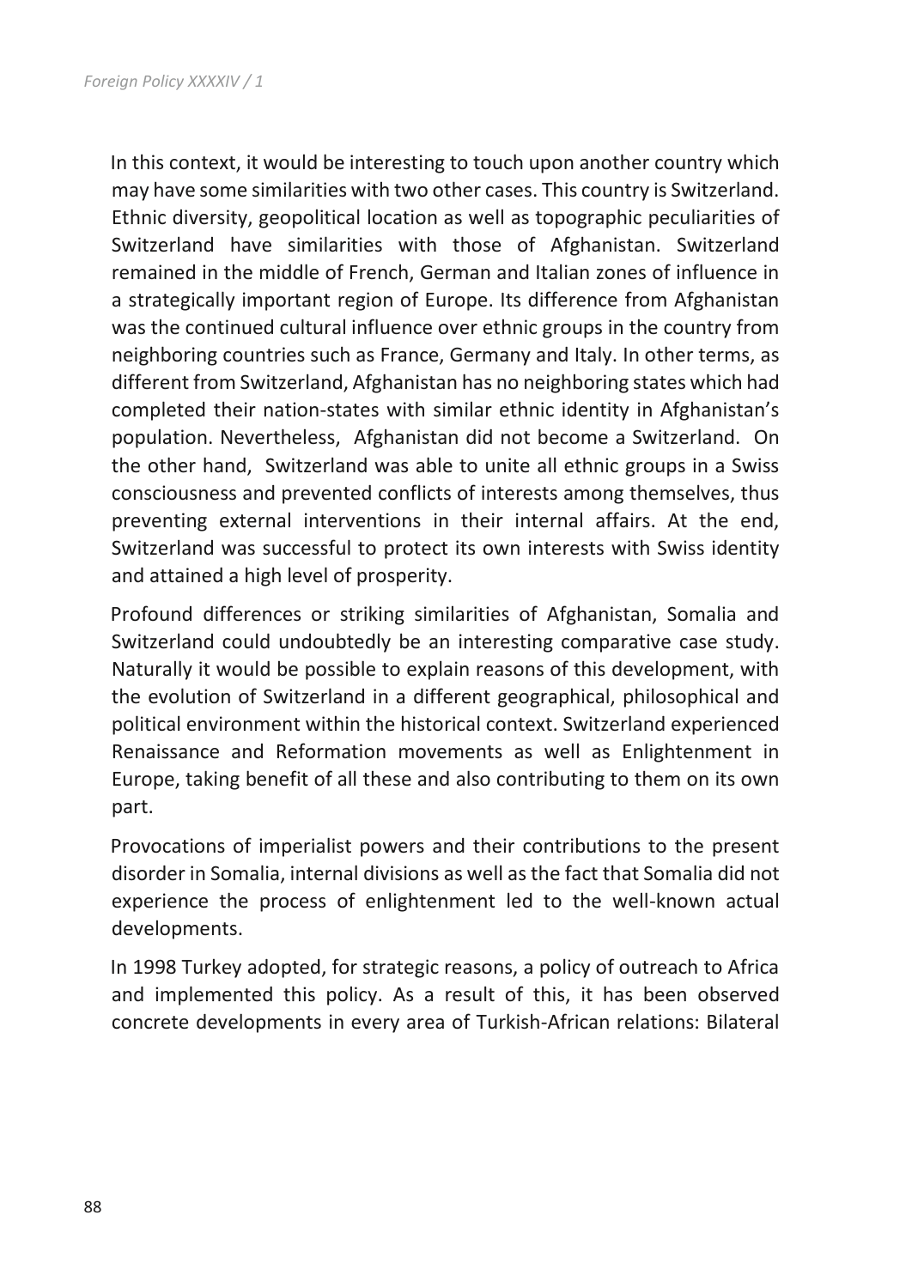In this context, it would be interesting to touch upon another country which may have some similarities with two other cases. This country is Switzerland. Ethnic diversity, geopolitical location as well as topographic peculiarities of Switzerland have similarities with those of Afghanistan. Switzerland remained in the middle of French, German and Italian zones of influence in a strategically important region of Europe. Its difference from Afghanistan was the continued cultural influence over ethnic groups in the country from neighboring countries such as France, Germany and Italy. In other terms, as different from Switzerland, Afghanistan has no neighboring states which had completed their nation-states with similar ethnic identity in Afghanistan's population. Nevertheless, Afghanistan did not become a Switzerland. On the other hand, Switzerland was able to unite all ethnic groups in a Swiss consciousness and prevented conflicts of interests among themselves, thus preventing external interventions in their internal affairs. At the end, Switzerland was successful to protect its own interests with Swiss identity and attained a high level of prosperity.

Profound differences or striking similarities of Afghanistan, Somalia and Switzerland could undoubtedly be an interesting comparative case study. Naturally it would be possible to explain reasons of this development, with the evolution of Switzerland in a different geographical, philosophical and political environment within the historical context. Switzerland experienced Renaissance and Reformation movements as well as Enlightenment in Europe, taking benefit of all these and also contributing to them on its own part.

Provocations of imperialist powers and their contributions to the present disorder in Somalia, internal divisions as well as the fact that Somalia did not experience the process of enlightenment led to the well-known actual developments.

In 1998 Turkey adopted, for strategic reasons, a policy of outreach to Africa and implemented this policy. As a result of this, it has been observed concrete developments in every area of Turkish-African relations: Bilateral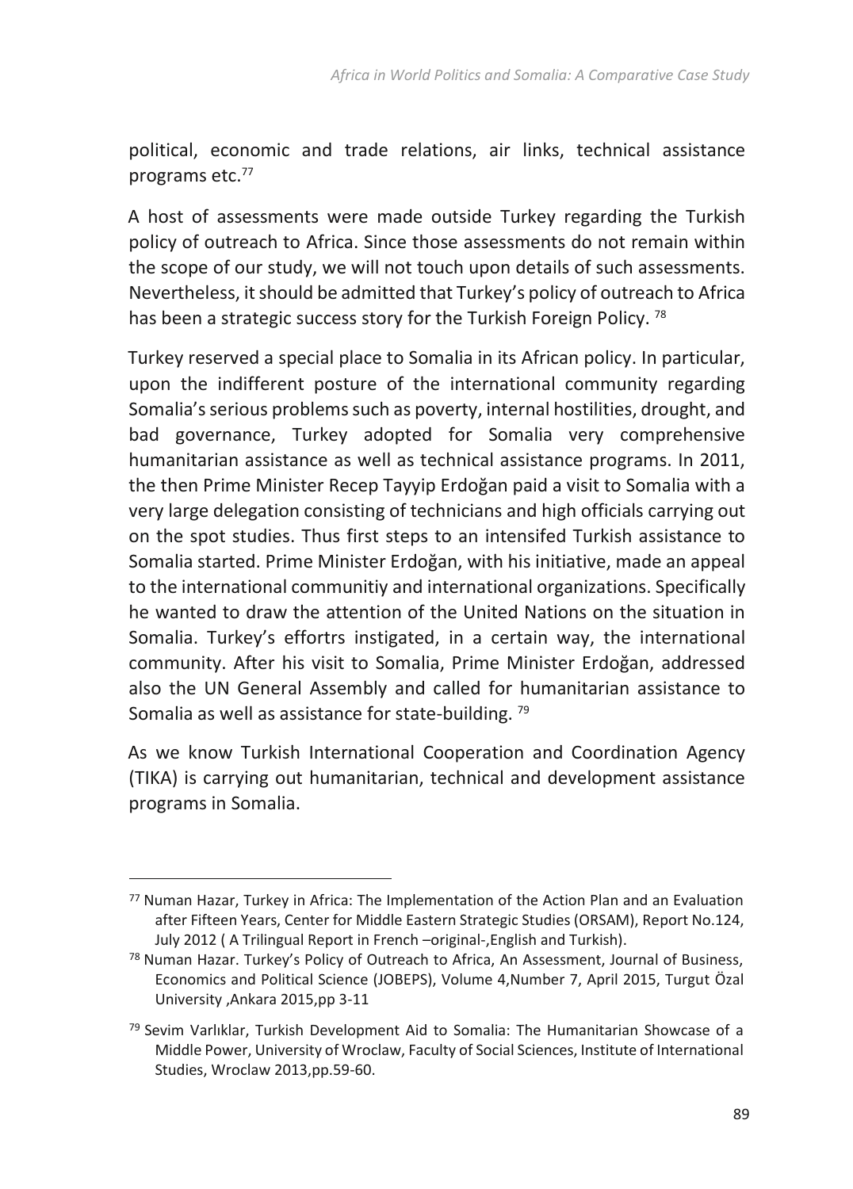political, economic and trade relations, air links, technical assistance programs etc.[77]

A host of assessments were made outside Turkey regarding the Turkish policy of outreach to Africa. Since those assessments do not remain within the scope of our study, we will not touch upon details of such assessments. Nevertheless, it should be admitted that Turkey's policy of outreach to Africa has been a strategic success story for the Turkish Foreign Policy. [78]

Turkey reserved a special place to Somalia in its African policy. In particular, upon the indifferent posture of the international community regarding Somalia's serious problems such as poverty, internal hostilities, drought, and bad governance, Turkey adopted for Somalia very comprehensive humanitarian assistance as well as technical assistance programs. In 2011, the then Prime Minister Recep Tayyip Erdoğan paid a visit to Somalia with a very large delegation consisting of technicians and high officials carrying out on the spot studies. Thus first steps to an intensifed Turkish assistance to Somalia started. Prime Minister Erdoğan, with his initiative, made an appeal to the international communitiy and international organizations. Specifically he wanted to draw the attention of the United Nations on the situation in Somalia. Turkey's effortrs instigated, in a certain way, the international community. After his visit to Somalia, Prime Minister Erdoğan, addressed also the UN General Assembly and called for humanitarian assistance to Somalia as well as assistance for state-building. [79]

As we know Turkish International Cooperation and Coordination Agency (TIKA) is carrying out humanitarian, technical and development assistance programs in Somalia.

---

[77] Numan Hazar, Turkey in Africa: The Implementation of the Action Plan and an Evaluation after Fifteen Years, Center for Middle Eastern Strategic Studies (ORSAM), Report No.124, July 2012 ( A Trilingual Report in French –original-,English and Turkish).

[78] Numan Hazar. Turkey's Policy of Outreach to Africa, An Assessment, Journal of Business, Economics and Political Science (JOBEPS), Volume 4,Number 7, April 2015, Turgut Özal University ,Ankara 2015,pp 3-11

[79] Sevim Varlıklar, Turkish Development Aid to Somalia: The Humanitarian Showcase of a Middle Power, University of Wroclaw, Faculty of Social Sciences, Institute of International Studies, Wroclaw 2013,pp.59-60.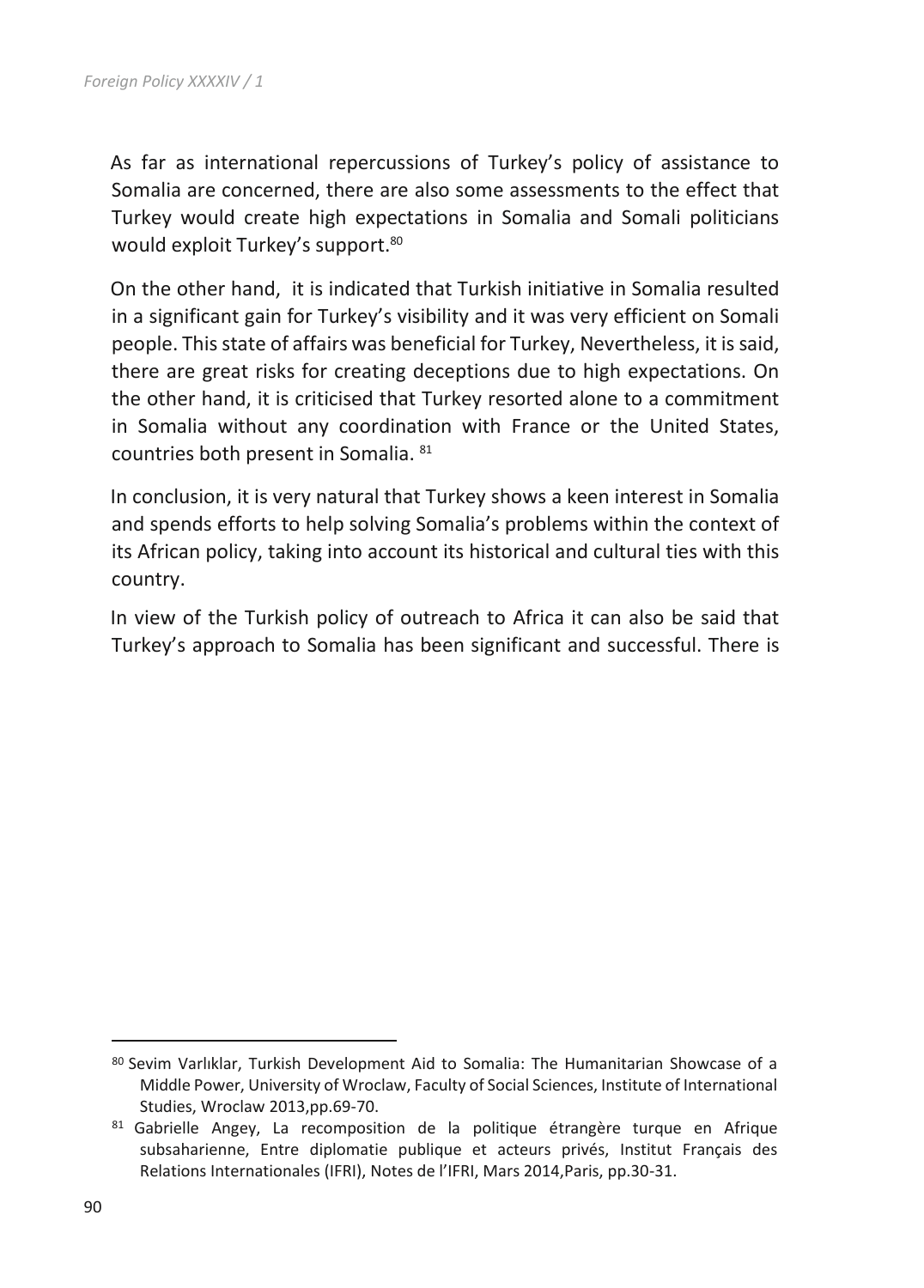As far as international repercussions of Turkey's policy of assistance to Somalia are concerned, there are also some assessments to the effect that Turkey would create high expectations in Somalia and Somali politicians would exploit Turkey's support.[80]

On the other hand, it is indicated that Turkish initiative in Somalia resulted in a significant gain for Turkey's visibility and it was very efficient on Somali people. This state of affairs was beneficial for Turkey, Nevertheless, it is said, there are great risks for creating deceptions due to high expectations. On the other hand, it is criticised that Turkey resorted alone to a commitment in Somalia without any coordination with France or the United States, countries both present in Somalia. [81]

In conclusion, it is very natural that Turkey shows a keen interest in Somalia and spends efforts to help solving Somalia's problems within the context of its African policy, taking into account its historical and cultural ties with this country.

In view of the Turkish policy of outreach to Africa it can also be said that Turkey's approach to Somalia has been significant and successful. There is

---

[80] Sevim Varlıklar, Turkish Development Aid to Somalia: The Humanitarian Showcase of a Middle Power, University of Wroclaw, Faculty of Social Sciences, Institute of International Studies, Wroclaw 2013,pp.69-70.

[81] Gabrielle Angey, La recomposition de la politique étrangère turque en Afrique subsaharienne, Entre diplomatie publique et acteurs privés, Institut Français des Relations Internationales (IFRI), Notes de l'IFRI, Mars 2014,Paris, pp.30-31.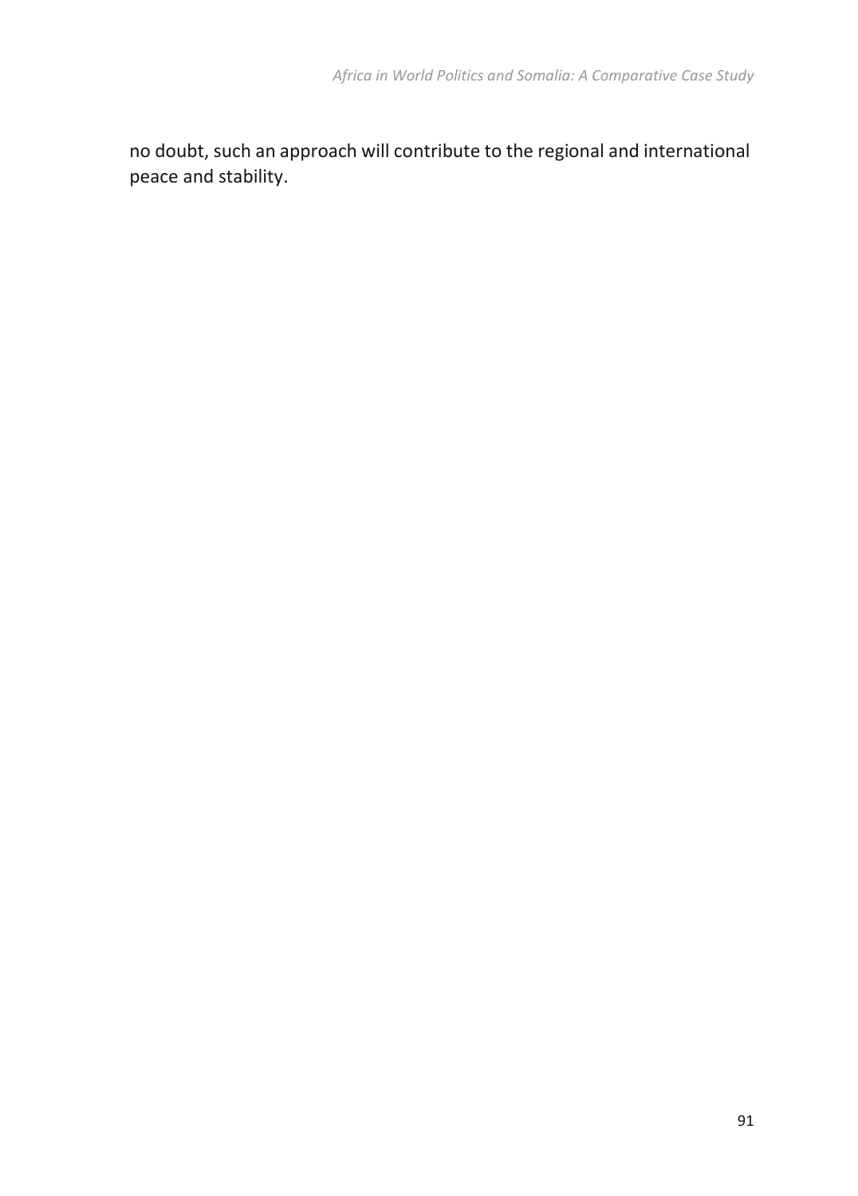no doubt, such an approach will contribute to the regional and international peace and stability.